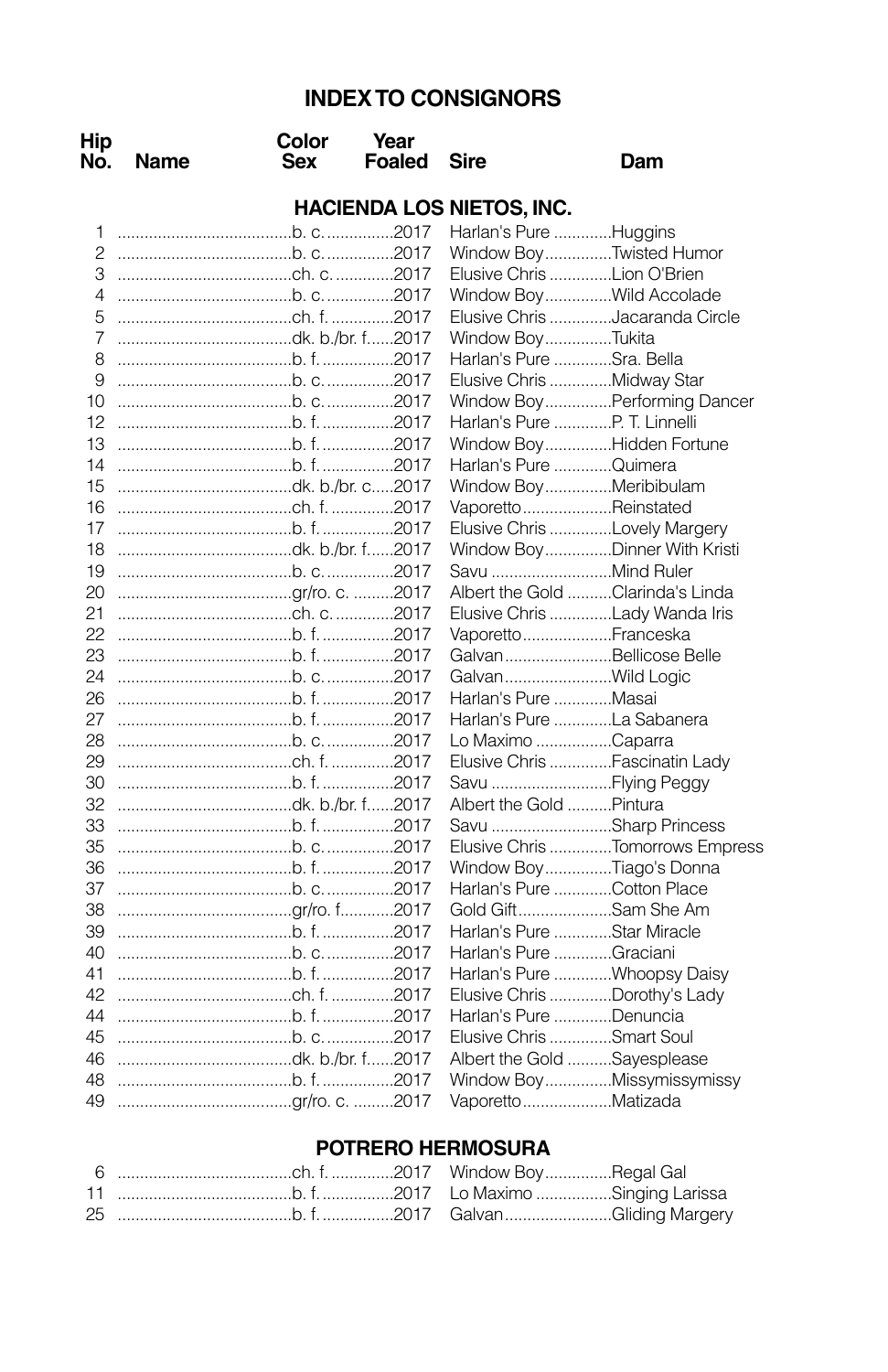# INDEX TO CONSIGNORS

## HACIENDA LOS NIETOS, INC.

| Hip No. | Name | Color Sex | Year Foaled | Sire | Dam |
|---|---|---|---|---|---|
| 1 | | b. c. | 2017 | Harlan's Pure | Huggins |
| 2 | | b. c. | 2017 | Window Boy | Twisted Humor |
| 3 | | ch. c. | 2017 | Elusive Chris | Lion O'Brien |
| 4 | | b. c. | 2017 | Window Boy | Wild Accolade |
| 5 | | ch. f. | 2017 | Elusive Chris | Jacaranda Circle |
| 7 | | dk. b./br. f. | 2017 | Window Boy | Tukita |
| 8 | | b. f. | 2017 | Harlan's Pure | Sra. Bella |
| 9 | | b. c. | 2017 | Elusive Chris | Midway Star |
| 10 | | b. c. | 2017 | Window Boy | Performing Dancer |
| 12 | | b. f. | 2017 | Harlan's Pure | P. T. Linnelli |
| 13 | | b. f. | 2017 | Window Boy | Hidden Fortune |
| 14 | | b. f. | 2017 | Harlan's Pure | Quimera |
| 15 | | dk. b./br. c. | 2017 | Window Boy | Meribibulam |
| 16 | | ch. f. | 2017 | Vaporetto | Reinstated |
| 17 | | b. f. | 2017 | Elusive Chris | Lovely Margery |
| 18 | | dk. b./br. f. | 2017 | Window Boy | Dinner With Kristi |
| 19 | | b. c. | 2017 | Savu | Mind Ruler |
| 20 | | gr/ro. c. | 2017 | Albert the Gold | Clarinda's Linda |
| 21 | | ch. c. | 2017 | Elusive Chris | Lady Wanda Iris |
| 22 | | b. f. | 2017 | Vaporetto | Franceska |
| 23 | | b. f. | 2017 | Galvan | Bellicose Belle |
| 24 | | b. c. | 2017 | Galvan | Wild Logic |
| 26 | | b. f. | 2017 | Harlan's Pure | Masai |
| 27 | | b. f. | 2017 | Harlan's Pure | La Sabanera |
| 28 | | b. c. | 2017 | Lo Maximo | Caparra |
| 29 | | ch. f. | 2017 | Elusive Chris | Fascinatin Lady |
| 30 | | b. f. | 2017 | Savu | Flying Peggy |
| 32 | | dk. b./br. f. | 2017 | Albert the Gold | Pintura |
| 33 | | b. f. | 2017 | Savu | Sharp Princess |
| 35 | | b. c. | 2017 | Elusive Chris | Tomorrows Empress |
| 36 | | b. f. | 2017 | Window Boy | Tiago's Donna |
| 37 | | b. c. | 2017 | Harlan's Pure | Cotton Place |
| 38 | | gr/ro. f. | 2017 | Gold Gift | Sam She Am |
| 39 | | b. f. | 2017 | Harlan's Pure | Star Miracle |
| 40 | | b. c. | 2017 | Harlan's Pure | Graciani |
| 41 | | b. f. | 2017 | Harlan's Pure | Whoopsy Daisy |
| 42 | | ch. f. | 2017 | Elusive Chris | Dorothy's Lady |
| 44 | | b. f. | 2017 | Harlan's Pure | Denuncia |
| 45 | | b. c. | 2017 | Elusive Chris | Smart Soul |
| 46 | | dk. b./br. f. | 2017 | Albert the Gold | Sayesplease |
| 48 | | b. f. | 2017 | Window Boy | Missymissymissy |
| 49 | | gr/ro. c. | 2017 | Vaporetto | Matizada |

## POTRERO HERMOSURA

| Hip No. | Name | Color Sex | Year Foaled | Sire | Dam |
|---|---|---|---|---|---|
| 6 | | ch. f. | 2017 | Window Boy | Regal Gal |
| 11 | | b. f. | 2017 | Lo Maximo | Singing Larissa |
| 25 | | b. f. | 2017 | Galvan | Gliding Margery |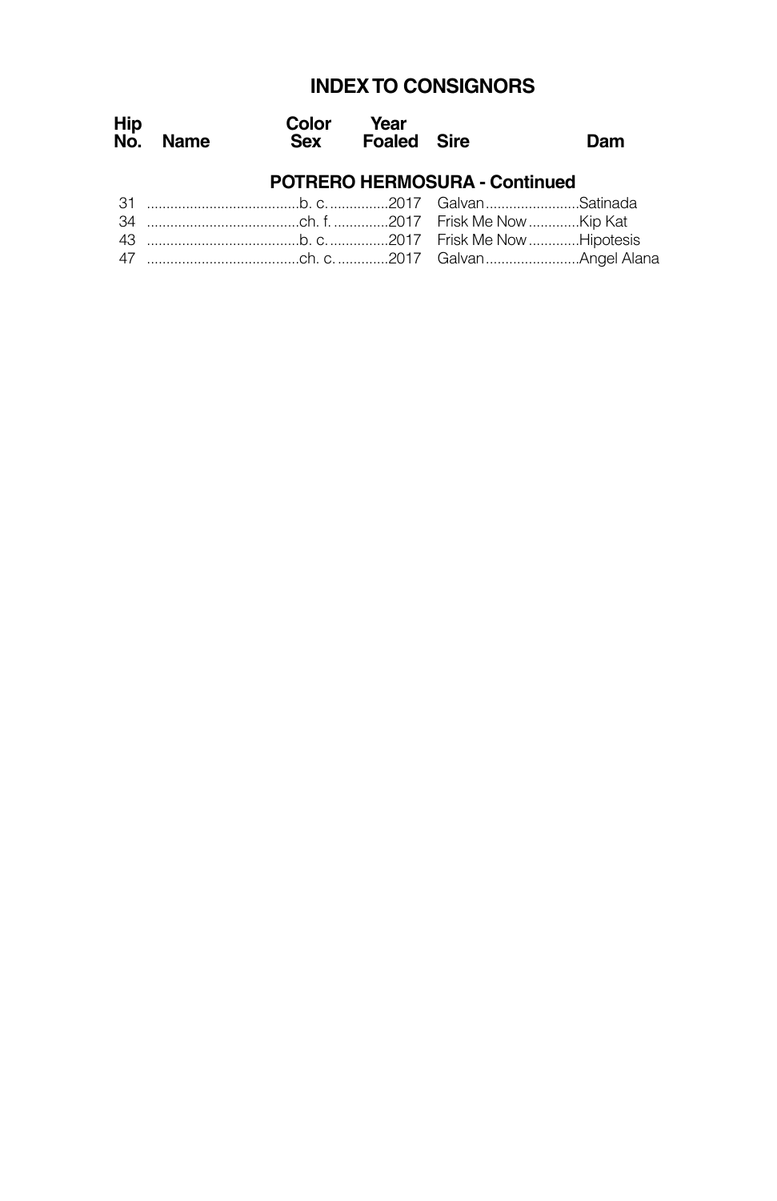# INDEX TO CONSIGNORS

| Hip No. | Name | Color Sex | Year Foaled | Sire | Dam |
|---|---|---|---|---|---|
| | | **POTRERO HERMOSURA - Continued** | | | |
| 31 | | b. c. | 2017 | Galvan | Satinada |
| 34 | | ch. f. | 2017 | Frisk Me Now | Kip Kat |
| 43 | | b. c. | 2017 | Frisk Me Now | Hipotesis |
| 47 | | ch. c. | 2017 | Galvan | Angel Alana |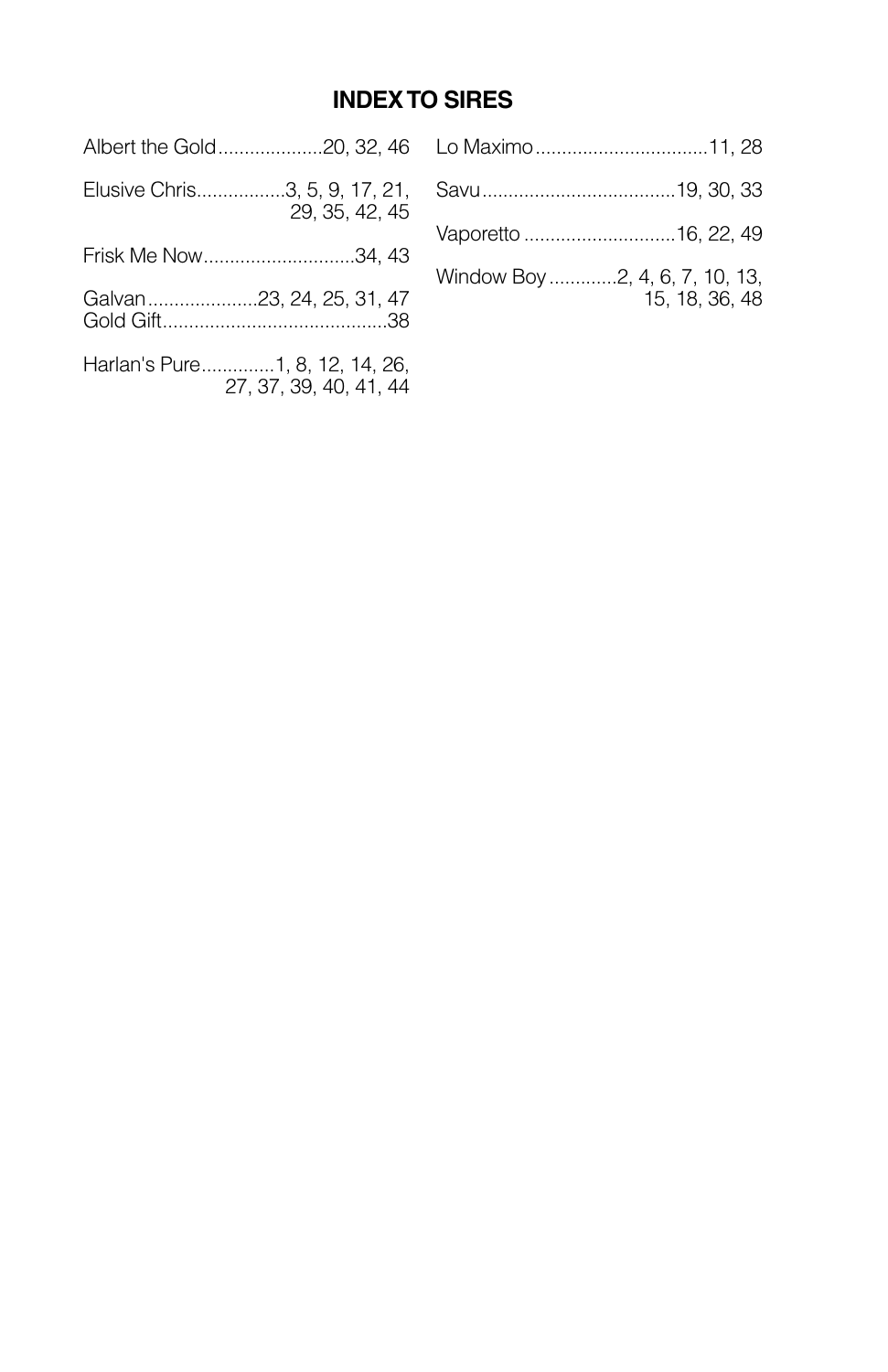# INDEX TO SIRES

Albert the Gold....................20, 32, 46

Elusive Chris.................3, 5, 9, 17, 21, 29, 35, 42, 45

Frisk Me Now............................34, 43

Galvan.....................23, 24, 25, 31, 47

Gold Gift..........................................38

Harlan's Pure.............1, 8, 12, 14, 26, 27, 37, 39, 40, 41, 44

Lo Maximo.................................11, 28

Savu.....................................19, 30, 33

Vaporetto ............................16, 22, 49

Window Boy ............2, 4, 6, 7, 10, 13, 15, 18, 36, 48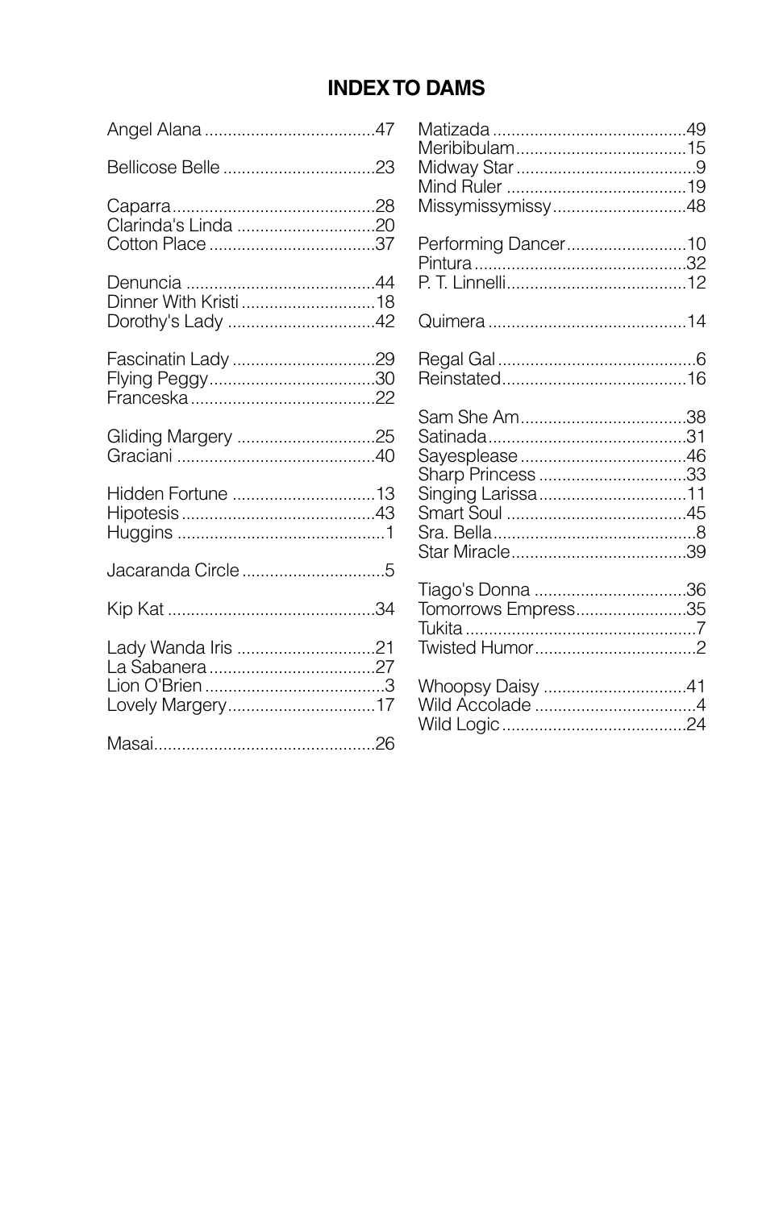## INDEX TO DAMS

Angel Alana .....................................47

Bellicose Belle .................................23

Caparra............................................28
Clarinda's Linda ..............................20
Cotton Place ....................................37

Denuncia .........................................44
Dinner With Kristi .............................18
Dorothy's Lady ................................42

Fascinatin Lady ...............................29
Flying Peggy....................................30
Franceska........................................22

Gliding Margery ..............................25
Graciani ...........................................40

Hidden Fortune ...............................13
Hipotesis ..........................................43
Huggins .............................................1

Jacaranda Circle ...............................5

Kip Kat .............................................34

Lady Wanda Iris ..............................21
La Sabanera ....................................27
Lion O'Brien .......................................3
Lovely Margery................................17

Masai................................................26
Matizada ..........................................49
Meribibulam.....................................15
Midway Star .......................................9
Mind Ruler .......................................19
Missymissymissy.............................48

Performing Dancer..........................10
Pintura ..............................................32
P. T. Linnelli.......................................12

Quimera ...........................................14

Regal Gal ...........................................6
Reinstated........................................16

Sam She Am....................................38
Satinada...........................................31
Sayesplease ....................................46
Sharp Princess ................................33
Singing Larissa................................11
Smart Soul .......................................45
Sra. Bella............................................8
Star Miracle......................................39

Tiago's Donna .................................36
Tomorrows Empress........................35
Tukita ..................................................7
Twisted Humor...................................2

Whoopsy Daisy ...............................41
Wild Accolade ...................................4
Wild Logic ........................................24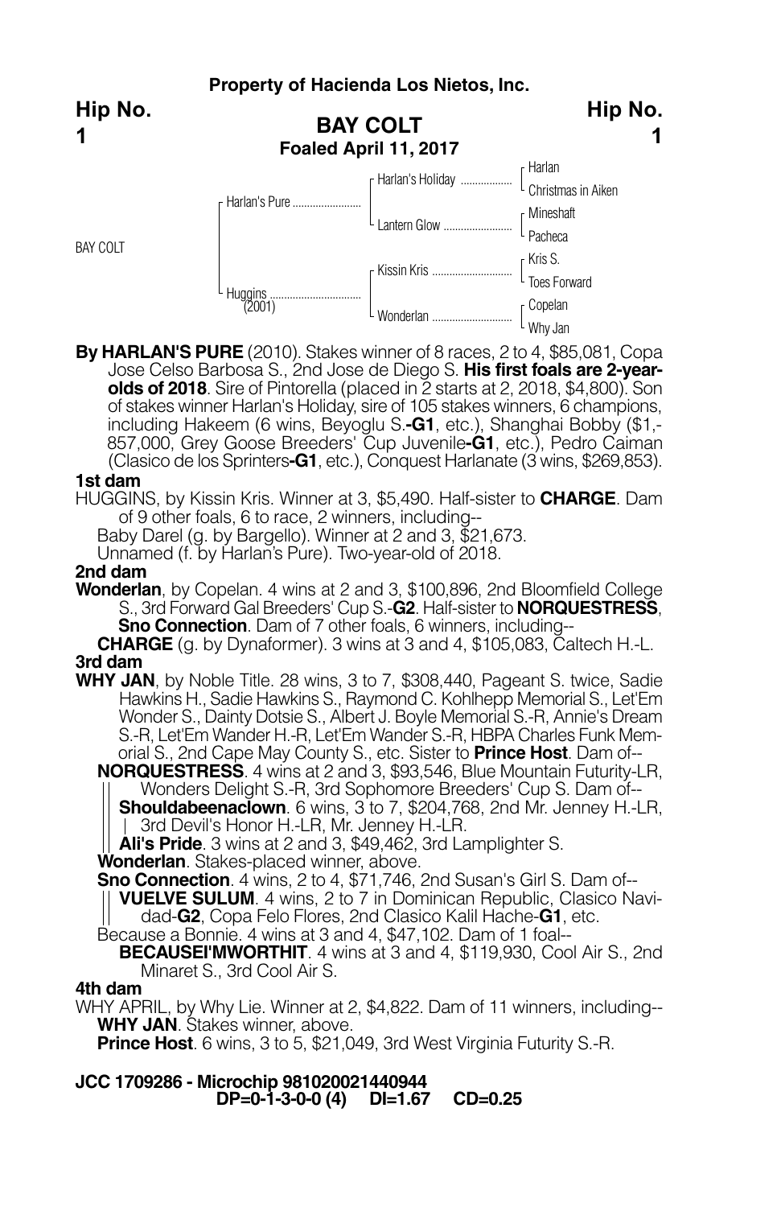**Property of Hacienda Los Nietos, Inc.**

**Hip No. 1**

# BAY COLT

**Foaled April 11, 2017**

| | | | |
|---|---|---|---|
| BAY COLT | Harlan's Pure | Harlan's Holiday | Harlan |
| | | | Christmas in Aiken |
| | | Lantern Glow | Mineshaft |
| | | | Pacheca |
| | Huggins (2001) | Kissin Kris | Kris S. |
| | | | Toes Forward |
| | | Wonderlan | Copelan |
| | | | Why Jan |

**By HARLAN'S PURE** (2010). Stakes winner of 8 races, 2 to 4, $85,081, Copa Jose Celso Barbosa S., 2nd Jose de Diego S. **His first foals are 2-year-olds of 2018**. Sire of Pintorella (placed in 2 starts at 2, 2018, $4,800). Son of stakes winner Harlan's Holiday, sire of 105 stakes winners, 6 champions, including Hakeem (6 wins, Beyoglu S.-**G1**, etc.), Shanghai Bobby ($1,857,000, Grey Goose Breeders' Cup Juvenile-**G1**, etc.), Pedro Caiman (Clasico de los Sprinters-**G1**, etc.), Conquest Harlanate (3 wins, $269,853).

**1st dam**

HUGGINS, by Kissin Kris. Winner at 3, $5,490. Half-sister to **CHARGE**. Dam of 9 other foals, 6 to race, 2 winners, including--

Baby Darel (g. by Bargello). Winner at 2 and 3, $21,673.

Unnamed (f. by Harlan's Pure). Two-year-old of 2018.

**2nd dam**

**Wonderlan**, by Copelan. 4 wins at 2 and 3, $100,896, 2nd Bloomfield College S., 3rd Forward Gal Breeders' Cup S.-**G2**. Half-sister to **NORQUESTRESS**, **Sno Connection**. Dam of 7 other foals, 6 winners, including--

**CHARGE** (g. by Dynaformer). 3 wins at 3 and 4, $105,083, Caltech H.-L.

**3rd dam**

**WHY JAN**, by Noble Title. 28 wins, 3 to 7, $308,440, Pageant S. twice, Sadie Hawkins H., Sadie Hawkins S., Raymond C. Kohlhepp Memorial S., Let'Em Wonder S., Dainty Dotsie S., Albert J. Boyle Memorial S.-R, Annie's Dream S.-R, Let'Em Wander H.-R, Let'Em Wander S.-R, HBPA Charles Funk Memorial S., 2nd Cape May County S., etc. Sister to **Prince Host**. Dam of--

**NORQUESTRESS**. 4 wins at 2 and 3, $93,546, Blue Mountain Futurity-LR, Wonders Delight S.-R, 3rd Sophomore Breeders' Cup S. Dam of--

**Shouldabeenaclown**. 6 wins, 3 to 7, $204,768, 2nd Mr. Jenney H.-LR, 3rd Devil's Honor H.-LR, Mr. Jenney H.-LR.

**Ali's Pride**. 3 wins at 2 and 3, $49,462, 3rd Lamplighter S.

**Wonderlan**. Stakes-placed winner, above.

**Sno Connection**. 4 wins, 2 to 4, $71,746, 2nd Susan's Girl S. Dam of--

**VUELVE SULUM**. 4 wins, 2 to 7 in Dominican Republic, Clasico Navidad-**G2**, Copa Felo Flores, 2nd Clasico Kalil Hache-**G1**, etc.

Because a Bonnie. 4 wins at 3 and 4, $47,102. Dam of 1 foal--

**BECAUSEI'MWORTHIT**. 4 wins at 3 and 4, $119,930, Cool Air S., 2nd Minaret S., 3rd Cool Air S.

**4th dam**

WHY APRIL, by Why Lie. Winner at 2, $4,822. Dam of 11 winners, including--

**WHY JAN**. Stakes winner, above.

**Prince Host**. 6 wins, 3 to 5, $21,049, 3rd West Virginia Futurity S.-R.

**JCC 1709286 - Microchip 981020021440944**

**DP=0-1-3-0-0 (4) DI=1.67 CD=0.25**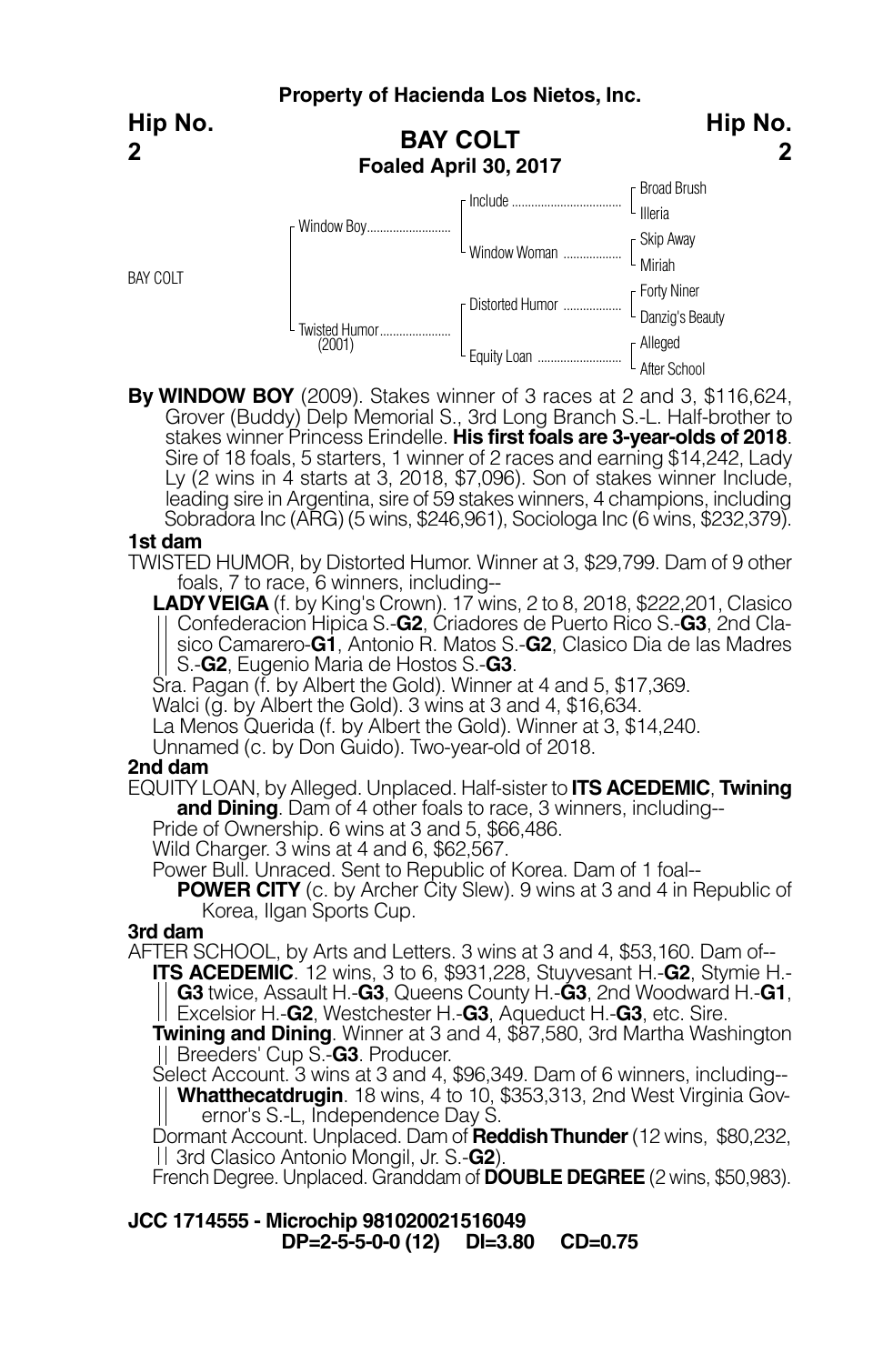**Property of Hacienda Los Nietos, Inc.**

**Hip No. 2**

# BAY COLT

**Foaled April 30, 2017**

| | | | |
|---|---|---|---|
| BAY COLT | Window Boy | Include | Broad Brush |
| | | | Illeria |
| | | Window Woman | Skip Away |
| | | | Miriah |
| | Twisted Humor (2001) | Distorted Humor | Forty Niner |
| | | | Danzig's Beauty |
| | | Equity Loan | Alleged |
| | | | After School |

**By WINDOW BOY** (2009). Stakes winner of 3 races at 2 and 3, $116,624, Grover (Buddy) Delp Memorial S., 3rd Long Branch S.-L. Half-brother to stakes winner Princess Erindelle. **His first foals are 3-year-olds of 2018**. Sire of 18 foals, 5 starters, 1 winner of 2 races and earning $14,242, Lady Ly (2 wins in 4 starts at 3, 2018, $7,096). Son of stakes winner Include, leading sire in Argentina, sire of 59 stakes winners, 4 champions, including Sobradora Inc (ARG) (5 wins, $246,961), Sociologa Inc (6 wins, $232,379).

**1st dam**

TWISTED HUMOR, by Distorted Humor. Winner at 3, $29,799. Dam of 9 other foals, 7 to race, 6 winners, including--

- **LADY VEIGA** (f. by King's Crown). 17 wins, 2 to 8, 2018, $222,201, Clasico Confederacion Hipica S.-**G2**, Criadores de Puerto Rico S.-**G3**, 2nd Clasico Camarero-**G1**, Antonio R. Matos S.-**G2**, Clasico Dia de las Madres S.-**G2**, Eugenio Maria de Hostos S.-**G3**.
- Sra. Pagan (f. by Albert the Gold). Winner at 4 and 5, $17,369.
- Walci (g. by Albert the Gold). 3 wins at 3 and 4, $16,634.
- La Menos Querida (f. by Albert the Gold). Winner at 3, $14,240.
- Unnamed (c. by Don Guido). Two-year-old of 2018.

**2nd dam**

EQUITY LOAN, by Alleged. Unplaced. Half-sister to **ITS ACEDEMIC**, **Twining and Dining**. Dam of 4 other foals to race, 3 winners, including--

- Pride of Ownership. 6 wins at 3 and 5, $66,486.
- Wild Charger. 3 wins at 4 and 6, $62,567.
- Power Bull. Unraced. Sent to Republic of Korea. Dam of 1 foal--
  - **POWER CITY** (c. by Archer City Slew). 9 wins at 3 and 4 in Republic of Korea, Ilgan Sports Cup.

**3rd dam**

AFTER SCHOOL, by Arts and Letters. 3 wins at 3 and 4, $53,160. Dam of--

- **ITS ACEDEMIC**. 12 wins, 3 to 6, $931,228, Stuyvesant H.-**G2**, Stymie H.-**G3** twice, Assault H.-**G3**, Queens County H.-**G3**, 2nd Woodward H.-**G1**, Excelsior H.-**G2**, Westchester H.-**G3**, Aqueduct H.-**G3**, etc. Sire.
- **Twining and Dining**. Winner at 3 and 4, $87,580, 3rd Martha Washington Breeders' Cup S.-**G3**. Producer.
- Select Account. 3 wins at 3 and 4, $96,349. Dam of 6 winners, including--
  - **Whatthecatdrugin**. 18 wins, 4 to 10, $353,313, 2nd West Virginia Governor's S.-L, Independence Day S.
- Dormant Account. Unplaced. Dam of **Reddish Thunder** (12 wins, $80,232, 3rd Clasico Antonio Mongil, Jr. S.-**G2**).
- French Degree. Unplaced. Granddam of **DOUBLE DEGREE** (2 wins, $50,983).

**JCC 1714555 - Microchip 981020021516049**

**DP=2-5-5-0-0 (12) DI=3.80 CD=0.75**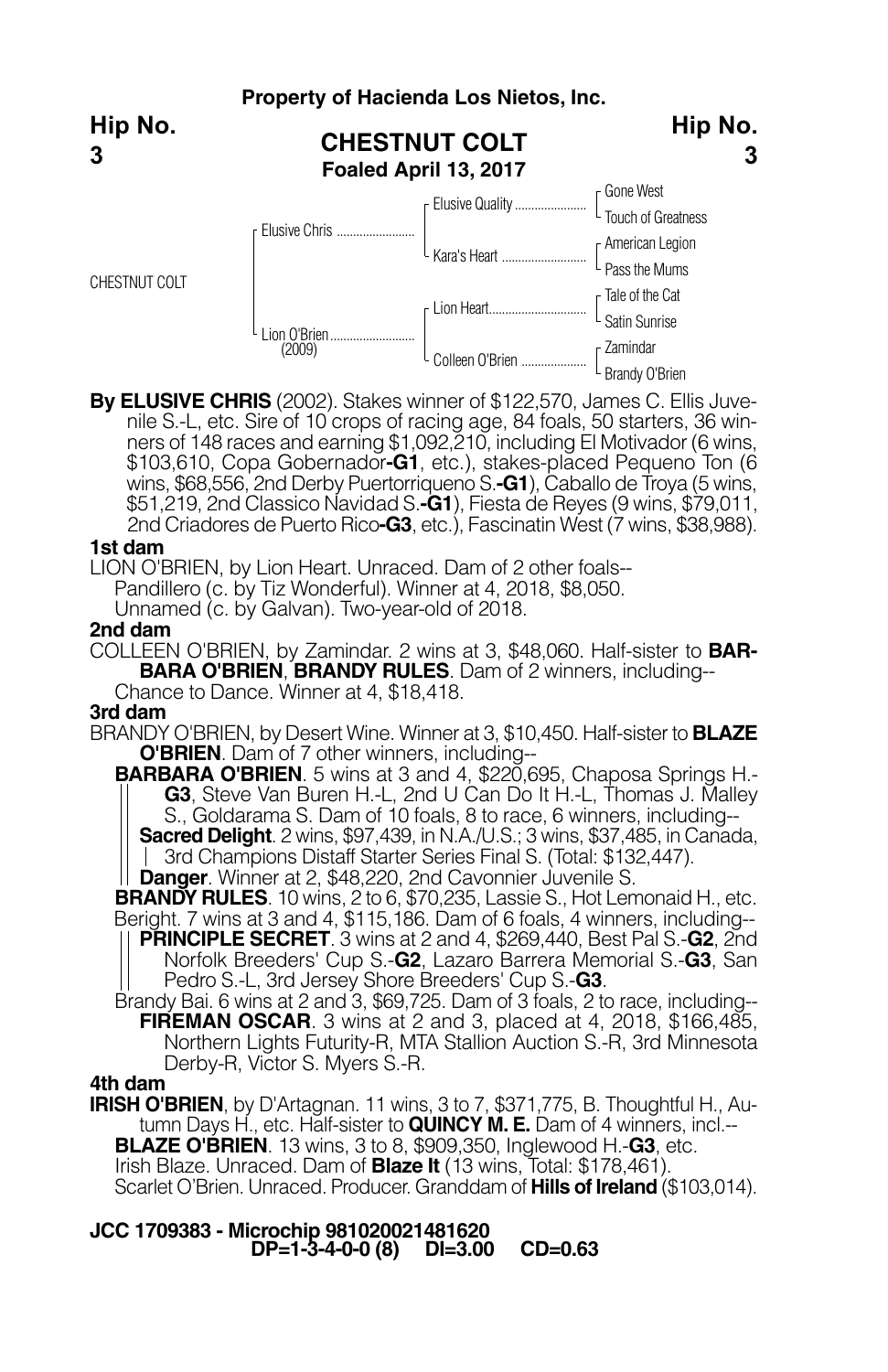**Property of Hacienda Los Nietos, Inc.**

**Hip No. 3**

## CHESTNUT COLT

**Foaled April 13, 2017**

| | | | |
|---|---|---|---|
| CHESTNUT COLT | Elusive Chris | Elusive Quality | Gone West |
| | | | Touch of Greatness |
| | | Kara's Heart | American Legion |
| | | | Pass the Mums |
| | Lion O'Brien (2009) | Lion Heart | Tale of the Cat |
| | | | Satin Sunrise |
| | | Colleen O'Brien | Zamindar |
| | | | Brandy O'Brien |

**By ELUSIVE CHRIS** (2002). Stakes winner of $122,570, James C. Ellis Juvenile S.-L, etc. Sire of 10 crops of racing age, 84 foals, 50 starters, 36 winners of 148 races and earning $1,092,210, including El Motivador (6 wins, $103,610, Copa Gobernador-**G1**, etc.), stakes-placed Pequeno Ton (6 wins, $68,556, 2nd Derby Puertorriqueno S.-**G1**), Caballo de Troya (5 wins, $51,219, 2nd Classico Navidad S.-**G1**), Fiesta de Reyes (9 wins, $79,011, 2nd Criadores de Puerto Rico-**G3**, etc.), Fascinatin West (7 wins, $38,988).

**1st dam**

LION O'BRIEN, by Lion Heart. Unraced. Dam of 2 other foals--

Pandillero (c. by Tiz Wonderful). Winner at 4, 2018, $8,050.

Unnamed (c. by Galvan). Two-year-old of 2018.

**2nd dam**

COLLEEN O'BRIEN, by Zamindar. 2 wins at 3, $48,060. Half-sister to **BARBARA O'BRIEN**, **BRANDY RULES**. Dam of 2 winners, including--

Chance to Dance. Winner at 4, $18,418.

**3rd dam**

BRANDY O'BRIEN, by Desert Wine. Winner at 3, $10,450. Half-sister to **BLAZE O'BRIEN**. Dam of 7 other winners, including--

**BARBARA O'BRIEN**. 5 wins at 3 and 4, $220,695, Chaposa Springs H.-**G3**, Steve Van Buren H.-L, 2nd U Can Do It H.-L, Thomas J. Malley S., Goldarama S. Dam of 10 foals, 8 to race, 6 winners, including--

**Sacred Delight**. 2 wins, $97,439, in N.A./U.S.; 3 wins, $37,485, in Canada, 3rd Champions Distaff Starter Series Final S. (Total: $132,447).

**Danger**. Winner at 2, $48,220, 2nd Cavonnier Juvenile S.

**BRANDY RULES**. 10 wins, 2 to 6, $70,235, Lassie S., Hot Lemonaid H., etc.

Beright. 7 wins at 3 and 4, $115,186. Dam of 6 foals, 4 winners, including--

**PRINCIPLE SECRET**. 3 wins at 2 and 4, $269,440, Best Pal S.-**G2**, 2nd Norfolk Breeders' Cup S.-**G2**, Lazaro Barrera Memorial S.-**G3**, San Pedro S.-L, 3rd Jersey Shore Breeders' Cup S.-**G3**.

Brandy Bai. 6 wins at 2 and 3, $69,725. Dam of 3 foals, 2 to race, including--

**FIREMAN OSCAR**. 3 wins at 2 and 3, placed at 4, 2018, $166,485, Northern Lights Futurity-R, MTA Stallion Auction S.-R, 3rd Minnesota Derby-R, Victor S. Myers S.-R.

**4th dam**

**IRISH O'BRIEN**, by D'Artagnan. 11 wins, 3 to 7, $371,775, B. Thoughtful H., Autumn Days H., etc. Half-sister to **QUINCY M. E.** Dam of 4 winners, incl.--

**BLAZE O'BRIEN**. 13 wins, 3 to 8, $909,350, Inglewood H.-**G3**, etc.

Irish Blaze. Unraced. Dam of **Blaze It** (13 wins, Total: $178,461).

Scarlet O'Brien. Unraced. Producer. Granddam of **Hills of Ireland** ($103,014).

**JCC 1709383 - Microchip 981020021481620**

**DP=1-3-4-0-0 (8) DI=3.00 CD=0.63**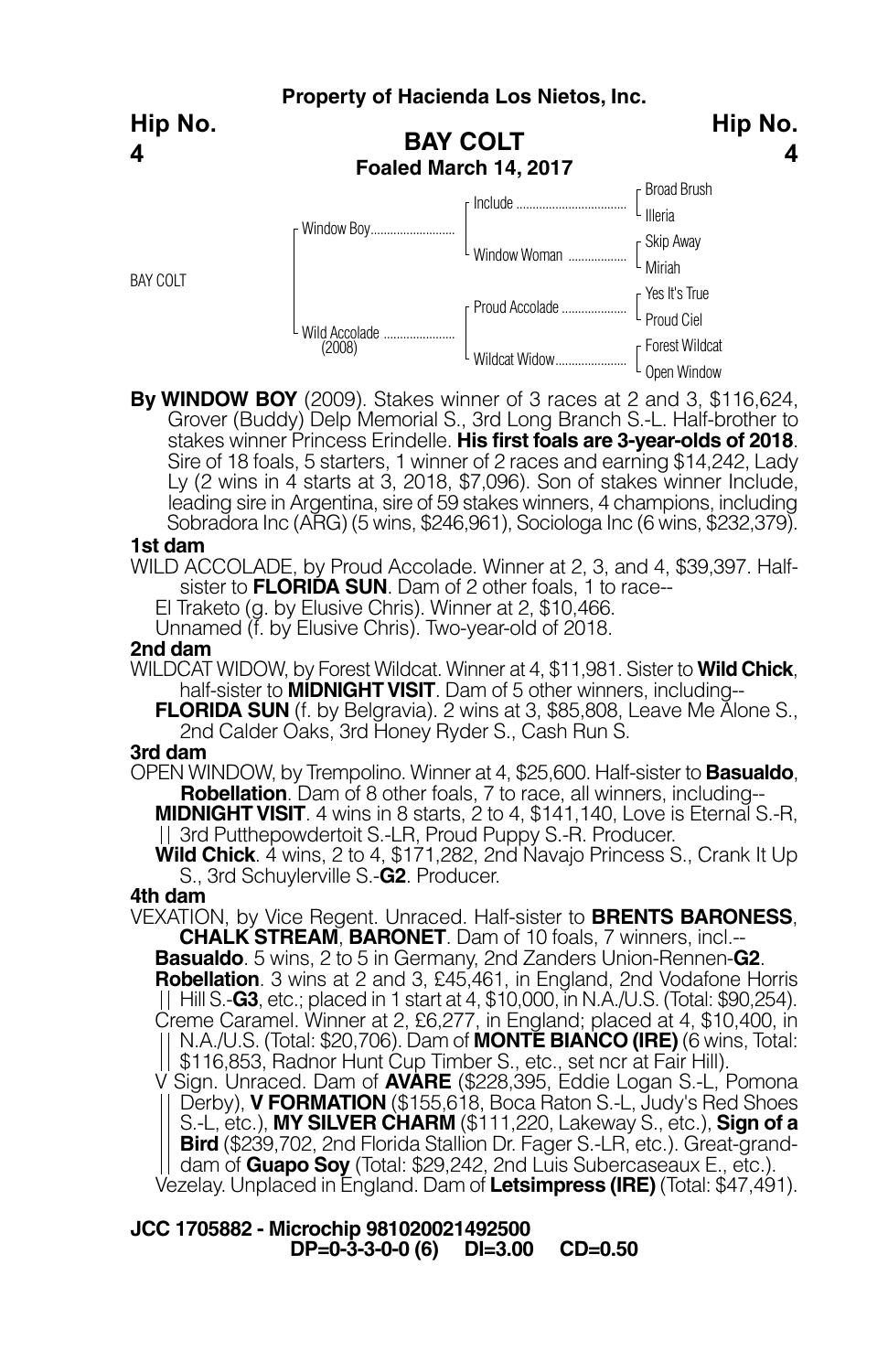**Property of Hacienda Los Nietos, Inc.**

**Hip No. 4**

# BAY COLT

**Foaled March 14, 2017**

| | | | |
|---|---|---|---|
| BAY COLT | Window Boy | Include | Broad Brush |
| | | | Illeria |
| | | Window Woman | Skip Away |
| | | | Miriah |
| | Wild Accolade (2008) | Proud Accolade | Yes It's True |
| | | | Proud Ciel |
| | | Wildcat Widow | Forest Wildcat |
| | | | Open Window |

**By WINDOW BOY** (2009). Stakes winner of 3 races at 2 and 3, $116,624, Grover (Buddy) Delp Memorial S., 3rd Long Branch S.-L. Half-brother to stakes winner Princess Erindelle. **His first foals are 3-year-olds of 2018**. Sire of 18 foals, 5 starters, 1 winner of 2 races and earning $14,242, Lady Ly (2 wins in 4 starts at 3, 2018, $7,096). Son of stakes winner Include, leading sire in Argentina, sire of 59 stakes winners, 4 champions, including Sobradora Inc (ARG) (5 wins, $246,961), Sociologa Inc (6 wins, $232,379).

**1st dam**

WILD ACCOLADE, by Proud Accolade. Winner at 2, 3, and 4, $39,397. Half-sister to **FLORIDA SUN**. Dam of 2 other foals, 1 to race--

El Traketo (g. by Elusive Chris). Winner at 2, $10,466.

Unnamed (f. by Elusive Chris). Two-year-old of 2018.

**2nd dam**

WILDCAT WIDOW, by Forest Wildcat. Winner at 4, $11,981. Sister to **Wild Chick**, half-sister to **MIDNIGHT VISIT**. Dam of 5 other winners, including--

**FLORIDA SUN** (f. by Belgravia). 2 wins at 3, $85,808, Leave Me Alone S., 2nd Calder Oaks, 3rd Honey Ryder S., Cash Run S.

**3rd dam**

OPEN WINDOW, by Trempolino. Winner at 4, $25,600. Half-sister to **Basualdo**, **Robellation**. Dam of 8 other foals, 7 to race, all winners, including--

**MIDNIGHT VISIT**. 4 wins in 8 starts, 2 to 4, $141,140, Love is Eternal S.-R, 3rd Putthepowdertoit S.-LR, Proud Puppy S.-R. Producer.

**Wild Chick**. 4 wins, 2 to 4, $171,282, 2nd Navajo Princess S., Crank It Up S., 3rd Schuylerville S.-**G2**. Producer.

**4th dam**

VEXATION, by Vice Regent. Unraced. Half-sister to **BRENTS BARONESS**, **CHALK STREAM**, **BARONET**. Dam of 10 foals, 7 winners, incl.--

**Basualdo**. 5 wins, 2 to 5 in Germany, 2nd Zanders Union-Rennen-**G2**.

**Robellation**. 3 wins at 2 and 3, £45,461, in England, 2nd Vodafone Horris Hill S.-**G3**, etc.; placed in 1 start at 4, $10,000, in N.A./U.S. (Total: $90,254).

Creme Caramel. Winner at 2, £6,277, in England; placed at 4, $10,400, in N.A./U.S. (Total: $20,706). Dam of **MONTE BIANCO (IRE)** (6 wins, Total: $116,853, Radnor Hunt Cup Timber S., etc., set ncr at Fair Hill).

V Sign. Unraced. Dam of **AVARE** ($228,395, Eddie Logan S.-L, Pomona Derby), **V FORMATION** ($155,618, Boca Raton S.-L, Judy's Red Shoes S.-L, etc.), **MY SILVER CHARM** ($111,220, Lakeway S., etc.), **Sign of a Bird** ($239,702, 2nd Florida Stallion Dr. Fager S.-LR, etc.). Great-granddam of **Guapo Soy** (Total: $29,242, 2nd Luis Subercaseaux E., etc.).

Vezelay. Unplaced in England. Dam of **Letsimpress (IRE)** (Total: $47,491).

**JCC 1705882 - Microchip 981020021492500**
**DP=0-3-3-0-0 (6) DI=3.00 CD=0.50**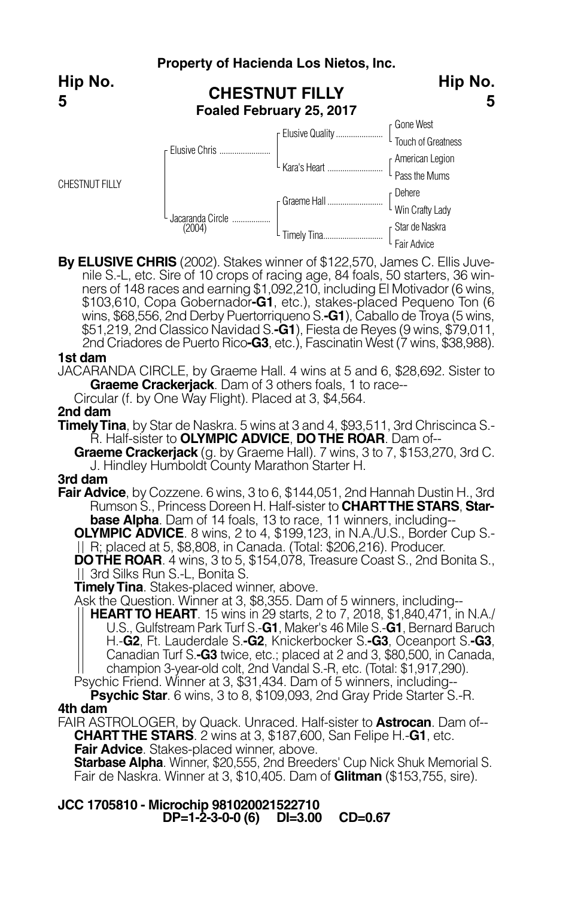**Property of Hacienda Los Nietos, Inc.**

**Hip No. 5**

## CHESTNUT FILLY
**Foaled February 25, 2017**

| | | | |
|---|---|---|---|
| CHESTNUT FILLY | Elusive Chris | Elusive Quality | Gone West |
| | | | Touch of Greatness |
| | | Kara's Heart | American Legion |
| | | | Pass the Mums |
| | Jacaranda Circle (2004) | Graeme Hall | Dehere |
| | | | Win Crafty Lady |
| | | Timely Tina | Star de Naskra |
| | | | Fair Advice |

**By ELUSIVE CHRIS** (2002). Stakes winner of $122,570, James C. Ellis Juvenile S.-L, etc. Sire of 10 crops of racing age, 84 foals, 50 starters, 36 winners of 148 races and earning $1,092,210, including El Motivador (6 wins, $103,610, Copa Gobernador-**G1**, etc.), stakes-placed Pequeno Ton (6 wins, $68,556, 2nd Derby Puertorriqueno S.-**G1**), Caballo de Troya (5 wins, $51,219, 2nd Classico Navidad S.-**G1**), Fiesta de Reyes (9 wins, $79,011, 2nd Criadores de Puerto Rico-**G3**, etc.), Fascinatin West (7 wins, $38,988).

**1st dam**

JACARANDA CIRCLE, by Graeme Hall. 4 wins at 5 and 6, $28,692. Sister to **Graeme Crackerjack**. Dam of 3 others foals, 1 to race--

Circular (f. by One Way Flight). Placed at 3, $4,564.

**2nd dam**

**Timely Tina**, by Star de Naskra. 5 wins at 3 and 4, $93,511, 3rd Chriscinca S.-R. Half-sister to **OLYMPIC ADVICE**, **DO THE ROAR**. Dam of--

**Graeme Crackerjack** (g. by Graeme Hall). 7 wins, 3 to 7, $153,270, 3rd C. J. Hindley Humboldt County Marathon Starter H.

**3rd dam**

**Fair Advice**, by Cozzene. 6 wins, 3 to 6, $144,051, 2nd Hannah Dustin H., 3rd Rumson S., Princess Doreen H. Half-sister to **CHART THE STARS**, **Starbase Alpha**. Dam of 14 foals, 13 to race, 11 winners, including--

**OLYMPIC ADVICE**. 8 wins, 2 to 4, $199,123, in N.A./U.S., Border Cup S.-R; placed at 5, $8,808, in Canada. (Total: $206,216). Producer.

**DO THE ROAR**. 4 wins, 3 to 5, $154,078, Treasure Coast S., 2nd Bonita S., 3rd Silks Run S.-L, Bonita S.

**Timely Tina**. Stakes-placed winner, above.

Ask the Question. Winner at 3, $8,355. Dam of 5 winners, including--

**HEART TO HEART**. 15 wins in 29 starts, 2 to 7, 2018, $1,840,471, in N.A./U.S., Gulfstream Park Turf S.-**G1**, Maker's 46 Mile S.-**G1**, Bernard Baruch H.-**G2**, Ft. Lauderdale S.-**G2**, Knickerbocker S.-**G3**, Oceanport S.-**G3**, Canadian Turf S.-**G3** twice, etc.; placed at 2 and 3, $80,500, in Canada, champion 3-year-old colt, 2nd Vandal S.-R, etc. (Total: $1,917,290).

Psychic Friend. Winner at 3, $31,434. Dam of 5 winners, including--

**Psychic Star**. 6 wins, 3 to 8, $109,093, 2nd Gray Pride Starter S.-R.

**4th dam**

FAIR ASTROLOGER, by Quack. Unraced. Half-sister to **Astrocan**. Dam of--

**CHART THE STARS**. 2 wins at 3, $187,600, San Felipe H.-**G1**, etc.

**Fair Advice**. Stakes-placed winner, above.

**Starbase Alpha**. Winner, $20,555, 2nd Breeders' Cup Nick Shuk Memorial S.

Fair de Naskra. Winner at 3, $10,405. Dam of **Glitman** ($153,755, sire).

**JCC 1705810 - Microchip 981020021522710**
**DP=1-2-3-0-0 (6) DI=3.00 CD=0.67**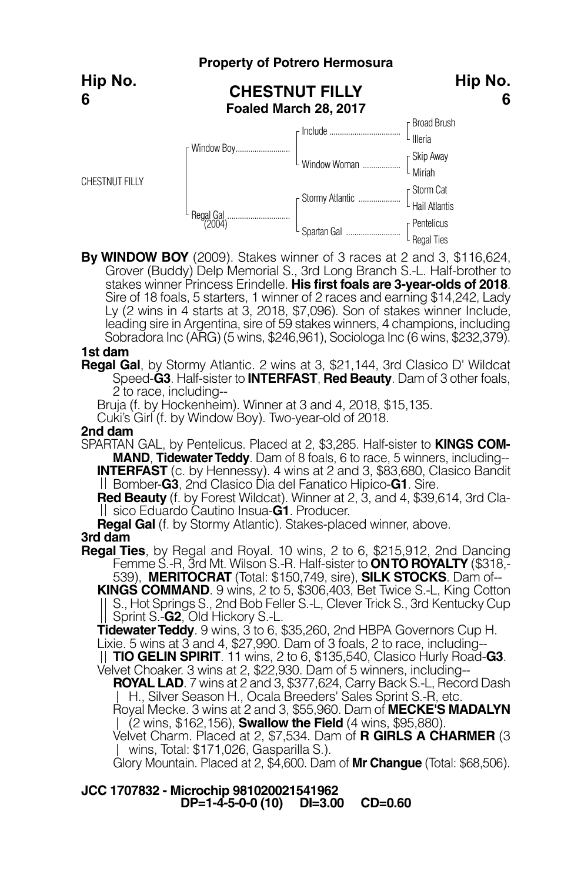**Property of Potrero Hermosura**

**Hip No. 6**

## CHESTNUT FILLY

**Foaled March 28, 2017**

| | | | |
|---|---|---|---|
| CHESTNUT FILLY | Window Boy | Include | Broad Brush |
| | | | Illeria |
| | | Window Woman | Skip Away |
| | | | Miriah |
| | Regal Gal (2004) | Stormy Atlantic | Storm Cat |
| | | | Hail Atlantis |
| | | Spartan Gal | Pentelicus |
| | | | Regal Ties |

**By WINDOW BOY** (2009). Stakes winner of 3 races at 2 and 3, $116,624, Grover (Buddy) Delp Memorial S., 3rd Long Branch S.-L. Half-brother to stakes winner Princess Erindelle. **His first foals are 3-year-olds of 2018**. Sire of 18 foals, 5 starters, 1 winner of 2 races and earning $14,242, Lady Ly (2 wins in 4 starts at 3, 2018, $7,096). Son of stakes winner Include, leading sire in Argentina, sire of 59 stakes winners, 4 champions, including Sobradora Inc (ARG) (5 wins, $246,961), Sociologa Inc (6 wins, $232,379).

**1st dam**

**Regal Gal**, by Stormy Atlantic. 2 wins at 3, $21,144, 3rd Clasico D' Wildcat Speed-**G3**. Half-sister to **INTERFAST**, **Red Beauty**. Dam of 3 other foals, 2 to race, including--

Bruja (f. by Hockenheim). Winner at 3 and 4, 2018, $15,135.

Cuki's Girl (f. by Window Boy). Two-year-old of 2018.

**2nd dam**

SPARTAN GAL, by Pentelicus. Placed at 2, $3,285. Half-sister to **KINGS COMMAND**, **Tidewater Teddy**. Dam of 8 foals, 6 to race, 5 winners, including--

**INTERFAST** (c. by Hennessy). 4 wins at 2 and 3, $83,680, Clasico Bandit Bomber-**G3**, 2nd Clasico Dia del Fanatico Hipico-**G1**. Sire.

**Red Beauty** (f. by Forest Wildcat). Winner at 2, 3, and 4, $39,614, 3rd Clasico Eduardo Cautino Insua-**G1**. Producer.

**Regal Gal** (f. by Stormy Atlantic). Stakes-placed winner, above.

**3rd dam**

**Regal Ties**, by Regal and Royal. 10 wins, 2 to 6, $215,912, 2nd Dancing Femme S.-R, 3rd Mt. Wilson S.-R. Half-sister to **ON TO ROYALTY** ($318,539), **MERITOCRAT** (Total: $150,749, sire), **SILK STOCKS**. Dam of--

**KINGS COMMAND**. 9 wins, 2 to 5, $306,403, Bet Twice S.-L, King Cotton S., Hot Springs S., 2nd Bob Feller S.-L, Clever Trick S., 3rd Kentucky Cup Sprint S.-**G2**, Old Hickory S.-L.

**Tidewater Teddy**. 9 wins, 3 to 6, $35,260, 2nd HBPA Governors Cup H.

Lixie. 5 wins at 3 and 4, $27,990. Dam of 3 foals, 2 to race, including--

**TIO GELIN SPIRIT**. 11 wins, 2 to 6, $135,540, Clasico Hurly Road-**G3**.

Velvet Choaker. 3 wins at 2, $22,930. Dam of 5 winners, including--

**ROYAL LAD**. 7 wins at 2 and 3, $377,624, Carry Back S.-L, Record Dash H., Silver Season H., Ocala Breeders' Sales Sprint S.-R, etc.

Royal Mecke. 3 wins at 2 and 3, $55,960. Dam of **MECKE'S MADALYN** (2 wins, $162,156), **Swallow the Field** (4 wins, $95,880).

Velvet Charm. Placed at 2, $7,534. Dam of **R GIRLS A CHARMER** (3 wins, Total: $171,026, Gasparilla S.).

Glory Mountain. Placed at 2, $4,600. Dam of **Mr Changue** (Total: $68,506).

**JCC 1707832 - Microchip 981020021541962**

**DP=1-4-5-0-0 (10) DI=3.00 CD=0.60**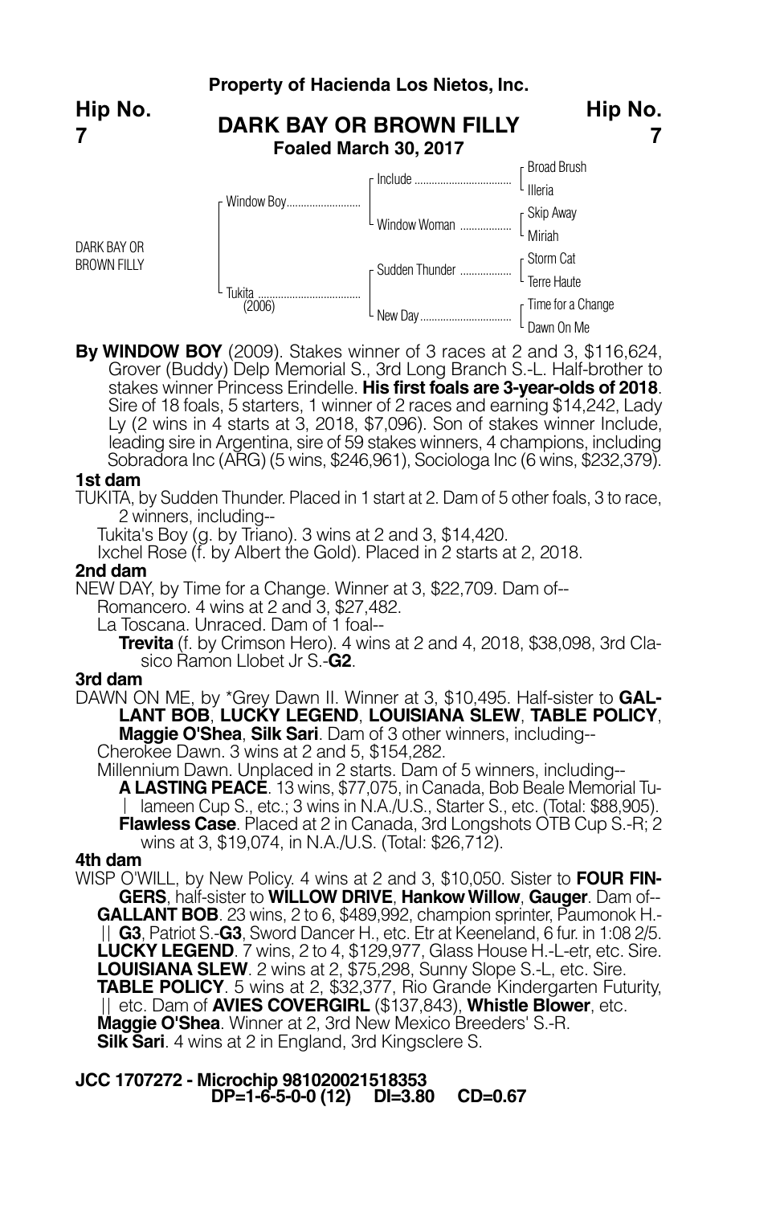**Property of Hacienda Los Nietos, Inc.**

**Hip No. 7**

## DARK BAY OR BROWN FILLY

**Foaled March 30, 2017**

| | | | |
|---|---|---|---|
| DARK BAY OR BROWN FILLY | Window Boy | Include | Broad Brush |
| | | | Illeria |
| | | Window Woman | Skip Away |
| | | | Miriah |
| | Tukita (2006) | Sudden Thunder | Storm Cat |
| | | | Terre Haute |
| | | New Day | Time for a Change |
| | | | Dawn On Me |

**By WINDOW BOY** (2009). Stakes winner of 3 races at 2 and 3, $116,624, Grover (Buddy) Delp Memorial S., 3rd Long Branch S.-L. Half-brother to stakes winner Princess Erindelle. **His first foals are 3-year-olds of 2018**. Sire of 18 foals, 5 starters, 1 winner of 2 races and earning $14,242, Lady Ly (2 wins in 4 starts at 3, 2018, $7,096). Son of stakes winner Include, leading sire in Argentina, sire of 59 stakes winners, 4 champions, including Sobradora Inc (ARG) (5 wins, $246,961), Sociologa Inc (6 wins, $232,379).

### 1st dam

TUKITA, by Sudden Thunder. Placed in 1 start at 2. Dam of 5 other foals, 3 to race, 2 winners, including--

Tukita's Boy (g. by Triano). 3 wins at 2 and 3, $14,420.

Ixchel Rose (f. by Albert the Gold). Placed in 2 starts at 2, 2018.

### 2nd dam

NEW DAY, by Time for a Change. Winner at 3, $22,709. Dam of--

Romancero. 4 wins at 2 and 3, $27,482.

La Toscana. Unraced. Dam of 1 foal--

**Trevita** (f. by Crimson Hero). 4 wins at 2 and 4, 2018, $38,098, 3rd Clasico Ramon Llobet Jr S.-**G2**.

### 3rd dam

DAWN ON ME, by *Grey Dawn II. Winner at 3, $10,495. Half-sister to **GALLANT BOB**, **LUCKY LEGEND**, **LOUISIANA SLEW**, **TABLE POLICY**, **Maggie O'Shea**, **Silk Sari**. Dam of 3 other winners, including--

Cherokee Dawn. 3 wins at 2 and 5, $154,282.

Millennium Dawn. Unplaced in 2 starts. Dam of 5 winners, including--

**A LASTING PEACE**. 13 wins, $77,075, in Canada, Bob Beale Memorial Tulameen Cup S., etc.; 3 wins in N.A./U.S., Starter S., etc. (Total: $88,905).

**Flawless Case**. Placed at 2 in Canada, 3rd Longshots OTB Cup S.-R; 2 wins at 3, $19,074, in N.A./U.S. (Total: $26,712).

### 4th dam

WISP O'WILL, by New Policy. 4 wins at 2 and 3, $10,050. Sister to **FOUR FINGERS**, half-sister to **WILLOW DRIVE**, **Hankow Willow**, **Gauger**. Dam of--

**GALLANT BOB**. 23 wins, 2 to 6, $489,992, champion sprinter, Paumonok H.-**G3**, Patriot S.-**G3**, Sword Dancer H., etc. Etr at Keeneland, 6 fur. in 1:08 2/5.

**LUCKY LEGEND**. 7 wins, 2 to 4, $129,977, Glass House H.-L-etr, etc. Sire.

**LOUISIANA SLEW**. 2 wins at 2, $75,298, Sunny Slope S.-L, etc. Sire.

**TABLE POLICY**. 5 wins at 2, $32,377, Rio Grande Kindergarten Futurity, etc. Dam of **AVIES COVERGIRL** ($137,843), **Whistle Blower**, etc.

**Maggie O'Shea**. Winner at 2, 3rd New Mexico Breeders' S.-R.

**Silk Sari**. 4 wins at 2 in England, 3rd Kingsclere S.

**JCC 1707272 - Microchip 981020021518353**
**DP=1-6-5-0-0 (12) DI=3.80 CD=0.67**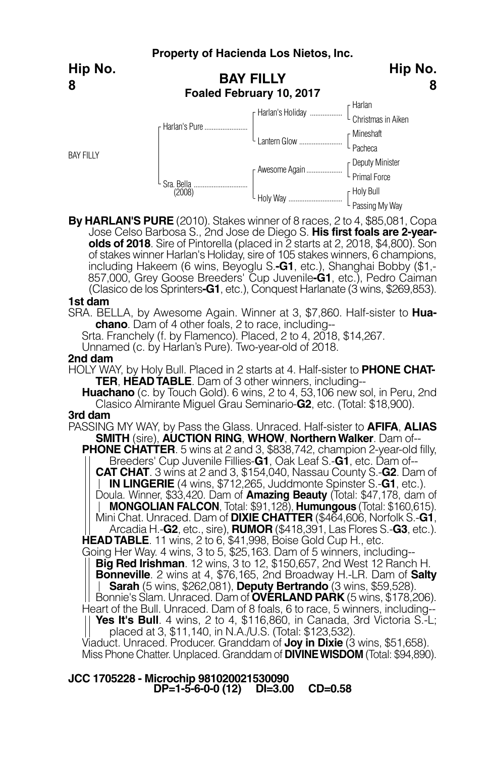**Property of Hacienda Los Nietos, Inc.**

**Hip No. 8**

## BAY FILLY

**Foaled February 10, 2017**

| | | | |
|---|---|---|---|
| BAY FILLY | Harlan's Pure | Harlan's Holiday | Harlan |
| | | | Christmas in Aiken |
| | | Lantern Glow | Mineshaft |
| | | | Pacheca |
| | Sra. Bella (2008) | Awesome Again | Deputy Minister |
| | | | Primal Force |
| | | Holy Way | Holy Bull |
| | | | Passing My Way |

**By HARLAN'S PURE** (2010). Stakes winner of 8 races, 2 to 4, $85,081, Copa Jose Celso Barbosa S., 2nd Jose de Diego S. **His first foals are 2-year-olds of 2018**. Sire of Pintorella (placed in 2 starts at 2, 2018, $4,800). Son of stakes winner Harlan's Holiday, sire of 105 stakes winners, 6 champions, including Hakeem (6 wins, Beyoglu S.**-G1**, etc.), Shanghai Bobby ($1,857,000, Grey Goose Breeders' Cup Juvenile**-G1**, etc.), Pedro Caiman (Clasico de los Sprinters**-G1**, etc.), Conquest Harlanate (3 wins, $269,853).

**1st dam**

SRA. BELLA, by Awesome Again. Winner at 3, $7,860. Half-sister to **Huachano**. Dam of 4 other foals, 2 to race, including--

Srta. Franchely (f. by Flamenco). Placed, 2 to 4, 2018, $14,267.
Unnamed (c. by Harlan's Pure). Two-year-old of 2018.

**2nd dam**

HOLY WAY, by Holy Bull. Placed in 2 starts at 4. Half-sister to **PHONE CHATTER**, **HEAD TABLE**. Dam of 3 other winners, including--

**Huachano** (c. by Touch Gold). 6 wins, 2 to 4, 53,106 new sol, in Peru, 2nd Clasico Almirante Miguel Grau Seminario-**G2**, etc. (Total: $18,900).

**3rd dam**

PASSING MY WAY, by Pass the Glass. Unraced. Half-sister to **AFIFA**, **ALIAS SMITH** (sire), **AUCTION RING**, **WHOW**, **Northern Walker**. Dam of--

**PHONE CHATTER**. 5 wins at 2 and 3, $838,742, champion 2-year-old filly, Breeders' Cup Juvenile Fillies-**G1**, Oak Leaf S.-**G1**, etc. Dam of--
- **CAT CHAT**. 3 wins at 2 and 3, $154,040, Nassau County S.-**G2**. Dam of **IN LINGERIE** (4 wins, $712,265, Juddmonte Spinster S.-**G1**, etc.).
- Doula. Winner, $33,420. Dam of **Amazing Beauty** (Total: $47,178, dam of **MONGOLIAN FALCON**, Total: $91,128), **Humungous** (Total: $160,615).
- Mini Chat. Unraced. Dam of **DIXIE CHATTER** ($464,606, Norfolk S.-**G1**, Arcadia H.-**G2**, etc., sire), **RUMOR** ($418,391, Las Flores S.-**G3**, etc.).

**HEAD TABLE**. 11 wins, 2 to 6, $41,998, Boise Gold Cup H., etc.

Going Her Way. 4 wins, 3 to 5, $25,163. Dam of 5 winners, including--
- **Big Red Irishman**. 12 wins, 3 to 12, $150,657, 2nd West 12 Ranch H.
- **Bonneville**. 2 wins at 4, $76,165, 2nd Broadway H.-LR. Dam of **Salty Sarah** (5 wins, $262,081), **Deputy Bertrando** (3 wins, $59,528).
- Bonnie's Slam. Unraced. Dam of **OVERLAND PARK** (5 wins, $178,206).

Heart of the Bull. Unraced. Dam of 8 foals, 6 to race, 5 winners, including--
- **Yes It's Bull**. 4 wins, 2 to 4, $116,860, in Canada, 3rd Victoria S.-L; placed at 3, $11,140, in N.A./U.S. (Total: $123,532).

Viaduct. Unraced. Producer. Granddam of **Joy in Dixie** (3 wins, $51,658).
Miss Phone Chatter. Unplaced. Granddam of **DIVINE WISDOM** (Total: $94,890).

**JCC 1705228 - Microchip 981020021530090**
**DP=1-5-6-0-0 (12) DI=3.00 CD=0.58**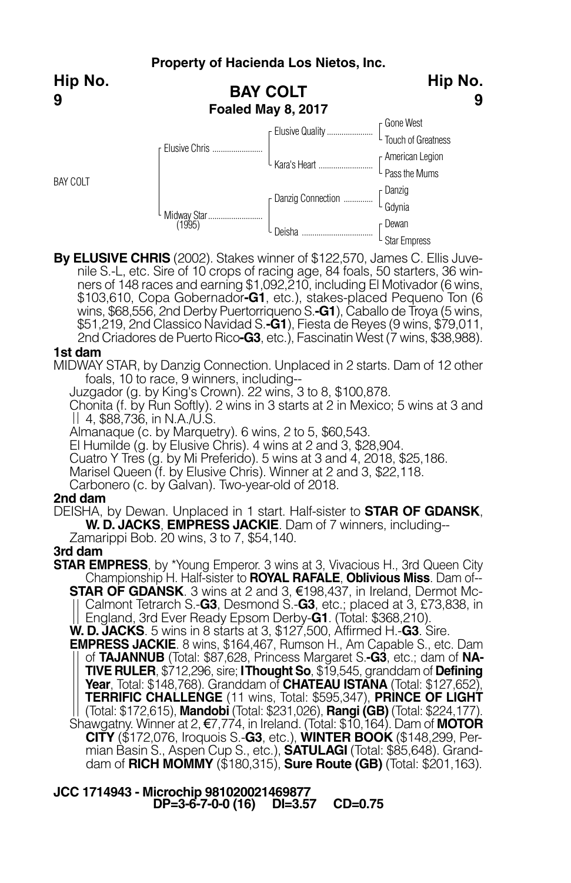**Property of Hacienda Los Nietos, Inc.**

**Hip No. 9**

## BAY COLT

**Foaled May 8, 2017**

| | | | |
|---|---|---|---|
| BAY COLT | Elusive Chris | Elusive Quality | Gone West |
| | | | Touch of Greatness |
| | | Kara's Heart | American Legion |
| | | | Pass the Mums |
| | Midway Star (1995) | Danzig Connection | Danzig |
| | | | Gdynia |
| | | Deisha | Dewan |
| | | | Star Empress |

**By ELUSIVE CHRIS** (2002). Stakes winner of $122,570, James C. Ellis Juvenile S.-L, etc. Sire of 10 crops of racing age, 84 foals, 50 starters, 36 winners of 148 races and earning $1,092,210, including El Motivador (6 wins, $103,610, Copa Gobernador**-G1**, etc.), stakes-placed Pequeno Ton (6 wins, $68,556, 2nd Derby Puertorriqueno S.**-G1**), Caballo de Troya (5 wins, $51,219, 2nd Classico Navidad S.**-G1**), Fiesta de Reyes (9 wins, $79,011, 2nd Criadores de Puerto Rico**-G3**, etc.), Fascinatin West (7 wins, $38,988).

**1st dam**

MIDWAY STAR, by Danzig Connection. Unplaced in 2 starts. Dam of 12 other foals, 10 to race, 9 winners, including--

Juzgador (g. by King's Crown). 22 wins, 3 to 8, $100,878.

Chonita (f. by Run Softly). 2 wins in 3 starts at 2 in Mexico; 5 wins at 3 and 4, $88,736, in N.A./U.S.

Almanaque (c. by Marquetry). 6 wins, 2 to 5, $60,543.

El Humilde (g. by Elusive Chris). 4 wins at 2 and 3, $28,904.

Cuatro Y Tres (g. by Mi Preferido). 5 wins at 3 and 4, 2018, $25,186.

Marisel Queen (f. by Elusive Chris). Winner at 2 and 3, $22,118.

Carbonero (c. by Galvan). Two-year-old of 2018.

**2nd dam**

DEISHA, by Dewan. Unplaced in 1 start. Half-sister to **STAR OF GDANSK**, **W. D. JACKS**, **EMPRESS JACKIE**. Dam of 7 winners, including--

Zamarippi Bob. 20 wins, 3 to 7, $54,140.

**3rd dam**

**STAR EMPRESS**, by *Young Emperor. 3 wins at 3, Vivacious H., 3rd Queen City Championship H. Half-sister to **ROYAL RAFALE**, **Oblivious Miss**. Dam of--

**STAR OF GDANSK**. 3 wins at 2 and 3, €198,437, in Ireland, Dermot McCalmont Tetrarch S.-**G3**, Desmond S.-**G3**, etc.; placed at 3, £73,838, in England, 3rd Ever Ready Epsom Derby-**G1**. (Total: $368,210).

**W. D. JACKS**. 5 wins in 8 starts at 3, $127,500, Affirmed H.-**G3**. Sire.

**EMPRESS JACKIE**. 8 wins, $164,467, Rumson H., Am Capable S., etc. Dam of **TAJANNUB** (Total: $87,628, Princess Margaret S.**-G3**, etc.; dam of **NATIVE RULER**, $712,296, sire; **I Thought So**, $19,545, granddam of **Defining Year**, Total: $148,768). Granddam of **CHATEAU ISTANA** (Total: $127,652), **TERRIFIC CHALLENGE** (11 wins, Total: $595,347), **PRINCE OF LIGHT** (Total: $172,615), **Mandobi** (Total: $231,026), **Rangi (GB)** (Total: $224,177).

Shawgatny. Winner at 2, €7,774, in Ireland. (Total: $10,164). Dam of **MOTOR CITY** ($172,076, Iroquois S.-**G3**, etc.), **WINTER BOOK** ($148,299, Permian Basin S., Aspen Cup S., etc.), **SATULAGI** (Total: $85,648). Granddam of **RICH MOMMY** ($180,315), **Sure Route (GB)** (Total: $201,163).

**JCC 1714943 - Microchip 981020021469877**
**DP=3-6-7-0-0 (16) DI=3.57 CD=0.75**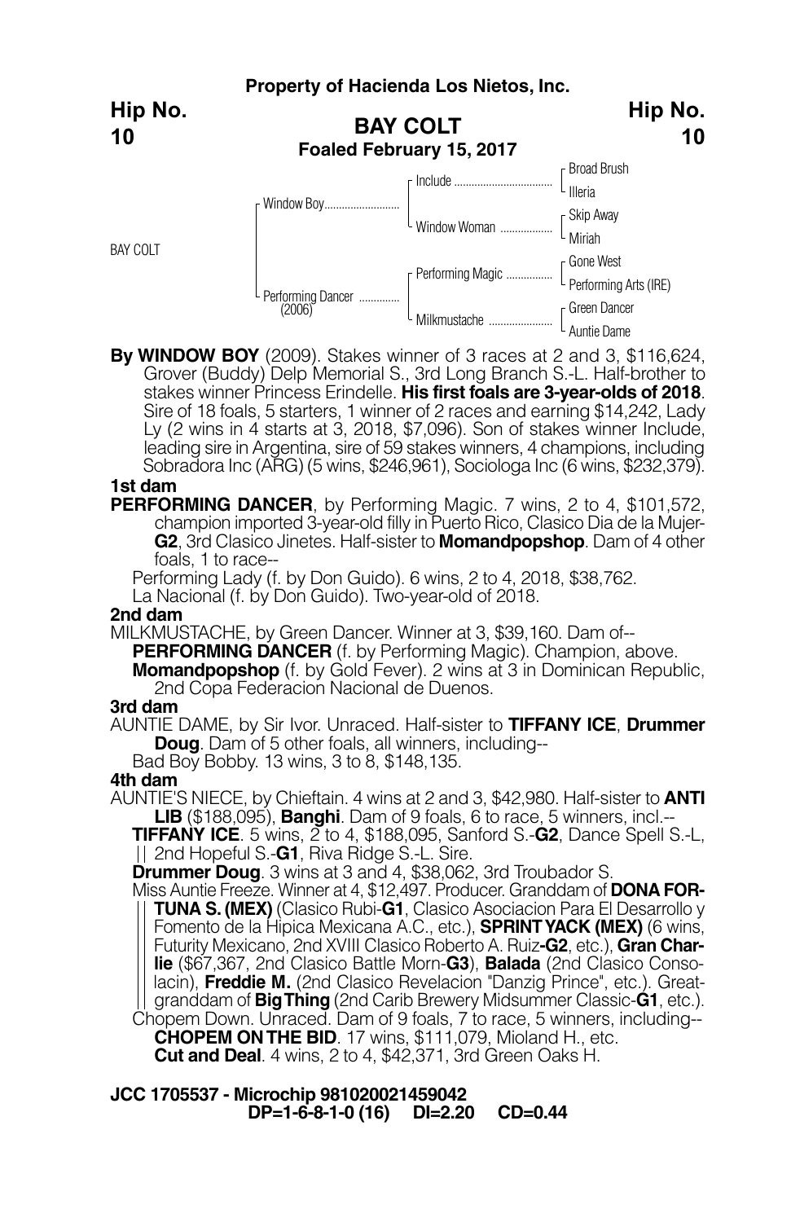**Property of Hacienda Los Nietos, Inc.**

**Hip No. 10**

## BAY COLT

**Foaled February 15, 2017**

| | | | |
|---|---|---|---|
| BAY COLT | Window Boy | Include | Broad Brush |
| | | | Illeria |
| | | Window Woman | Skip Away |
| | | | Miriah |
| | Performing Dancer (2006) | Performing Magic | Gone West |
| | | | Performing Arts (IRE) |
| | | Milkmustache | Green Dancer |
| | | | Auntie Dame |

**By WINDOW BOY** (2009). Stakes winner of 3 races at 2 and 3, $116,624, Grover (Buddy) Delp Memorial S., 3rd Long Branch S.-L. Half-brother to stakes winner Princess Erindelle. **His first foals are 3-year-olds of 2018**. Sire of 18 foals, 5 starters, 1 winner of 2 races and earning $14,242, Lady Ly (2 wins in 4 starts at 3, 2018, $7,096). Son of stakes winner Include, leading sire in Argentina, sire of 59 stakes winners, 4 champions, including Sobradora Inc (ARG) (5 wins, $246,961), Sociologa Inc (6 wins, $232,379).

**1st dam**

**PERFORMING DANCER**, by Performing Magic. 7 wins, 2 to 4, $101,572, champion imported 3-year-old filly in Puerto Rico, Clasico Dia de la Mujer-**G2**, 3rd Clasico Jinetes. Half-sister to **Momandpopshop**. Dam of 4 other foals, 1 to race--

Performing Lady (f. by Don Guido). 6 wins, 2 to 4, 2018, $38,762.

La Nacional (f. by Don Guido). Two-year-old of 2018.

**2nd dam**

MILKMUSTACHE, by Green Dancer. Winner at 3, $39,160. Dam of--

**PERFORMING DANCER** (f. by Performing Magic). Champion, above.

**Momandpopshop** (f. by Gold Fever). 2 wins at 3 in Dominican Republic, 2nd Copa Federacion Nacional de Duenos.

**3rd dam**

AUNTIE DAME, by Sir Ivor. Unraced. Half-sister to **TIFFANY ICE**, **Drummer Doug**. Dam of 5 other foals, all winners, including--

Bad Boy Bobby. 13 wins, 3 to 8, $148,135.

**4th dam**

AUNTIE'S NIECE, by Chieftain. 4 wins at 2 and 3, $42,980. Half-sister to **ANTI LIB** ($188,095), **Banghi**. Dam of 9 foals, 6 to race, 5 winners, incl.--

**TIFFANY ICE**. 5 wins, 2 to 4, $188,095, Sanford S.-**G2**, Dance Spell S.-L, 2nd Hopeful S.-**G1**, Riva Ridge S.-L. Sire.

**Drummer Doug**. 3 wins at 3 and 4, $38,062, 3rd Troubador S.

Miss Auntie Freeze. Winner at 4, $12,497. Producer. Granddam of **DONA FORTUNA S. (MEX)** (Clasico Rubi-**G1**, Clasico Asociacion Para El Desarrollo y Fomento de la Hipica Mexicana A.C., etc.), **SPRINT YACK (MEX)** (6 wins, Futurity Mexicano, 2nd XVIII Clasico Roberto A. Ruiz-**G2**, etc.), **Gran Charlie** ($67,367, 2nd Clasico Battle Morn-**G3**), **Balada** (2nd Clasico Consolacin), **Freddie M.** (2nd Clasico Revelacion "Danzig Prince", etc.). Greatgranddam of **Big Thing** (2nd Carib Brewery Midsummer Classic-**G1**, etc.).

Chopem Down. Unraced. Dam of 9 foals, 7 to race, 5 winners, including--

**CHOPEM ON THE BID**. 17 wins, $111,079, Mioland H., etc.

**Cut and Deal**. 4 wins, 2 to 4, $42,371, 3rd Green Oaks H.

**JCC 1705537 - Microchip 981020021459042**

**DP=1-6-8-1-0 (16) DI=2.20 CD=0.44**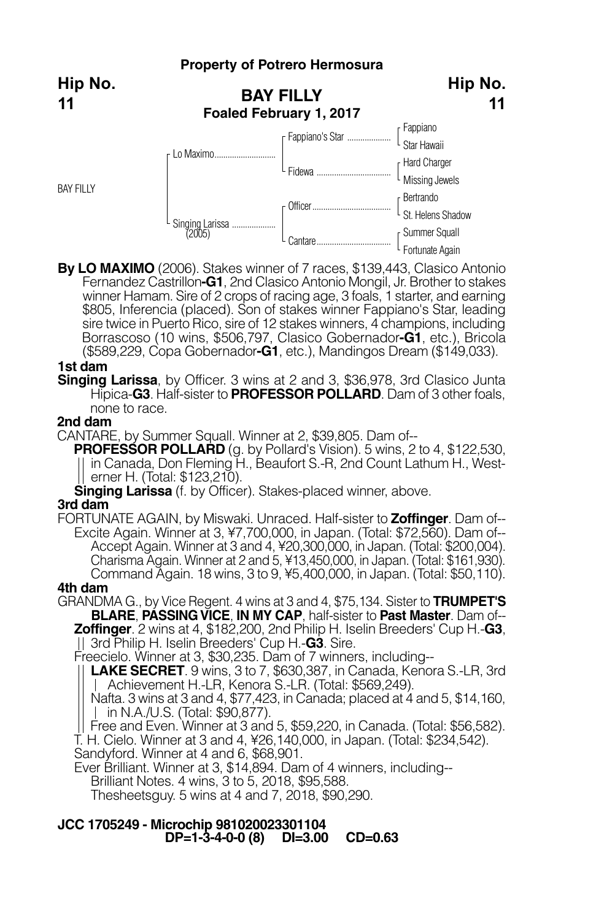**Property of Potrero Hermosura**

**Hip No. 11**

## BAY FILLY

**Foaled February 1, 2017**

| | | | |
|---|---|---|---|
| BAY FILLY | Lo Maximo | Fappiano's Star | Fappiano |
| | | | Star Hawaii |
| | | Fidewa | Hard Charger |
| | | | Missing Jewels |
| | Singing Larissa (2005) | Officer | Bertrando |
| | | | St. Helens Shadow |
| | | Cantare | Summer Squall |
| | | | Fortunate Again |

**By LO MAXIMO** (2006). Stakes winner of 7 races, $139,443, Clasico Antonio Fernandez Castrillon**-G1**, 2nd Clasico Antonio Mongil, Jr. Brother to stakes winner Hamam. Sire of 2 crops of racing age, 3 foals, 1 starter, and earning $805, Inferencia (placed). Son of stakes winner Fappiano's Star, leading sire twice in Puerto Rico, sire of 12 stakes winners, 4 champions, including Borrascoso (10 wins, $506,797, Clasico Gobernador**-G1**, etc.), Bricola ($589,229, Copa Gobernador**-G1**, etc.), Mandingos Dream ($149,033).

### 1st dam

**Singing Larissa**, by Officer. 3 wins at 2 and 3, $36,978, 3rd Clasico Junta Hipica-**G3**. Half-sister to **PROFESSOR POLLARD**. Dam of 3 other foals, none to race.

### 2nd dam

CANTARE, by Summer Squall. Winner at 2, $39,805. Dam of--

- **PROFESSOR POLLARD** (g. by Pollard's Vision). 5 wins, 2 to 4, $122,530, in Canada, Don Fleming H., Beaufort S.-R, 2nd Count Lathum H., Westerner H. (Total: $123,210).
- **Singing Larissa** (f. by Officer). Stakes-placed winner, above.

### 3rd dam

FORTUNATE AGAIN, by Miswaki. Unraced. Half-sister to **Zoffinger**. Dam of--

- Excite Again. Winner at 3, ¥7,700,000, in Japan. (Total: $72,560). Dam of--
  - Accept Again. Winner at 3 and 4, ¥20,300,000, in Japan. (Total: $200,004).
  - Charisma Again. Winner at 2 and 5, ¥13,450,000, in Japan. (Total: $161,930).
  - Command Again. 18 wins, 3 to 9, ¥5,400,000, in Japan. (Total: $50,110).

### 4th dam

GRANDMA G., by Vice Regent. 4 wins at 3 and 4, $75,134. Sister to **TRUMPET'S BLARE**, **PASSING VICE**, **IN MY CAP**, half-sister to **Past Master**. Dam of--

- **Zoffinger**. 2 wins at 4, $182,200, 2nd Philip H. Iselin Breeders' Cup H.-**G3**, 3rd Philip H. Iselin Breeders' Cup H.-**G3**. Sire.
- Freecielo. Winner at 3, $30,235. Dam of 7 winners, including--
  - **LAKE SECRET**. 9 wins, 3 to 7, $630,387, in Canada, Kenora S.-LR, 3rd Achievement H.-LR, Kenora S.-LR. (Total: $569,249).
  - Nafta. 3 wins at 3 and 4, $77,423, in Canada; placed at 4 and 5, $14,160, in N.A./U.S. (Total: $90,877).
  - Free and Even. Winner at 3 and 5, $59,220, in Canada. (Total: $56,582).
- T. H. Cielo. Winner at 3 and 4, ¥26,140,000, in Japan. (Total: $234,542).
- Sandyford. Winner at 4 and 6, $68,901.
- Ever Brilliant. Winner at 3, $14,894. Dam of 4 winners, including--
  - Brilliant Notes. 4 wins, 3 to 5, 2018, $95,588.
  - Thesheetsguy. 5 wins at 4 and 7, 2018, $90,290.

**JCC 1705249 - Microchip 981020023301104**
**DP=1-3-4-0-0 (8) DI=3.00 CD=0.63**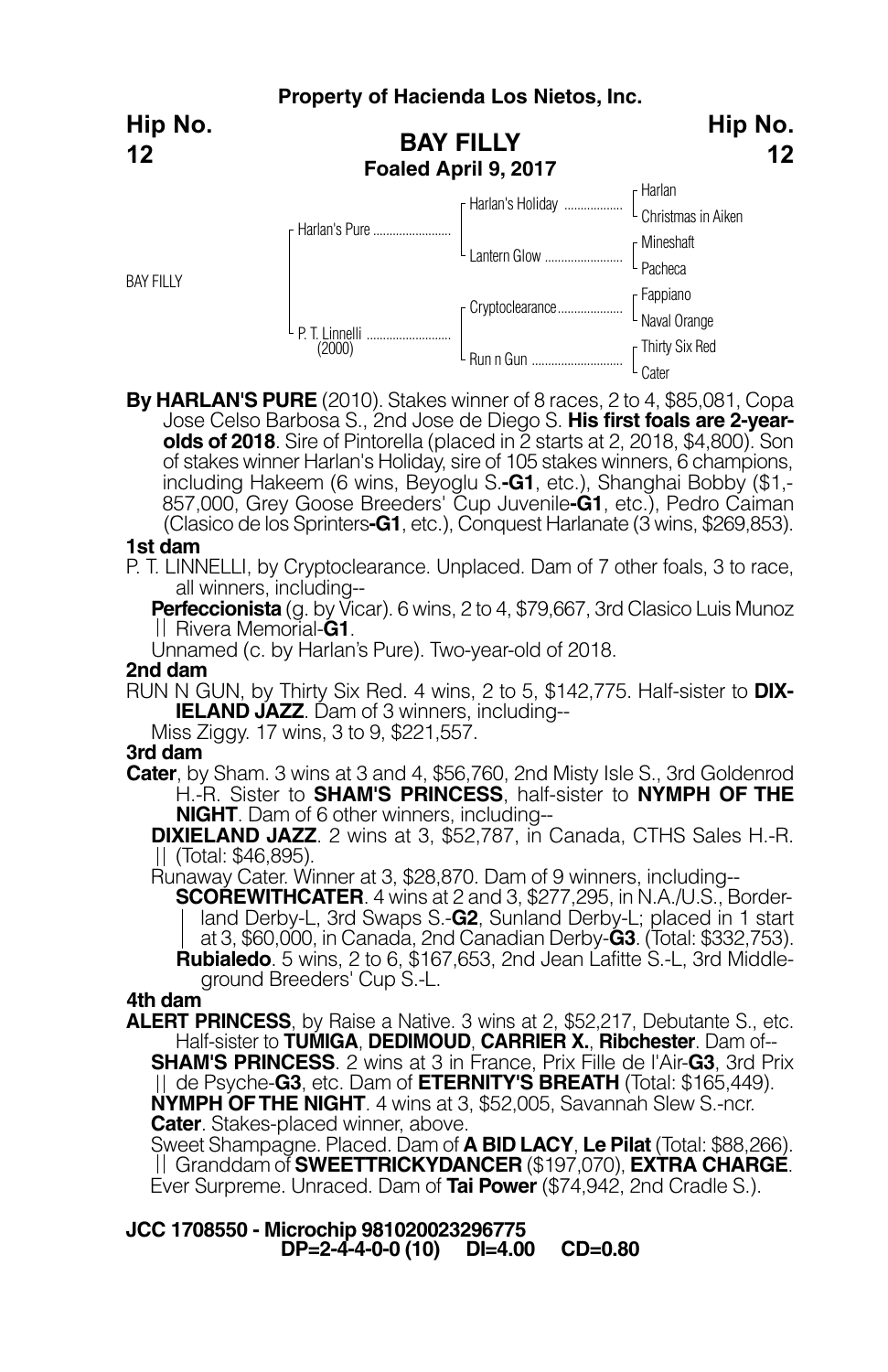**Property of Hacienda Los Nietos, Inc.**

**Hip No. 12**

## BAY FILLY

**Foaled April 9, 2017**

| | | | |
|---|---|---|---|
| BAY FILLY | Harlan's Pure | Harlan's Holiday | Harlan |
| | | | Christmas in Aiken |
| | | Lantern Glow | Mineshaft |
| | | | Pacheca |
| | P. T. Linnelli (2000) | Cryptoclearance | Fappiano |
| | | | Naval Orange |
| | | Run n Gun | Thirty Six Red |
| | | | Cater |

**By HARLAN'S PURE** (2010). Stakes winner of 8 races, 2 to 4, $85,081, Copa Jose Celso Barbosa S., 2nd Jose de Diego S. **His first foals are 2-year-olds of 2018**. Sire of Pintorella (placed in 2 starts at 2, 2018, $4,800). Son of stakes winner Harlan's Holiday, sire of 105 stakes winners, 6 champions, including Hakeem (6 wins, Beyoglu S.-**G1**, etc.), Shanghai Bobby ($1,857,000, Grey Goose Breeders' Cup Juvenile-**G1**, etc.), Pedro Caiman (Clasico de los Sprinters-**G1**, etc.), Conquest Harlanate (3 wins, $269,853).

**1st dam**

P. T. LINNELLI, by Cryptoclearance. Unplaced. Dam of 7 other foals, 3 to race, all winners, including--

**Perfeccionista** (g. by Vicar). 6 wins, 2 to 4, $79,667, 3rd Clasico Luis Munoz Rivera Memorial-**G1**.

Unnamed (c. by Harlan's Pure). Two-year-old of 2018.

**2nd dam**

RUN N GUN, by Thirty Six Red. 4 wins, 2 to 5, $142,775. Half-sister to **DIXIELAND JAZZ**. Dam of 3 winners, including--

Miss Ziggy. 17 wins, 3 to 9, $221,557.

**3rd dam**

**Cater**, by Sham. 3 wins at 3 and 4, $56,760, 2nd Misty Isle S., 3rd Goldenrod H.-R. Sister to **SHAM'S PRINCESS**, half-sister to **NYMPH OF THE NIGHT**. Dam of 6 other winners, including--

**DIXIELAND JAZZ**. 2 wins at 3, $52,787, in Canada, CTHS Sales H.-R. (Total: $46,895).

Runaway Cater. Winner at 3, $28,870. Dam of 9 winners, including--

**SCOREWITHCATER**. 4 wins at 2 and 3, $277,295, in N.A./U.S., Borderland Derby-L, 3rd Swaps S.-**G2**, Sunland Derby-L; placed in 1 start at 3, $60,000, in Canada, 2nd Canadian Derby-**G3**. (Total: $332,753).

**Rubialedo**. 5 wins, 2 to 6, $167,653, 2nd Jean Lafitte S.-L, 3rd Middleground Breeders' Cup S.-L.

**4th dam**

**ALERT PRINCESS**, by Raise a Native. 3 wins at 2, $52,217, Debutante S., etc. Half-sister to **TUMIGA**, **DEDIMOUD**, **CARRIER X.**, **Ribchester**. Dam of--

**SHAM'S PRINCESS**. 2 wins at 3 in France, Prix Fille de l'Air-**G3**, 3rd Prix de Psyche-**G3**, etc. Dam of **ETERNITY'S BREATH** (Total: $165,449).

**NYMPH OF THE NIGHT**. 4 wins at 3, $52,005, Savannah Slew S.-ncr.

**Cater**. Stakes-placed winner, above.

Sweet Shampagne. Placed. Dam of **A BID LACY**, **Le Pilat** (Total: $88,266). Granddam of **SWEETTRICKYDANCER** ($197,070), **EXTRA CHARGE**.

Ever Surpreme. Unraced. Dam of **Tai Power** ($74,942, 2nd Cradle S.).

**JCC 1708550 - Microchip 981020023296775**
**DP=2-4-4-0-0 (10) DI=4.00 CD=0.80**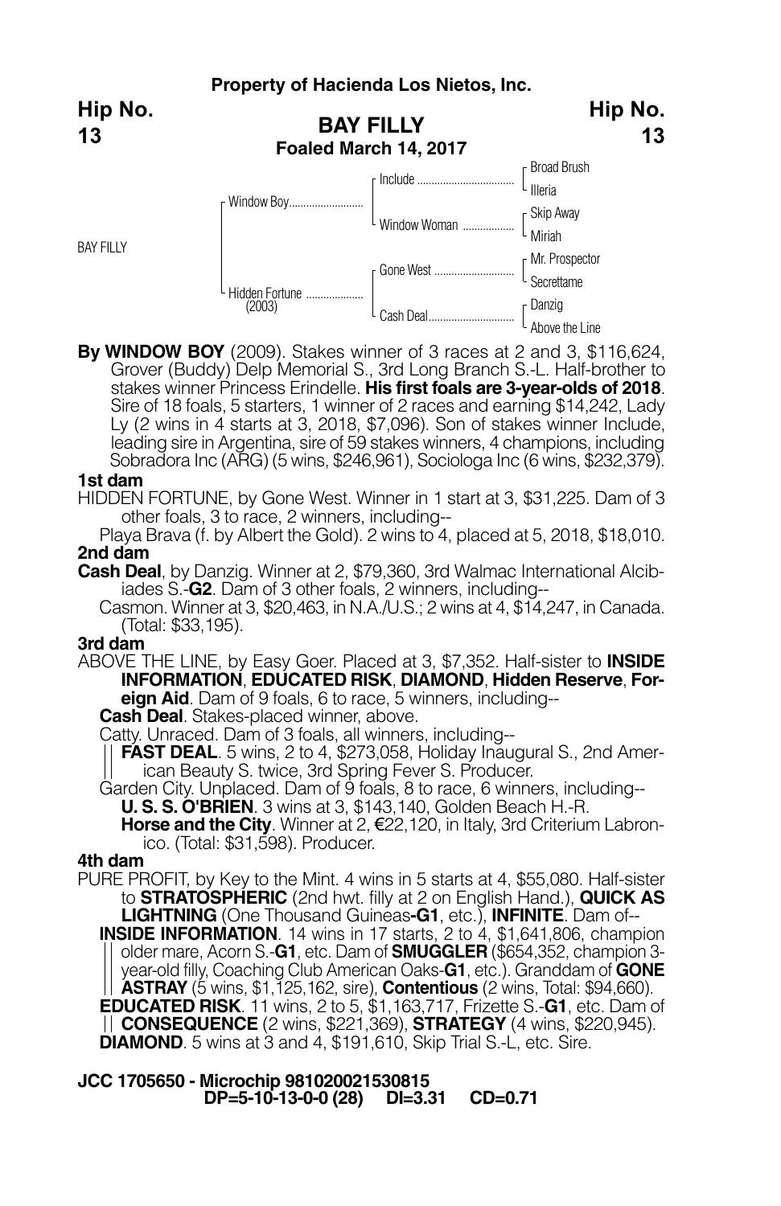**Property of Hacienda Los Nietos, Inc.**

**Hip No. 13**

## BAY FILLY
**Foaled March 14, 2017**

| | | | |
|---|---|---|---|
| BAY FILLY | Window Boy | Include | Broad Brush |
| | | | Illeria |
| | | Window Woman | Skip Away |
| | | | Miriah |
| | Hidden Fortune (2003) | Gone West | Mr. Prospector |
| | | | Secrettame |
| | | Cash Deal | Danzig |
| | | | Above the Line |

**By WINDOW BOY** (2009). Stakes winner of 3 races at 2 and 3, $116,624, Grover (Buddy) Delp Memorial S., 3rd Long Branch S.-L. Half-brother to stakes winner Princess Erindelle. **His first foals are 3-year-olds of 2018**. Sire of 18 foals, 5 starters, 1 winner of 2 races and earning $14,242, Lady Ly (2 wins in 4 starts at 3, 2018, $7,096). Son of stakes winner Include, leading sire in Argentina, sire of 59 stakes winners, 4 champions, including Sobradora Inc (ARG) (5 wins, $246,961), Sociologa Inc (6 wins, $232,379).

**1st dam**

HIDDEN FORTUNE, by Gone West. Winner in 1 start at 3, $31,225. Dam of 3 other foals, 3 to race, 2 winners, including--

Playa Brava (f. by Albert the Gold). 2 wins to 4, placed at 5, 2018, $18,010.

**2nd dam**

**Cash Deal**, by Danzig. Winner at 2, $79,360, 3rd Walmac International Alcibiades S.-**G2**. Dam of 3 other foals, 2 winners, including--

Casmon. Winner at 3, $20,463, in N.A./U.S.; 2 wins at 4, $14,247, in Canada. (Total: $33,195).

**3rd dam**

ABOVE THE LINE, by Easy Goer. Placed at 3, $7,352. Half-sister to **INSIDE INFORMATION**, **EDUCATED RISK**, **DIAMOND**, **Hidden Reserve**, **Foreign Aid**. Dam of 9 foals, 6 to race, 5 winners, including--

**Cash Deal**. Stakes-placed winner, above.

Catty. Unraced. Dam of 3 foals, all winners, including--

**FAST DEAL**. 5 wins, 2 to 4, $273,058, Holiday Inaugural S., 2nd American Beauty S. twice, 3rd Spring Fever S. Producer.

Garden City. Unplaced. Dam of 9 foals, 8 to race, 6 winners, including--

**U. S. S. O'BRIEN**. 3 wins at 3, $143,140, Golden Beach H.-R.

**Horse and the City**. Winner at 2, €22,120, in Italy, 3rd Criterium Labronico. (Total: $31,598). Producer.

**4th dam**

PURE PROFIT, by Key to the Mint. 4 wins in 5 starts at 4, $55,080. Half-sister to **STRATOSPHERIC** (2nd hwt. filly at 2 on English Hand.), **QUICK AS LIGHTNING** (One Thousand Guineas-**G1**, etc.), **INFINITE**. Dam of--

**INSIDE INFORMATION**. 14 wins in 17 starts, 2 to 4, $1,641,806, champion older mare, Acorn S.-**G1**, etc. Dam of **SMUGGLER** ($654,352, champion 3-year-old filly, Coaching Club American Oaks-**G1**, etc.). Granddam of **GONE ASTRAY** (5 wins, $1,125,162, sire), **Contentious** (2 wins, Total: $94,660).

**EDUCATED RISK**. 11 wins, 2 to 5, $1,163,717, Frizette S.-**G1**, etc. Dam of **CONSEQUENCE** (2 wins, $221,369), **STRATEGY** (4 wins, $220,945).

**DIAMOND**. 5 wins at 3 and 4, $191,610, Skip Trial S.-L, etc. Sire.

**JCC 1705650 - Microchip 981020021530815**
**DP=5-10-13-0-0 (28) DI=3.31 CD=0.71**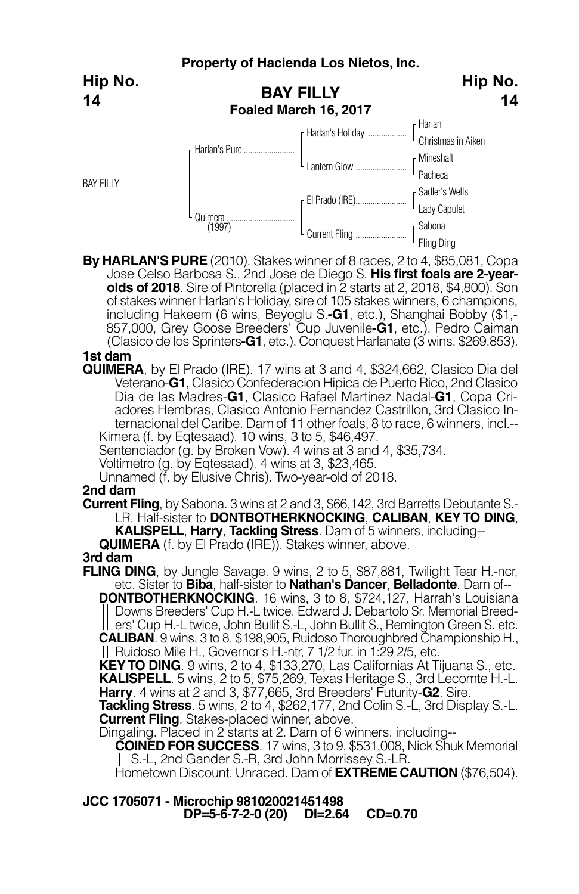**Property of Hacienda Los Nietos, Inc.**

**Hip No. 14**

## BAY FILLY
**Foaled March 16, 2017**

| | | | |
|---|---|---|---|
| BAY FILLY | Harlan's Pure | Harlan's Holiday | Harlan |
| | | | Christmas in Aiken |
| | | Lantern Glow | Mineshaft |
| | | | Pacheca |
| | Quimera (1997) | El Prado (IRE) | Sadler's Wells |
| | | | Lady Capulet |
| | | Current Fling | Sabona |
| | | | Fling Ding |

**By HARLAN'S PURE** (2010). Stakes winner of 8 races, 2 to 4, $85,081, Copa Jose Celso Barbosa S., 2nd Jose de Diego S. **His first foals are 2-year-olds of 2018**. Sire of Pintorella (placed in 2 starts at 2, 2018, $4,800). Son of stakes winner Harlan's Holiday, sire of 105 stakes winners, 6 champions, including Hakeem (6 wins, Beyoglu S.**-G1**, etc.), Shanghai Bobby ($1,-857,000, Grey Goose Breeders' Cup Juvenile**-G1**, etc.), Pedro Caiman (Clasico de los Sprinters**-G1**, etc.), Conquest Harlanate (3 wins, $269,853).

**1st dam**

**QUIMERA**, by El Prado (IRE). 17 wins at 3 and 4, $324,662, Clasico Dia del Veterano-**G1**, Clasico Confederacion Hipica de Puerto Rico, 2nd Clasico Dia de las Madres-**G1**, Clasico Rafael Martinez Nadal-**G1**, Copa Criadores Hembras, Clasico Antonio Fernandez Castrillon, 3rd Clasico Internacional del Caribe. Dam of 11 other foals, 8 to race, 6 winners, incl.--

Kimera (f. by Eqtesaad). 10 wins, 3 to 5, $46,497.
Sentenciador (g. by Broken Vow). 4 wins at 3 and 4, $35,734.
Voltimetro (g. by Eqtesaad). 4 wins at 3, $23,465.
Unnamed (f. by Elusive Chris). Two-year-old of 2018.

**2nd dam**

**Current Fling**, by Sabona. 3 wins at 2 and 3, $66,142, 3rd Barretts Debutante S.-LR. Half-sister to **DONTBOTHERKNOCKING**, **CALIBAN**, **KEY TO DING**, **KALISPELL**, **Harry**, **Tackling Stress**. Dam of 5 winners, including--

**QUIMERA** (f. by El Prado (IRE)). Stakes winner, above.

**3rd dam**

**FLING DING**, by Jungle Savage. 9 wins, 2 to 5, $87,881, Twilight Tear H.-ncr, etc. Sister to **Biba**, half-sister to **Nathan's Dancer**, **Belladonte**. Dam of--

**DONTBOTHERKNOCKING**. 16 wins, 3 to 8, $724,127, Harrah's Louisiana Downs Breeders' Cup H.-L twice, Edward J. Debartolo Sr. Memorial Breeders' Cup H.-L twice, John Bullit S.-L, John Bullit S., Remington Green S. etc.
**CALIBAN**. 9 wins, 3 to 8, $198,905, Ruidoso Thoroughbred Championship H., Ruidoso Mile H., Governor's H.-ntr, 7 1/2 fur. in 1:29 2/5, etc.
**KEY TO DING**. 9 wins, 2 to 4, $133,270, Las Californias At Tijuana S., etc.
**KALISPELL**. 5 wins, 2 to 5, $75,269, Texas Heritage S., 3rd Lecomte H.-L.
**Harry**. 4 wins at 2 and 3, $77,665, 3rd Breeders' Futurity-**G2**. Sire.
**Tackling Stress**. 5 wins, 2 to 4, $262,177, 2nd Colin S.-L, 3rd Display S.-L.
**Current Fling**. Stakes-placed winner, above.
Dingaling. Placed in 2 starts at 2. Dam of 6 winners, including--
**COINED FOR SUCCESS**. 17 wins, 3 to 9, $531,008, Nick Shuk Memorial S.-L, 2nd Gander S.-R, 3rd John Morrissey S.-LR.
Hometown Discount. Unraced. Dam of **EXTREME CAUTION** ($76,504).

**JCC 1705071 - Microchip 981020021451498**
**DP=5-6-7-2-0 (20) DI=2.64 CD=0.70**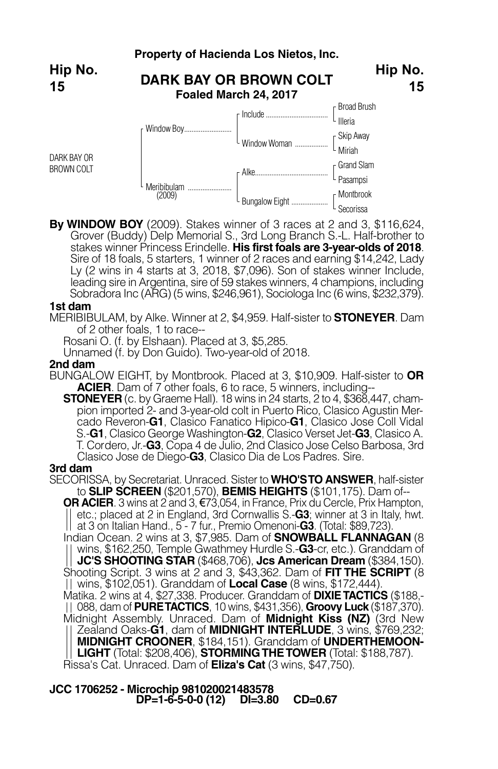**Property of Hacienda Los Nietos, Inc.**

**Hip No. 15**

## DARK BAY OR BROWN COLT

**Foaled March 24, 2017**

| | | | |
|---|---|---|---|
| DARK BAY OR BROWN COLT | Window Boy | Include | Broad Brush |
| | | | Illeria |
| | | Window Woman | Skip Away |
| | | | Miriah |
| | Meribibulam (2009) | Alke | Grand Slam |
| | | | Pasampsi |
| | | Bungalow Eight | Montbrook |
| | | | Secorissa |

**By WINDOW BOY** (2009). Stakes winner of 3 races at 2 and 3, $116,624, Grover (Buddy) Delp Memorial S., 3rd Long Branch S.-L. Half-brother to stakes winner Princess Erindelle. **His first foals are 3-year-olds of 2018**. Sire of 18 foals, 5 starters, 1 winner of 2 races and earning $14,242, Lady Ly (2 wins in 4 starts at 3, 2018, $7,096). Son of stakes winner Include, leading sire in Argentina, sire of 59 stakes winners, 4 champions, including Sobradora Inc (ARG) (5 wins, $246,961), Sociologa Inc (6 wins, $232,379).

**1st dam**

MERIBIBULAM, by Alke. Winner at 2, $4,959. Half-sister to **STONEYER**. Dam of 2 other foals, 1 to race--

Rosani O. (f. by Elshaan). Placed at 3, $5,285.

Unnamed (f. by Don Guido). Two-year-old of 2018.

**2nd dam**

BUNGALOW EIGHT, by Montbrook. Placed at 3, $10,909. Half-sister to **OR ACIER**. Dam of 7 other foals, 6 to race, 5 winners, including--

**STONEYER** (c. by Graeme Hall). 18 wins in 24 starts, 2 to 4, $368,447, champion imported 2- and 3-year-old colt in Puerto Rico, Clasico Agustin Mercado Reveron-**G1**, Clasico Fanatico Hipico-**G1**, Clasico Jose Coll Vidal S.-**G1**, Clasico George Washington-**G2**, Clasico Verset Jet-**G3**, Clasico A. T. Cordero, Jr.-**G3**, Copa 4 de Julio, 2nd Clasico Jose Celso Barbosa, 3rd Clasico Jose de Diego-**G3**, Clasico Dia de Los Padres. Sire.

**3rd dam**

SECORISSA, by Secretariat. Unraced. Sister to **WHO'S TO ANSWER**, half-sister to **SLIP SCREEN** ($201,570), **BEMIS HEIGHTS** ($101,175). Dam of--

**OR ACIER**. 3 wins at 2 and 3, €73,054, in France, Prix du Cercle, Prix Hampton, etc.; placed at 2 in England, 3rd Cornwallis S.-**G3**; winner at 3 in Italy, hwt. at 3 on Italian Hand., 5 - 7 fur., Premio Omenoni-**G3**. (Total: $89,723).

Indian Ocean. 2 wins at 3, $7,985. Dam of **SNOWBALL FLANNAGAN** (8 wins, $162,250, Temple Gwathmey Hurdle S.-**G3**-cr, etc.). Granddam of **JC'S SHOOTING STAR** ($468,706), **Jcs American Dream** ($384,150).

Shooting Script. 3 wins at 2 and 3, $43,362. Dam of **FIT THE SCRIPT** (8 wins, $102,051). Granddam of **Local Case** (8 wins, $172,444).

Matika. 2 wins at 4, $27,338. Producer. Granddam of **DIXIE TACTICS** ($188,088, dam of **PURE TACTICS**, 10 wins, $431,356), **Groovy Luck** ($187,370).

Midnight Assembly. Unraced. Dam of **Midnight Kiss (NZ)** (3rd New Zealand Oaks-**G1**, dam of **MIDNIGHT INTERLUDE**, 3 wins, $769,232; **MIDNIGHT CROONER**, $184,151). Granddam of **UNDERTHEMOONLIGHT** (Total: $208,406), **STORMING THE TOWER** (Total: $188,787).

Rissa's Cat. Unraced. Dam of **Eliza's Cat** (3 wins, $47,750).

**JCC 1706252 - Microchip 981020021483578**

**DP=1-6-5-0-0 (12) DI=3.80 CD=0.67**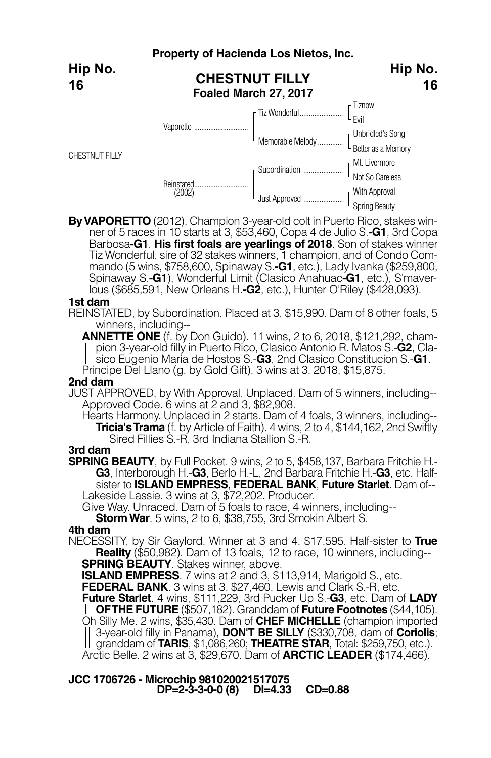**Property of Hacienda Los Nietos, Inc.**

**Hip No. 16**

## CHESTNUT FILLY
**Foaled March 27, 2017**

| | | | |
|---|---|---|---|
| CHESTNUT FILLY | Vaporetto | Tiz Wonderful | Tiznow |
| | | | Evil |
| | | Memorable Melody | Unbridled's Song |
| | | | Better as a Memory |
| | Reinstated (2002) | Subordination | Mt. Livermore |
| | | | Not So Careless |
| | | Just Approved | With Approval |
| | | | Spring Beauty |

**By VAPORETTO** (2012). Champion 3-year-old colt in Puerto Rico, stakes winner of 5 races in 10 starts at 3, $53,460, Copa 4 de Julio S.**-G1**, 3rd Copa Barbosa**-G1**. **His first foals are yearlings of 2018**. Son of stakes winner Tiz Wonderful, sire of 32 stakes winners, 1 champion, and of Condo Commando (5 wins, $758,600, Spinaway S.**-G1**, etc.), Lady Ivanka ($259,800, Spinaway S.**-G1**), Wonderful Limit (Clasico Anahuac**-G1**, etc.), S'maverlous ($685,591, New Orleans H.**-G2**, etc.), Hunter O'Riley ($428,093).

**1st dam**

REINSTATED, by Subordination. Placed at 3, $15,990. Dam of 8 other foals, 5 winners, including--

**ANNETTE ONE** (f. by Don Guido). 11 wins, 2 to 6, 2018, $121,292, champion 3-year-old filly in Puerto Rico, Clasico Antonio R. Matos S.-**G2**, Clasico Eugenio Maria de Hostos S.-**G3**, 2nd Clasico Constitucion S.-**G1**.

Principe Del Llano (g. by Gold Gift). 3 wins at 3, 2018, $15,875.

**2nd dam**

JUST APPROVED, by With Approval. Unplaced. Dam of 5 winners, including--

Approved Code. 6 wins at 2 and 3, $82,908.

Hearts Harmony. Unplaced in 2 starts. Dam of 4 foals, 3 winners, including--

**Tricia's Trama** (f. by Article of Faith). 4 wins, 2 to 4, $144,162, 2nd Swiftly Sired Fillies S.-R, 3rd Indiana Stallion S.-R.

**3rd dam**

**SPRING BEAUTY**, by Full Pocket. 9 wins, 2 to 5, $458,137, Barbara Fritchie H.-**G3**, Interborough H.-**G3**, Berlo H.-L, 2nd Barbara Fritchie H.-**G3**, etc. Half-sister to **ISLAND EMPRESS**, **FEDERAL BANK**, **Future Starlet**. Dam of--

Lakeside Lassie. 3 wins at 3, $72,202. Producer.

Give Way. Unraced. Dam of 5 foals to race, 4 winners, including--

**Storm War**. 5 wins, 2 to 6, $38,755, 3rd Smokin Albert S.

**4th dam**

NECESSITY, by Sir Gaylord. Winner at 3 and 4, $17,595. Half-sister to **True Reality** ($50,982). Dam of 13 foals, 12 to race, 10 winners, including--

**SPRING BEAUTY**. Stakes winner, above.

**ISLAND EMPRESS**. 7 wins at 2 and 3, $113,914, Marigold S., etc.

**FEDERAL BANK**. 3 wins at 3, $27,460, Lewis and Clark S.-R, etc.

**Future Starlet**. 4 wins, $111,229, 3rd Pucker Up S.-**G3**, etc. Dam of **LADY OF THE FUTURE** ($507,182). Granddam of **Future Footnotes** ($44,105).

Oh Silly Me. 2 wins, $35,430. Dam of **CHEF MICHELLE** (champion imported 3-year-old filly in Panama), **DON'T BE SILLY** ($330,708, dam of **Coriolis**; granddam of **TARIS**, $1,086,260; **THEATRE STAR**, Total: $259,750, etc.).

Arctic Belle. 2 wins at 3, $29,670. Dam of **ARCTIC LEADER** ($174,466).

**JCC 1706726 - Microchip 981020021517075**
**DP=2-3-3-0-0 (8) DI=4.33 CD=0.88**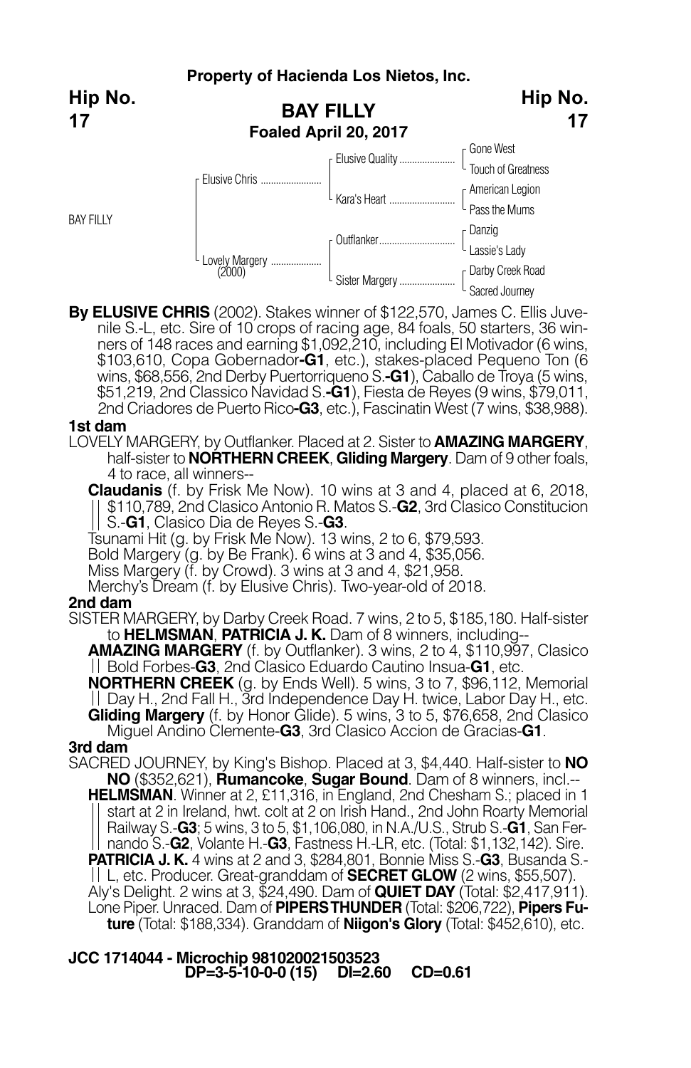**Property of Hacienda Los Nietos, Inc.**

**Hip No. 17**

## BAY FILLY

**Foaled April 20, 2017**

| | | | |
|---|---|---|---|
| BAY FILLY | Elusive Chris | Elusive Quality | Gone West |
| | | | Touch of Greatness |
| | | Kara's Heart | American Legion |
| | | | Pass the Mums |
| | Lovely Margery (2000) | Outflanker | Danzig |
| | | | Lassie's Lady |
| | | Sister Margery | Darby Creek Road |
| | | | Sacred Journey |

**By ELUSIVE CHRIS** (2002). Stakes winner of $122,570, James C. Ellis Juvenile S.-L, etc. Sire of 10 crops of racing age, 84 foals, 50 starters, 36 winners of 148 races and earning $1,092,210, including El Motivador (6 wins, $103,610, Copa Gobernador-**G1**, etc.), stakes-placed Pequeno Ton (6 wins, $68,556, 2nd Derby Puertorriqueno S.-**G1**), Caballo de Troya (5 wins, $51,219, 2nd Classico Navidad S.-**G1**), Fiesta de Reyes (9 wins, $79,011, 2nd Criadores de Puerto Rico-**G3**, etc.), Fascinatin West (7 wins, $38,988).

**1st dam**

LOVELY MARGERY, by Outflanker. Placed at 2. Sister to **AMAZING MARGERY**, half-sister to **NORTHERN CREEK**, **Gliding Margery**. Dam of 9 other foals, 4 to race, all winners--

**Claudanis** (f. by Frisk Me Now). 10 wins at 3 and 4, placed at 6, 2018, $110,789, 2nd Clasico Antonio R. Matos S.-**G2**, 3rd Clasico Constitucion S.-**G1**, Clasico Dia de Reyes S.-**G3**.

Tsunami Hit (g. by Frisk Me Now). 13 wins, 2 to 6, $79,593.

Bold Margery (g. by Be Frank). 6 wins at 3 and 4, $35,056.

Miss Margery (f. by Crowd). 3 wins at 3 and 4, $21,958.

Merchy's Dream (f. by Elusive Chris). Two-year-old of 2018.

**2nd dam**

SISTER MARGERY, by Darby Creek Road. 7 wins, 2 to 5, $185,180. Half-sister to **HELMSMAN**, **PATRICIA J. K.** Dam of 8 winners, including--

**AMAZING MARGERY** (f. by Outflanker). 3 wins, 2 to 4, $110,997, Clasico Bold Forbes-**G3**, 2nd Clasico Eduardo Cautino Insua-**G1**, etc.

**NORTHERN CREEK** (g. by Ends Well). 5 wins, 3 to 7, $96,112, Memorial Day H., 2nd Fall H., 3rd Independence Day H. twice, Labor Day H., etc.

**Gliding Margery** (f. by Honor Glide). 5 wins, 3 to 5, $76,658, 2nd Clasico Miguel Andino Clemente-**G3**, 3rd Clasico Accion de Gracias-**G1**.

**3rd dam**

SACRED JOURNEY, by King's Bishop. Placed at 3, $4,440. Half-sister to **NO NO** ($352,621), **Rumancoke**, **Sugar Bound**. Dam of 8 winners, incl.--

**HELMSMAN**. Winner at 2, £11,316, in England, 2nd Chesham S.; placed in 1 start at 2 in Ireland, hwt. colt at 2 on Irish Hand., 2nd John Roarty Memorial Railway S.-**G3**; 5 wins, 3 to 5, $1,106,080, in N.A./U.S., Strub S.-**G1**, San Fernando S.-**G2**, Volante H.-**G3**, Fastness H.-LR, etc. (Total: $1,132,142). Sire.

**PATRICIA J. K.** 4 wins at 2 and 3, $284,801, Bonnie Miss S.-**G3**, Busanda S.-L, etc. Producer. Great-granddam of **SECRET GLOW** (2 wins, $55,507).

Aly's Delight. 2 wins at 3, $24,490. Dam of **QUIET DAY** (Total: $2,417,911).

Lone Piper. Unraced. Dam of **PIPERSTHUNDER** (Total: $206,722), **Pipers Future** (Total: $188,334). Granddam of **Niigon's Glory** (Total: $452,610), etc.

**JCC 1714044 - Microchip 981020021503523**
**DP=3-5-10-0-0 (15) DI=2.60 CD=0.61**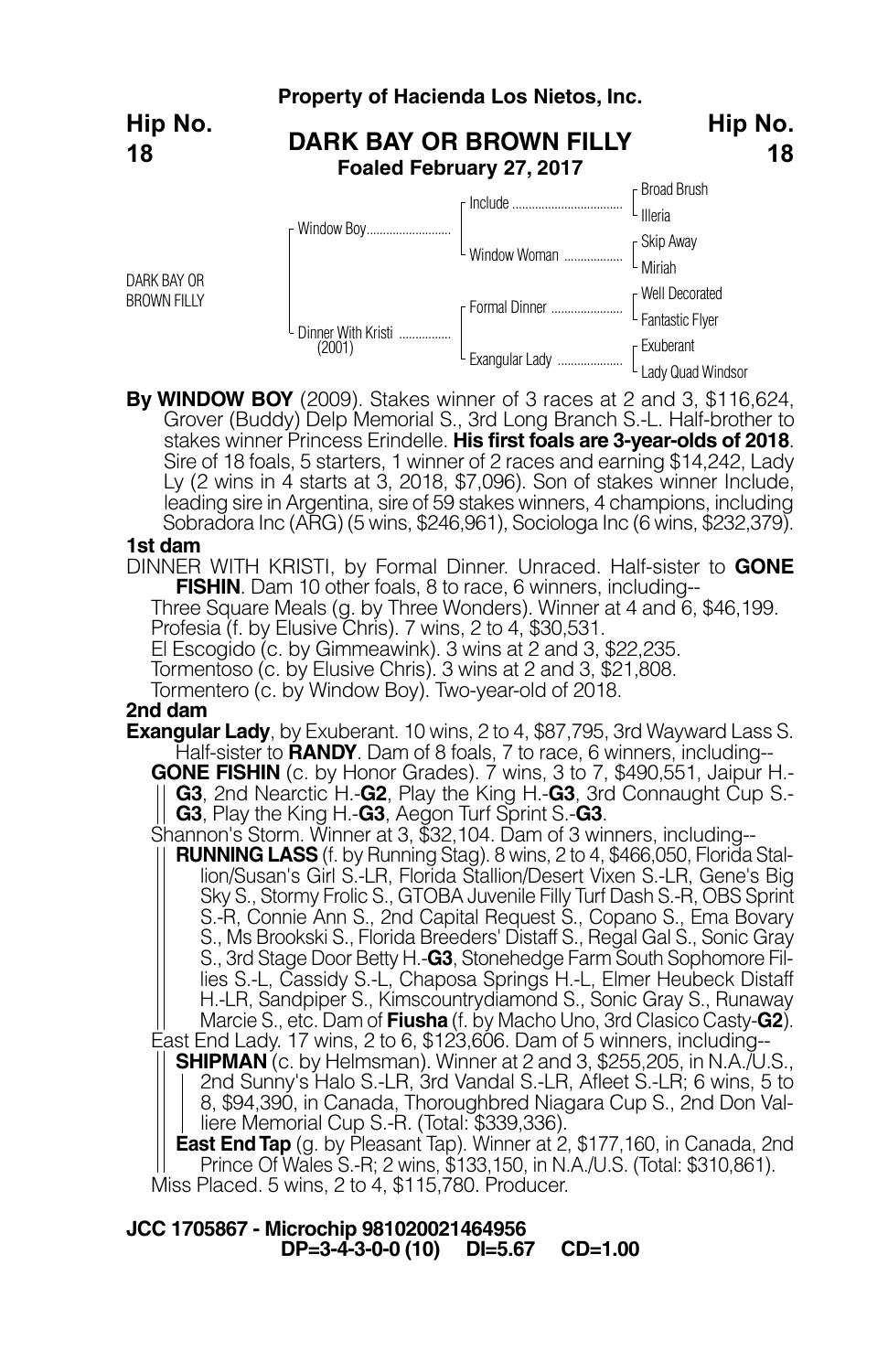**Property of Hacienda Los Nietos, Inc.**

**Hip No. 18**

# DARK BAY OR BROWN FILLY

**Foaled February 27, 2017**

| | | | |
|---|---|---|---|
| DARK BAY OR BROWN FILLY | Window Boy | Include | Broad Brush |
| | | | Illeria |
| | | Window Woman | Skip Away |
| | | | Miriah |
| | Dinner With Kristi (2001) | Formal Dinner | Well Decorated |
| | | | Fantastic Flyer |
| | | Exangular Lady | Exuberant |
| | | | Lady Quad Windsor |

**By WINDOW BOY** (2009). Stakes winner of 3 races at 2 and 3, $116,624, Grover (Buddy) Delp Memorial S., 3rd Long Branch S.-L. Half-brother to stakes winner Princess Erindelle. **His first foals are 3-year-olds of 2018**. Sire of 18 foals, 5 starters, 1 winner of 2 races and earning $14,242, Lady Ly (2 wins in 4 starts at 3, 2018, $7,096). Son of stakes winner Include, leading sire in Argentina, sire of 59 stakes winners, 4 champions, including Sobradora Inc (ARG) (5 wins, $246,961), Sociologa Inc (6 wins, $232,379).

**1st dam**

DINNER WITH KRISTI, by Formal Dinner. Unraced. Half-sister to **GONE FISHIN**. Dam 10 other foals, 8 to race, 6 winners, including--

Three Square Meals (g. by Three Wonders). Winner at 4 and 6, $46,199.
Profesia (f. by Elusive Chris). 7 wins, 2 to 4, $30,531.
El Escogido (c. by Gimmeawink). 3 wins at 2 and 3, $22,235.
Tormentoso (c. by Elusive Chris). 3 wins at 2 and 3, $21,808.
Tormentero (c. by Window Boy). Two-year-old of 2018.

**2nd dam**

**Exangular Lady**, by Exuberant. 10 wins, 2 to 4, $87,795, 3rd Wayward Lass S. Half-sister to **RANDY**. Dam of 8 foals, 7 to race, 6 winners, including--

**GONE FISHIN** (c. by Honor Grades). 7 wins, 3 to 7, $490,551, Jaipur H.-**G3**, 2nd Nearctic H.-**G2**, Play the King H.-**G3**, 3rd Connaught Cup S.-**G3**, Play the King H.-**G3**, Aegon Turf Sprint S.-**G3**.

Shannon's Storm. Winner at 3, $32,104. Dam of 3 winners, including--

**RUNNING LASS** (f. by Running Stag). 8 wins, 2 to 4, $466,050, Florida Stallion/Susan's Girl S.-LR, Florida Stallion/Desert Vixen S.-LR, Gene's Big Sky S., Stormy Frolic S., GTOBA Juvenile Filly Turf Dash S.-R, OBS Sprint S.-R, Connie Ann S., 2nd Capital Request S., Copano S., Ema Bovary S., Ms Brookski S., Florida Breeders' Distaff S., Regal Gal S., Sonic Gray S., 3rd Stage Door Betty H.-**G3**, Stonehedge Farm South Sophomore Fillies S.-L, Cassidy S.-L, Chaposa Springs H.-L, Elmer Heubeck Distaff H.-LR, Sandpiper S., Kimscountrydiamond S., Sonic Gray S., Runaway Marcie S., etc. Dam of **Fiusha** (f. by Macho Uno, 3rd Clasico Casty-**G2**).

East End Lady. 17 wins, 2 to 6, $123,606. Dam of 5 winners, including--

**SHIPMAN** (c. by Helmsman). Winner at 2 and 3, $255,205, in N.A./U.S., 2nd Sunny's Halo S.-LR, 3rd Vandal S.-LR, Afleet S.-LR; 6 wins, 5 to 8, $94,390, in Canada, Thoroughbred Niagara Cup S., 2nd Don Valliere Memorial Cup S.-R. (Total: $339,336).

**East End Tap** (g. by Pleasant Tap). Winner at 2, $177,160, in Canada, 2nd Prince Of Wales S.-R; 2 wins, $133,150, in N.A./U.S. (Total: $310,861).

Miss Placed. 5 wins, 2 to 4, $115,780. Producer.

**JCC 1705867 - Microchip 981020021464956**
**DP=3-4-3-0-0 (10) DI=5.67 CD=1.00**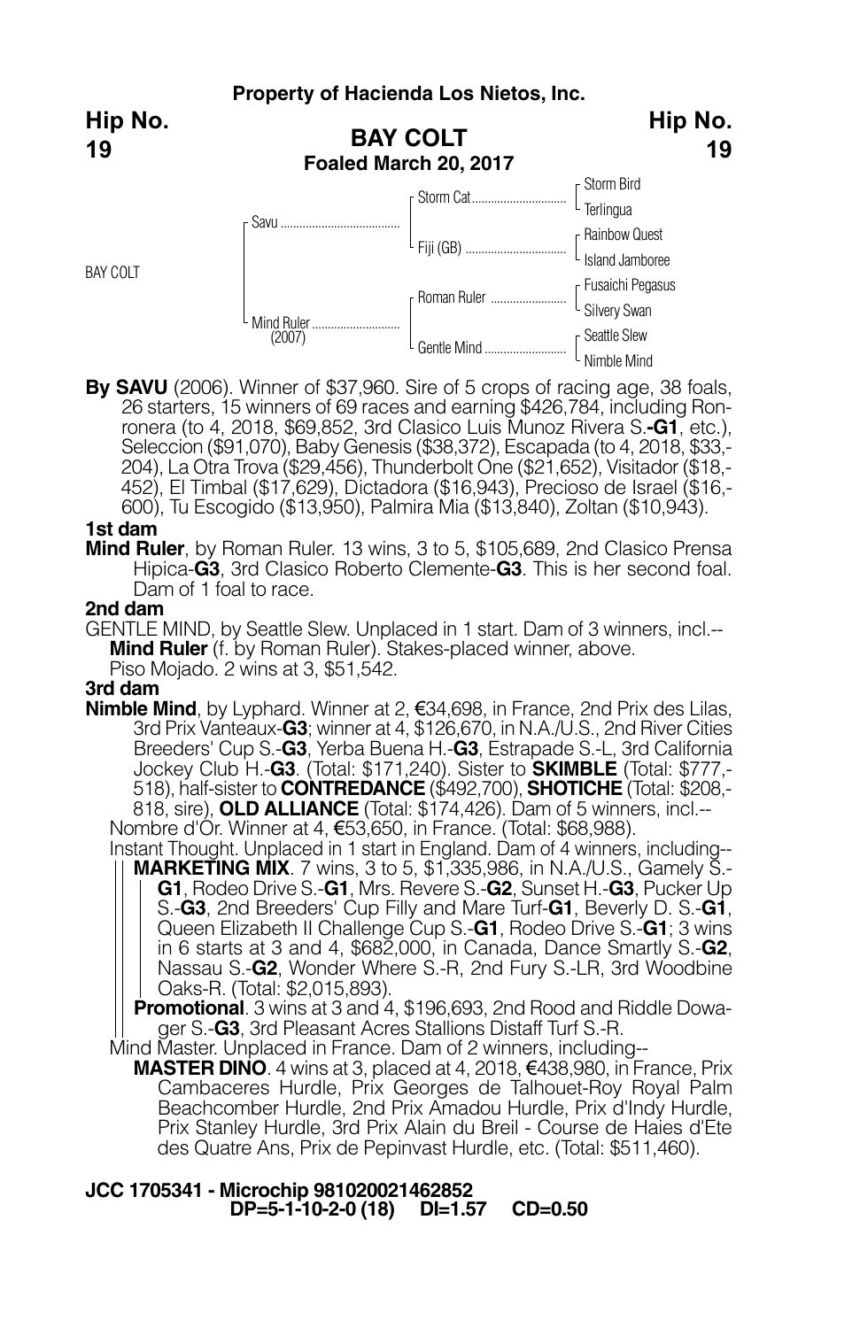**Property of Hacienda Los Nietos, Inc.**

**Hip No. 19**

## BAY COLT

**Foaled March 20, 2017**

| | | | |
|---|---|---|---|
| BAY COLT | Savu | Storm Cat | Storm Bird |
| | | | Terlingua |
| | | Fiji (GB) | Rainbow Quest |
| | | | Island Jamboree |
| | Mind Ruler (2007) | Roman Ruler | Fusaichi Pegasus |
| | | | Silvery Swan |
| | | Gentle Mind | Seattle Slew |
| | | | Nimble Mind |

**By SAVU** (2006). Winner of $37,960. Sire of 5 crops of racing age, 38 foals, 26 starters, 15 winners of 69 races and earning $426,784, including Ronronera (to 4, 2018, $69,852, 3rd Clasico Luis Munoz Rivera S.-**G1**, etc.), Seleccion ($91,070), Baby Genesis ($38,372), Escapada (to 4, 2018, $33,204), La Otra Trova ($29,456), Thunderbolt One ($21,652), Visitador ($18,452), El Timbal ($17,629), Dictadora ($16,943), Precioso de Israel ($16,600), Tu Escogido ($13,950), Palmira Mia ($13,840), Zoltan ($10,943).

**1st dam**

**Mind Ruler**, by Roman Ruler. 13 wins, 3 to 5, $105,689, 2nd Clasico Prensa Hipica-**G3**, 3rd Clasico Roberto Clemente-**G3**. This is her second foal. Dam of 1 foal to race.

**2nd dam**

GENTLE MIND, by Seattle Slew. Unplaced in 1 start. Dam of 3 winners, incl.--
- **Mind Ruler** (f. by Roman Ruler). Stakes-placed winner, above.
- Piso Mojado. 2 wins at 3, $51,542.

**3rd dam**

**Nimble Mind**, by Lyphard. Winner at 2, €34,698, in France, 2nd Prix des Lilas, 3rd Prix Vanteaux-**G3**; winner at 4, $126,670, in N.A./U.S., 2nd River Cities Breeders' Cup S.-**G3**, Yerba Buena H.-**G3**, Estrapade S.-L, 3rd California Jockey Club H.-**G3**. (Total: $171,240). Sister to **SKIMBLE** (Total: $777,518), half-sister to **CONTREDANCE** ($492,700), **SHOTICHE** (Total: $208,818, sire), **OLD ALLIANCE** (Total: $174,426). Dam of 5 winners, incl.--
- Nombre d'Or. Winner at 4, €53,650, in France. (Total: $68,988).
- Instant Thought. Unplaced in 1 start in England. Dam of 4 winners, including--
  - **MARKETING MIX**. 7 wins, 3 to 5, $1,335,986, in N.A./U.S., Gamely S.-**G1**, Rodeo Drive S.-**G1**, Mrs. Revere S.-**G2**, Sunset H.-**G3**, Pucker Up S.-**G3**, 2nd Breeders' Cup Filly and Mare Turf-**G1**, Beverly D. S.-**G1**, Queen Elizabeth II Challenge Cup S.-**G1**, Rodeo Drive S.-**G1**; 3 wins in 6 starts at 3 and 4, $682,000, in Canada, Dance Smartly S.-**G2**, Nassau S.-**G2**, Wonder Where S.-R, 2nd Fury S.-LR, 3rd Woodbine Oaks-R. (Total: $2,015,893).
  - **Promotional**. 3 wins at 3 and 4, $196,693, 2nd Rood and Riddle Dowager S.-**G3**, 3rd Pleasant Acres Stallions Distaff Turf S.-R.
- Mind Master. Unplaced in France. Dam of 2 winners, including--
  - **MASTER DINO**. 4 wins at 3, placed at 4, 2018, €438,980, in France, Prix Cambaceres Hurdle, Prix Georges de Talhouet-Roy Royal Palm Beachcomber Hurdle, 2nd Prix Amadou Hurdle, Prix d'Indy Hurdle, Prix Stanley Hurdle, 3rd Prix Alain du Breil - Course de Haies d'Ete des Quatre Ans, Prix de Pepinvast Hurdle, etc. (Total: $511,460).

**JCC 1705341 - Microchip 981020021462852**
**DP=5-1-10-2-0 (18) DI=1.57 CD=0.50**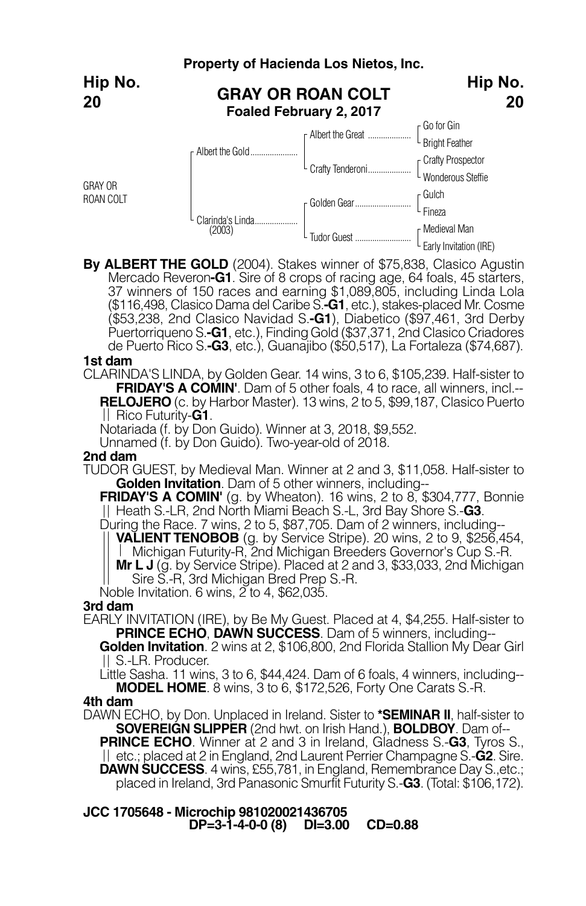**Property of Hacienda Los Nietos, Inc.**

**Hip No. 20**

## GRAY OR ROAN COLT

**Foaled February 2, 2017**

| | | | |
|---|---|---|---|
| GRAY OR ROAN COLT | Albert the Gold | Albert the Great | Go for Gin |
| | | | Bright Feather |
| | | Crafty Tenderoni | Crafty Prospector |
| | | | Wonderous Steffie |
| | Clarinda's Linda (2003) | Golden Gear | Gulch |
| | | | Fineza |
| | | Tudor Guest | Medieval Man |
| | | | Early Invitation (IRE) |

**By ALBERT THE GOLD** (2004). Stakes winner of $75,838, Clasico Agustin Mercado Reveron**-G1**. Sire of 8 crops of racing age, 64 foals, 45 starters, 37 winners of 150 races and earning $1,089,805, including Linda Lola ($116,498, Clasico Dama del Caribe S.**-G1**, etc.), stakes-placed Mr. Cosme ($53,238, 2nd Clasico Navidad S.**-G1**), Diabetico ($97,461, 3rd Derby Puertorriqueno S.**-G1**, etc.), Finding Gold ($37,371, 2nd Clasico Criadores de Puerto Rico S.**-G3**, etc.), Guanajibo ($50,517), La Fortaleza ($74,687).

**1st dam**

CLARINDA'S LINDA, by Golden Gear. 14 wins, 3 to 6, $105,239. Half-sister to **FRIDAY'S A COMIN'**. Dam of 5 other foals, 4 to race, all winners, incl.--

**RELOJERO** (c. by Harbor Master). 13 wins, 2 to 5, $99,187, Clasico Puerto Rico Futurity-**G1**.

Notariada (f. by Don Guido). Winner at 3, 2018, $9,552.

Unnamed (f. by Don Guido). Two-year-old of 2018.

**2nd dam**

TUDOR GUEST, by Medieval Man. Winner at 2 and 3, $11,058. Half-sister to **Golden Invitation**. Dam of 5 other winners, including--

**FRIDAY'S A COMIN'** (g. by Wheaton). 16 wins, 2 to 8, $304,777, Bonnie Heath S.-LR, 2nd North Miami Beach S.-L, 3rd Bay Shore S.-**G3**.

During the Race. 7 wins, 2 to 5, $87,705. Dam of 2 winners, including--

**VALIENT TENOBOB** (g. by Service Stripe). 20 wins, 2 to 9, $256,454, Michigan Futurity-R, 2nd Michigan Breeders Governor's Cup S.-R.

**Mr L J** (g. by Service Stripe). Placed at 2 and 3, $33,033, 2nd Michigan Sire S.-R, 3rd Michigan Bred Prep S.-R.

Noble Invitation. 6 wins, 2 to 4, $62,035.

**3rd dam**

EARLY INVITATION (IRE), by Be My Guest. Placed at 4, $4,255. Half-sister to **PRINCE ECHO**, **DAWN SUCCESS**. Dam of 5 winners, including--

**Golden Invitation**. 2 wins at 2, $106,800, 2nd Florida Stallion My Dear Girl S.-LR. Producer.

Little Sasha. 11 wins, 3 to 6, $44,424. Dam of 6 foals, 4 winners, including--

**MODEL HOME**. 8 wins, 3 to 6, $172,526, Forty One Carats S.-R.

**4th dam**

DAWN ECHO, by Don. Unplaced in Ireland. Sister to **\*SEMINAR II**, half-sister to **SOVEREIGN SLIPPER** (2nd hwt. on Irish Hand.), **BOLDBOY**. Dam of--

**PRINCE ECHO**. Winner at 2 and 3 in Ireland, Gladness S.-**G3**, Tyros S., etc.; placed at 2 in England, 2nd Laurent Perrier Champagne S.-**G2**. Sire.

**DAWN SUCCESS**. 4 wins, £55,781, in England, Remembrance Day S.,etc.; placed in Ireland, 3rd Panasonic Smurfit Futurity S.-**G3**. (Total: $106,172).

**JCC 1705648 - Microchip 981020021436705**

**DP=3-1-4-0-0 (8) DI=3.00 CD=0.88**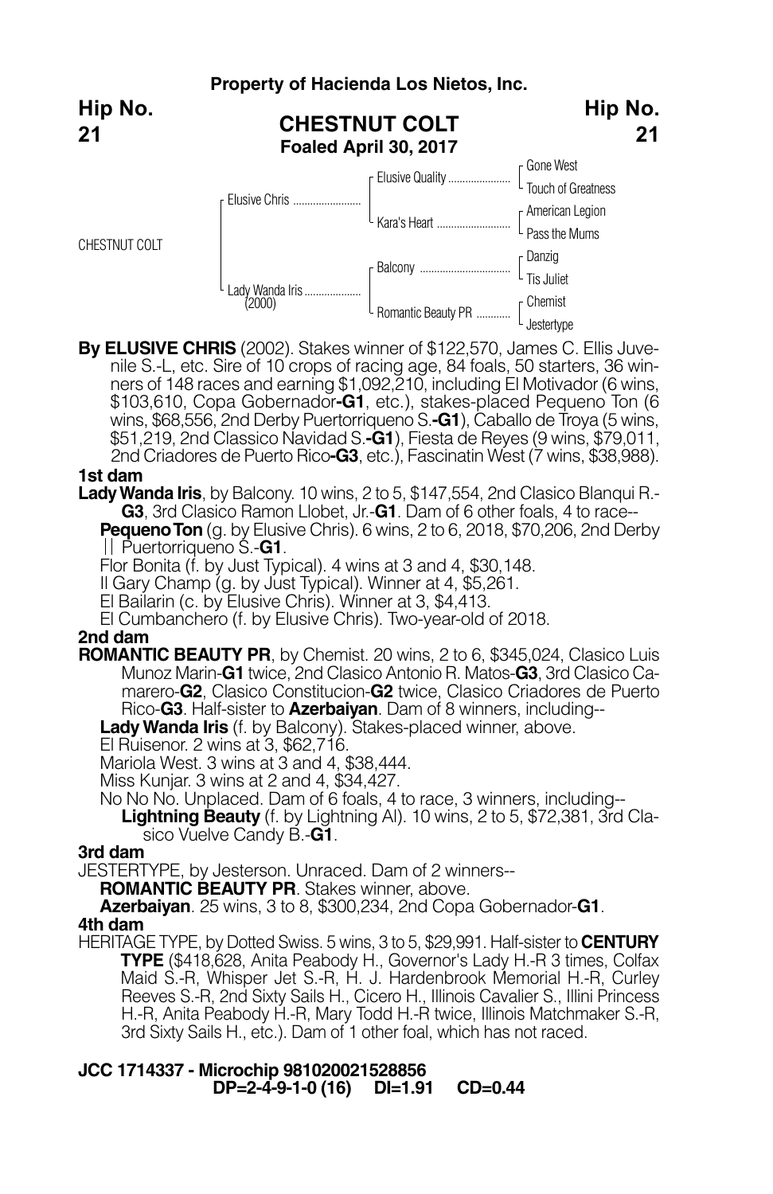**Property of Hacienda Los Nietos, Inc.**

**Hip No. 21**

# CHESTNUT COLT

**Foaled April 30, 2017**

| | | | |
|---|---|---|---|
| CHESTNUT COLT | Elusive Chris | Elusive Quality | Gone West |
| | | | Touch of Greatness |
| | | Kara's Heart | American Legion |
| | | | Pass the Mums |
| | Lady Wanda Iris (2000) | Balcony | Danzig |
| | | | Tis Juliet |
| | | Romantic Beauty PR | Chemist |
| | | | Jestertype |

**By ELUSIVE CHRIS** (2002). Stakes winner of $122,570, James C. Ellis Juvenile S.-L, etc. Sire of 10 crops of racing age, 84 foals, 50 starters, 36 winners of 148 races and earning $1,092,210, including El Motivador (6 wins, $103,610, Copa Gobernador-**G1**, etc.), stakes-placed Pequeno Ton (6 wins, $68,556, 2nd Derby Puertorriqueno S.-**G1**), Caballo de Troya (5 wins, $51,219, 2nd Classico Navidad S.-**G1**), Fiesta de Reyes (9 wins, $79,011, 2nd Criadores de Puerto Rico-**G3**, etc.), Fascinatin West (7 wins, $38,988).

### 1st dam

**Lady Wanda Iris**, by Balcony. 10 wins, 2 to 5, $147,554, 2nd Clasico Blanqui R.-**G3**, 3rd Clasico Ramon Llobet, Jr.-**G1**. Dam of 6 other foals, 4 to race--

**Pequeno Ton** (g. by Elusive Chris). 6 wins, 2 to 6, 2018, $70,206, 2nd Derby || Puertorriqueno S.-**G1**.

Flor Bonita (f. by Just Typical). 4 wins at 3 and 4, $30,148.

Il Gary Champ (g. by Just Typical). Winner at 4, $5,261.

El Bailarin (c. by Elusive Chris). Winner at 3, $4,413.

El Cumbanchero (f. by Elusive Chris). Two-year-old of 2018.

### 2nd dam

**ROMANTIC BEAUTY PR**, by Chemist. 20 wins, 2 to 6, $345,024, Clasico Luis Munoz Marin-**G1** twice, 2nd Clasico Antonio R. Matos-**G3**, 3rd Clasico Camarero-**G2**, Clasico Constitucion-**G2** twice, Clasico Criadores de Puerto Rico-**G3**. Half-sister to **Azerbaiyan**. Dam of 8 winners, including--

**Lady Wanda Iris** (f. by Balcony). Stakes-placed winner, above.

El Ruisenor. 2 wins at 3, $62,716.

Mariola West. 3 wins at 3 and 4, $38,444.

Miss Kunjar. 3 wins at 2 and 4, $34,427.

No No No. Unplaced. Dam of 6 foals, 4 to race, 3 winners, including--

**Lightning Beauty** (f. by Lightning Al). 10 wins, 2 to 5, $72,381, 3rd Clasico Vuelve Candy B.-**G1**.

### 3rd dam

JESTERTYPE, by Jesterson. Unraced. Dam of 2 winners--

**ROMANTIC BEAUTY PR**. Stakes winner, above.

**Azerbaiyan**. 25 wins, 3 to 8, $300,234, 2nd Copa Gobernador-**G1**.

### 4th dam

HERITAGE TYPE, by Dotted Swiss. 5 wins, 3 to 5, $29,991. Half-sister to **CENTURY TYPE** ($418,628, Anita Peabody H., Governor's Lady H.-R 3 times, Colfax Maid S.-R, Whisper Jet S.-R, H. J. Hardenbrook Memorial H.-R, Curley Reeves S.-R, 2nd Sixty Sails H., Cicero H., Illinois Cavalier S., Illini Princess H.-R, Anita Peabody H.-R, Mary Todd H.-R twice, Illinois Matchmaker S.-R, 3rd Sixty Sails H., etc.). Dam of 1 other foal, which has not raced.

**JCC 1714337 - Microchip 981020021528856**

**DP=2-4-9-1-0 (16) DI=1.91 CD=0.44**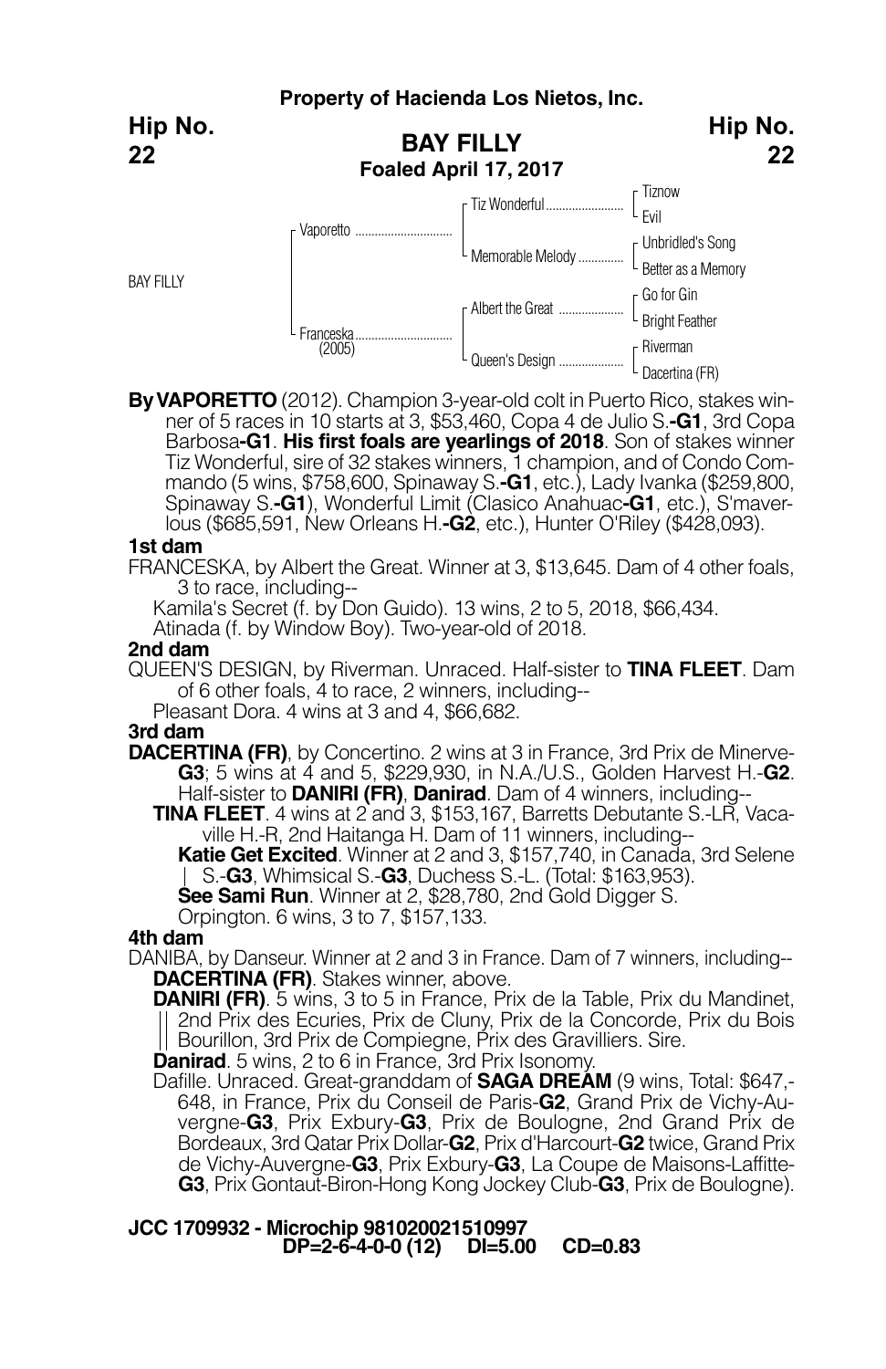**Property of Hacienda Los Nietos, Inc.**

**Hip No. 22**

# BAY FILLY

**Foaled April 17, 2017**

| | | | |
|---|---|---|---|
| BAY FILLY | Vaporetto | Tiz Wonderful | Tiznow |
| | | | Evil |
| | | Memorable Melody | Unbridled's Song |
| | | | Better as a Memory |
| | Franceska (2005) | Albert the Great | Go for Gin |
| | | | Bright Feather |
| | | Queen's Design | Riverman |
| | | | Dacertina (FR) |

**By VAPORETTO** (2012). Champion 3-year-old colt in Puerto Rico, stakes winner of 5 races in 10 starts at 3, $53,460, Copa 4 de Julio S.**-G1**, 3rd Copa Barbosa**-G1**. **His first foals are yearlings of 2018**. Son of stakes winner Tiz Wonderful, sire of 32 stakes winners, 1 champion, and of Condo Commando (5 wins, $758,600, Spinaway S.**-G1**, etc.), Lady Ivanka ($259,800, Spinaway S.**-G1**), Wonderful Limit (Clasico Anahuac**-G1**, etc.), S'maverlous ($685,591, New Orleans H.**-G2**, etc.), Hunter O'Riley ($428,093).

**1st dam**

FRANCESKA, by Albert the Great. Winner at 3, $13,645. Dam of 4 other foals, 3 to race, including--

Kamila's Secret (f. by Don Guido). 13 wins, 2 to 5, 2018, $66,434.

Atinada (f. by Window Boy). Two-year-old of 2018.

**2nd dam**

QUEEN'S DESIGN, by Riverman. Unraced. Half-sister to **TINA FLEET**. Dam of 6 other foals, 4 to race, 2 winners, including--

Pleasant Dora. 4 wins at 3 and 4, $66,682.

**3rd dam**

**DACERTINA (FR)**, by Concertino. 2 wins at 3 in France, 3rd Prix de Minerve-**G3**; 5 wins at 4 and 5, $229,930, in N.A./U.S., Golden Harvest H.-**G2**. Half-sister to **DANIRI (FR)**, **Danirad**. Dam of 4 winners, including--

**TINA FLEET**. 4 wins at 2 and 3, $153,167, Barretts Debutante S.-LR, Vacaville H.-R, 2nd Haitanga H. Dam of 11 winners, including--

**Katie Get Excited**. Winner at 2 and 3, $157,740, in Canada, 3rd Selene S.-**G3**, Whimsical S.-**G3**, Duchess S.-L. (Total: $163,953).

**See Sami Run**. Winner at 2, $28,780, 2nd Gold Digger S.

Orpington. 6 wins, 3 to 7, $157,133.

**4th dam**

DANIBA, by Danseur. Winner at 2 and 3 in France. Dam of 7 winners, including--

**DACERTINA (FR)**. Stakes winner, above.

**DANIRI (FR)**. 5 wins, 3 to 5 in France, Prix de la Table, Prix du Mandinet, 2nd Prix des Ecuries, Prix de Cluny, Prix de la Concorde, Prix du Bois Bourillon, 3rd Prix de Compiegne, Prix des Gravilliers. Sire.

**Danirad**. 5 wins, 2 to 6 in France, 3rd Prix Isonomy.

Dafille. Unraced. Great-granddam of **SAGA DREAM** (9 wins, Total: $647,648, in France, Prix du Conseil de Paris-**G2**, Grand Prix de Vichy-Auvergne-**G3**, Prix Exbury-**G3**, Prix de Boulogne, 2nd Grand Prix de Bordeaux, 3rd Qatar Prix Dollar-**G2**, Prix d'Harcourt-**G2** twice, Grand Prix de Vichy-Auvergne-**G3**, Prix Exbury-**G3**, La Coupe de Maisons-Laffitte-**G3**, Prix Gontaut-Biron-Hong Kong Jockey Club-**G3**, Prix de Boulogne).

**JCC 1709932 - Microchip 981020021510997**
**DP=2-6-4-0-0 (12) DI=5.00 CD=0.83**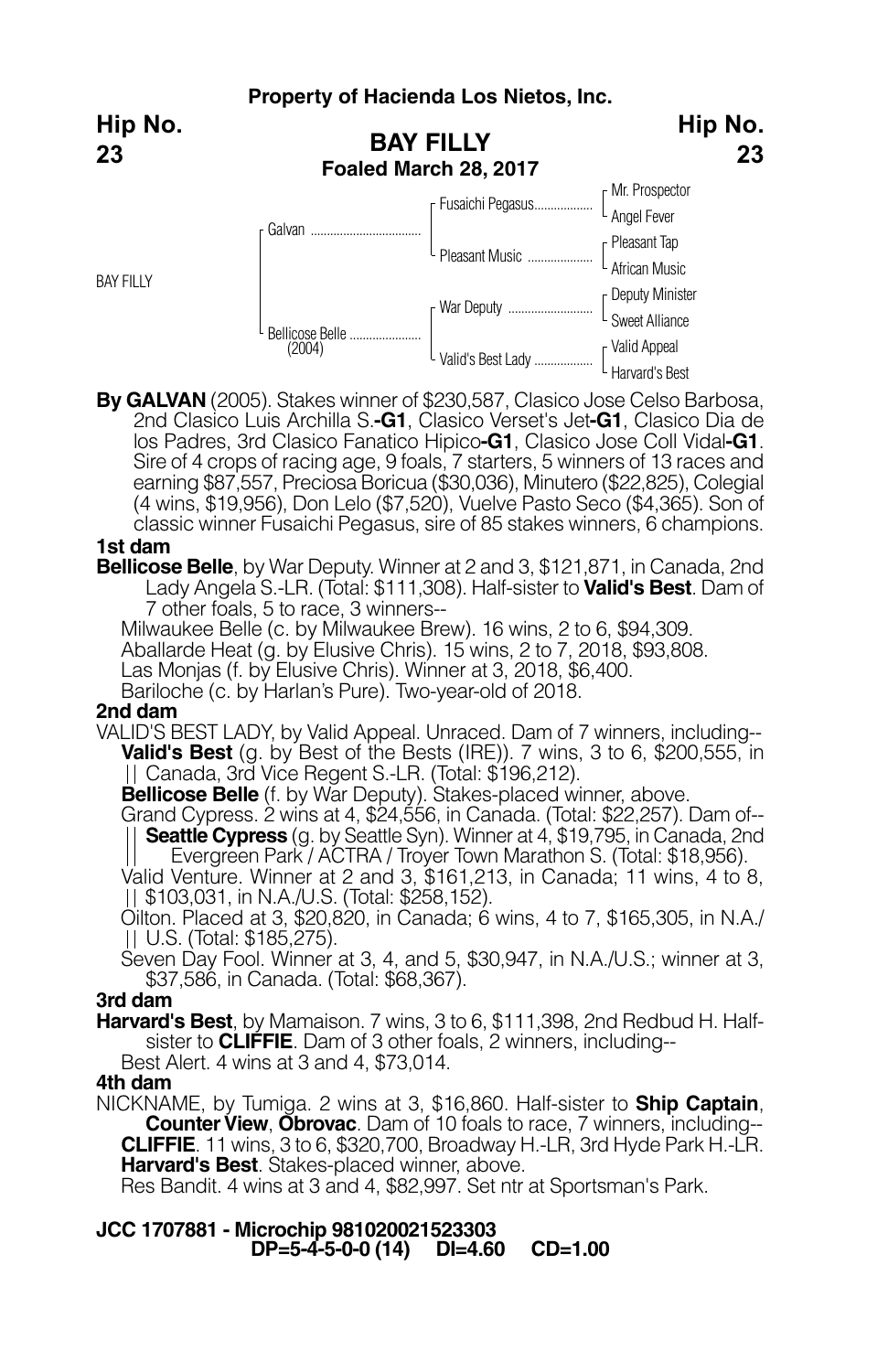**Property of Hacienda Los Nietos, Inc.**

**Hip No. 23**

# BAY FILLY

**Foaled March 28, 2017**

| | | | |
|---|---|---|---|
| BAY FILLY | Galvan | Fusaichi Pegasus | Mr. Prospector |
| | | | Angel Fever |
| | | Pleasant Music | Pleasant Tap |
| | | | African Music |
| | Bellicose Belle (2004) | War Deputy | Deputy Minister |
| | | | Sweet Alliance |
| | | Valid's Best Lady | Valid Appeal |
| | | | Harvard's Best |

**By GALVAN** (2005). Stakes winner of $230,587, Clasico Jose Celso Barbosa, 2nd Clasico Luis Archilla S.**-G1**, Clasico Verset's Jet**-G1**, Clasico Dia de los Padres, 3rd Clasico Fanatico Hipico**-G1**, Clasico Jose Coll Vidal**-G1**. Sire of 4 crops of racing age, 9 foals, 7 starters, 5 winners of 13 races and earning $87,557, Preciosa Boricua ($30,036), Minutero ($22,825), Colegial (4 wins, $19,956), Don Lelo ($7,520), Vuelve Pasto Seco ($4,365). Son of classic winner Fusaichi Pegasus, sire of 85 stakes winners, 6 champions.

**1st dam**

**Bellicose Belle**, by War Deputy. Winner at 2 and 3, $121,871, in Canada, 2nd Lady Angela S.-LR. (Total: $111,308). Half-sister to **Valid's Best**. Dam of 7 other foals, 5 to race, 3 winners--

Milwaukee Belle (c. by Milwaukee Brew). 16 wins, 2 to 6, $94,309.
Aballarde Heat (g. by Elusive Chris). 15 wins, 2 to 7, 2018, $93,808.
Las Monjas (f. by Elusive Chris). Winner at 3, 2018, $6,400.
Bariloche (c. by Harlan's Pure). Two-year-old of 2018.

**2nd dam**

VALID'S BEST LADY, by Valid Appeal. Unraced. Dam of 7 winners, including--

**Valid's Best** (g. by Best of the Bests (IRE)). 7 wins, 3 to 6, $200,555, in Canada, 3rd Vice Regent S.-LR. (Total: $196,212).
**Bellicose Belle** (f. by War Deputy). Stakes-placed winner, above.
Grand Cypress. 2 wins at 4, $24,556, in Canada. (Total: $22,257). Dam of--
**Seattle Cypress** (g. by Seattle Syn). Winner at 4, $19,795, in Canada, 2nd Evergreen Park / ACTRA / Troyer Town Marathon S. (Total: $18,956).
Valid Venture. Winner at 2 and 3, $161,213, in Canada; 11 wins, 4 to 8, $103,031, in N.A./U.S. (Total: $258,152).
Oilton. Placed at 3, $20,820, in Canada; 6 wins, 4 to 7, $165,305, in N.A./U.S. (Total: $185,275).
Seven Day Fool. Winner at 3, 4, and 5, $30,947, in N.A./U.S.; winner at 3, $37,586, in Canada. (Total: $68,367).

**3rd dam**

**Harvard's Best**, by Mamaison. 7 wins, 3 to 6, $111,398, 2nd Redbud H. Half-sister to **CLIFFIE**. Dam of 3 other foals, 2 winners, including--

Best Alert. 4 wins at 3 and 4, $73,014.

**4th dam**

NICKNAME, by Tumiga. 2 wins at 3, $16,860. Half-sister to **Ship Captain**, **Counter View**, **Obrovac**. Dam of 10 foals to race, 7 winners, including--

**CLIFFIE**. 11 wins, 3 to 6, $320,700, Broadway H.-LR, 3rd Hyde Park H.-LR.
**Harvard's Best**. Stakes-placed winner, above.
Res Bandit. 4 wins at 3 and 4, $82,997. Set ntr at Sportsman's Park.

**JCC 1707881 - Microchip 981020021523303**
**DP=5-4-5-0-0 (14) DI=4.60 CD=1.00**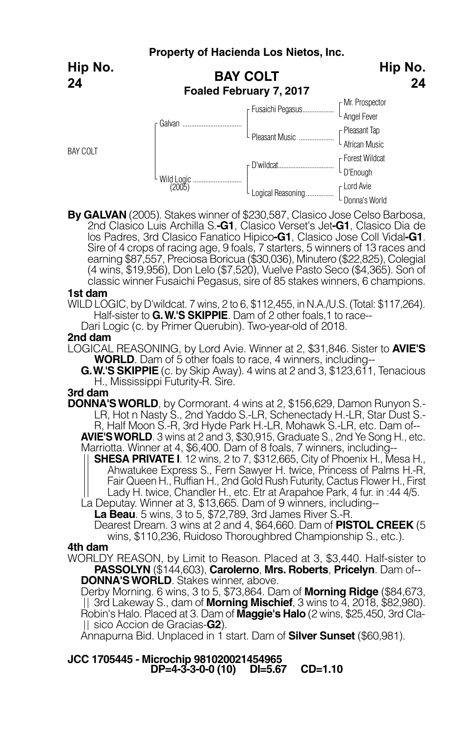**Property of Hacienda Los Nietos, Inc.**

**Hip No. 24**

## BAY COLT

**Foaled February 7, 2017**

| | | | |
|---|---|---|---|
| BAY COLT | Galvan | Fusaichi Pegasus | Mr. Prospector |
| | | | Angel Fever |
| | | Pleasant Music | Pleasant Tap |
| | | | African Music |
| | Wild Logic (2005) | D'wildcat | Forest Wildcat |
| | | | D'Enough |
| | | Logical Reasoning | Lord Avie |
| | | | Donna's World |

**By GALVAN** (2005). Stakes winner of $230,587, Clasico Jose Celso Barbosa, 2nd Clasico Luis Archilla S.**-G1**, Clasico Verset's Jet**-G1**, Clasico Dia de los Padres, 3rd Clasico Fanatico Hipico**-G1**, Clasico Jose Coll Vidal**-G1**. Sire of 4 crops of racing age, 9 foals, 7 starters, 5 winners of 13 races and earning $87,557, Preciosa Boricua ($30,036), Minutero ($22,825), Colegial (4 wins, $19,956), Don Lelo ($7,520), Vuelve Pasto Seco ($4,365). Son of classic winner Fusaichi Pegasus, sire of 85 stakes winners, 6 champions.

**1st dam**

WILD LOGIC, by D'wildcat. 7 wins, 2 to 6, $112,455, in N.A./U.S. (Total: $117,264). Half-sister to **G. W.'S SKIPPIE**. Dam of 2 other foals,1 to race--

Dari Logic (c. by Primer Querubin). Two-year-old of 2018.

**2nd dam**

LOGICAL REASONING, by Lord Avie. Winner at 2, $31,846. Sister to **AVIE'S WORLD**. Dam of 5 other foals to race, 4 winners, including--

**G. W.'S SKIPPIE** (c. by Skip Away). 4 wins at 2 and 3, $123,611, Tenacious H., Mississippi Futurity-R. Sire.

**3rd dam**

**DONNA'S WORLD**, by Cormorant. 4 wins at 2, $156,629, Damon Runyon S.-LR, Hot n Nasty S., 2nd Yaddo S.-LR, Schenectady H.-LR, Star Dust S.-R, Half Moon S.-R, 3rd Hyde Park H.-LR, Mohawk S.-LR, etc. Dam of--

**AVIE'S WORLD**. 3 wins at 2 and 3, $30,915, Graduate S., 2nd Ye Song H., etc.

Marriotta. Winner at 4, $6,400. Dam of 8 foals, 7 winners, including--

**SHESA PRIVATE I**. 12 wins, 2 to 7, $312,665, City of Phoenix H., Mesa H., Ahwatukee Express S., Fern Sawyer H. twice, Princess of Palms H.-R, Fair Queen H., Ruffian H., 2nd Gold Rush Futurity, Cactus Flower H., First Lady H. twice, Chandler H., etc. Etr at Arapahoe Park, 4 fur. in :44 4/5.

La Deputay. Winner at 3, $13,665. Dam of 9 winners, including--

**La Beau**. 5 wins, 3 to 5, $72,789, 3rd James River S.-R.

Dearest Dream. 3 wins at 2 and 4, $64,660. Dam of **PISTOL CREEK** (5 wins, $110,236, Ruidoso Thoroughbred Championship S., etc.).

**4th dam**

WORLDY REASON, by Limit to Reason. Placed at 3, $3,440. Half-sister to **PASSOLYN** ($144,603), **Carolerno**, **Mrs. Roberts**, **Pricelyn**. Dam of--

**DONNA'S WORLD**. Stakes winner, above.

Derby Morning. 6 wins, 3 to 5, $73,864. Dam of **Morning Ridge** ($84,673, 3rd Lakeway S., dam of **Morning Mischief**, 3 wins to 4, 2018, $82,980).

Robin's Halo. Placed at 3. Dam of **Maggie's Halo** (2 wins, $25,450, 3rd Clasico Accion de Gracias-**G2**).

Annapurna Bid. Unplaced in 1 start. Dam of **Silver Sunset** ($60,981).

**JCC 1705445 - Microchip 981020021454965**
**DP=4-3-3-0-0 (10) DI=5.67 CD=1.10**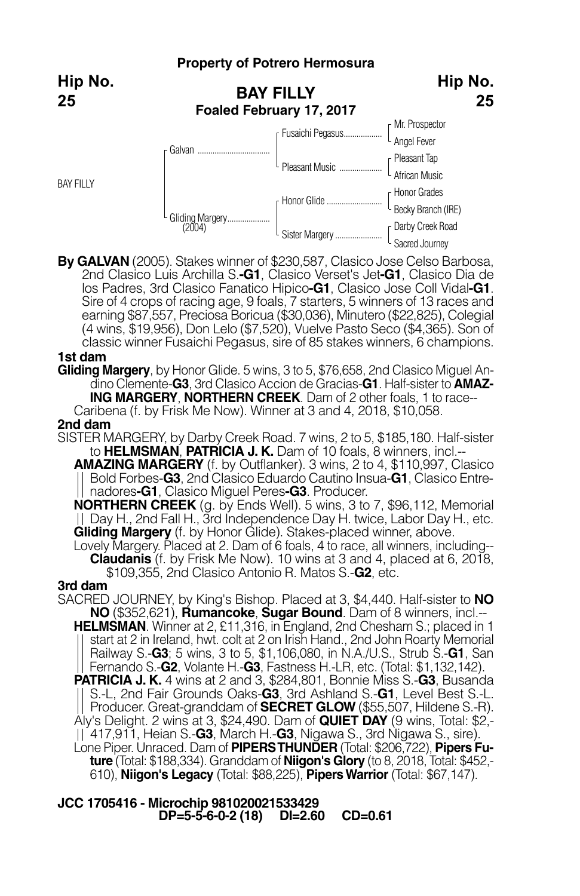**Property of Potrero Hermosura**

**Hip No. 25**

## BAY FILLY

**Foaled February 17, 2017**

| | | | |
|---|---|---|---|
| BAY FILLY | Galvan | Fusaichi Pegasus | Mr. Prospector |
| | | | Angel Fever |
| | | Pleasant Music | Pleasant Tap |
| | | | African Music |
| | Gliding Margery (2004) | Honor Glide | Honor Grades |
| | | | Becky Branch (IRE) |
| | | Sister Margery | Darby Creek Road |
| | | | Sacred Journey |

**By GALVAN** (2005). Stakes winner of $230,587, Clasico Jose Celso Barbosa, 2nd Clasico Luis Archilla S.-**G1**, Clasico Verset's Jet-**G1**, Clasico Dia de los Padres, 3rd Clasico Fanatico Hipico-**G1**, Clasico Jose Coll Vidal-**G1**. Sire of 4 crops of racing age, 9 foals, 7 starters, 5 winners of 13 races and earning $87,557, Preciosa Boricua ($30,036), Minutero ($22,825), Colegial (4 wins, $19,956), Don Lelo ($7,520), Vuelve Pasto Seco ($4,365). Son of classic winner Fusaichi Pegasus, sire of 85 stakes winners, 6 champions.

**1st dam**

**Gliding Margery**, by Honor Glide. 5 wins, 3 to 5, $76,658, 2nd Clasico Miguel Andino Clemente-**G3**, 3rd Clasico Accion de Gracias-**G1**. Half-sister to **AMAZING MARGERY**, **NORTHERN CREEK**. Dam of 2 other foals, 1 to race--

Caribena (f. by Frisk Me Now). Winner at 3 and 4, 2018, $10,058.

**2nd dam**

SISTER MARGERY, by Darby Creek Road. 7 wins, 2 to 5, $185,180. Half-sister to **HELMSMAN**, **PATRICIA J. K.** Dam of 10 foals, 8 winners, incl.--

**AMAZING MARGERY** (f. by Outflanker). 3 wins, 2 to 4, $110,997, Clasico Bold Forbes-**G3**, 2nd Clasico Eduardo Cautino Insua-**G1**, Clasico Entrenadores-**G1**, Clasico Miguel Peres-**G3**. Producer.

**NORTHERN CREEK** (g. by Ends Well). 5 wins, 3 to 7, $96,112, Memorial Day H., 2nd Fall H., 3rd Independence Day H. twice, Labor Day H., etc.

**Gliding Margery** (f. by Honor Glide). Stakes-placed winner, above.

Lovely Margery. Placed at 2. Dam of 6 foals, 4 to race, all winners, including--

**Claudanis** (f. by Frisk Me Now). 10 wins at 3 and 4, placed at 6, 2018, $109,355, 2nd Clasico Antonio R. Matos S.-**G2**, etc.

**3rd dam**

SACRED JOURNEY, by King's Bishop. Placed at 3, $4,440. Half-sister to **NO NO** ($352,621), **Rumancoke**, **Sugar Bound**. Dam of 8 winners, incl.--

**HELMSMAN**. Winner at 2, £11,316, in England, 2nd Chesham S.; placed in 1 start at 2 in Ireland, hwt. colt at 2 on Irish Hand., 2nd John Roarty Memorial Railway S.-**G3**; 5 wins, 3 to 5, $1,106,080, in N.A./U.S., Strub S.-**G1**, San Fernando S.-**G2**, Volante H.-**G3**, Fastness H.-LR, etc. (Total: $1,132,142).

**PATRICIA J. K.** 4 wins at 2 and 3, $284,801, Bonnie Miss S.-**G3**, Busanda S.-L, 2nd Fair Grounds Oaks-**G3**, 3rd Ashland S.-**G1**, Level Best S.-L. Producer. Great-granddam of **SECRET GLOW** ($55,507, Hildene S.-R).

Aly's Delight. 2 wins at 3, $24,490. Dam of **QUIET DAY** (9 wins, Total: $2,417,911, Heian S.-**G3**, March H.-**G3**, Nigawa S., 3rd Nigawa S., sire).

Lone Piper. Unraced. Dam of **PIPERS THUNDER** (Total: $206,722), **Pipers Future** (Total: $188,334). Granddam of **Niigon's Glory** (to 8, 2018, Total: $452,610), **Niigon's Legacy** (Total: $88,225), **Pipers Warrior** (Total: $67,147).

**JCC 1705416 - Microchip 981020021533429**
**DP=5-5-6-0-2 (18) DI=2.60 CD=0.61**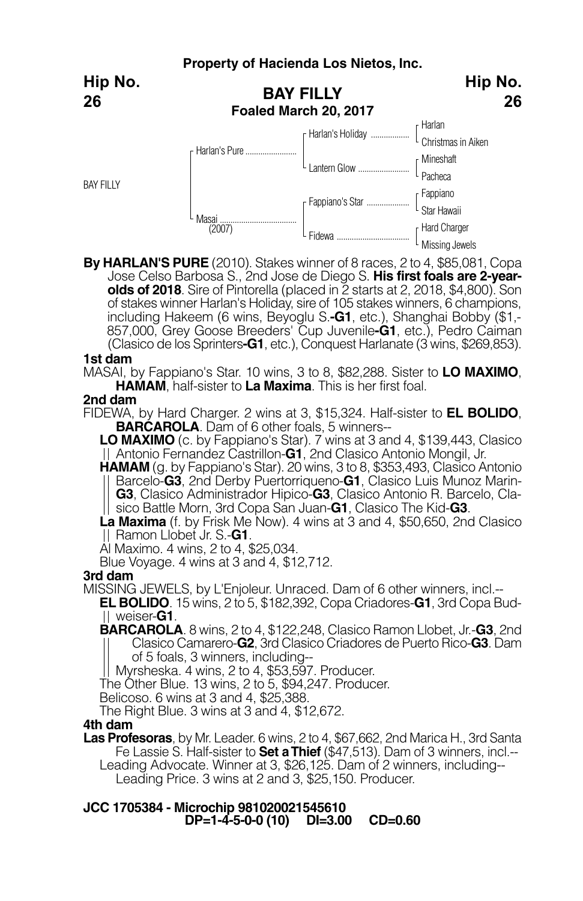**Property of Hacienda Los Nietos, Inc.**

**Hip No. 26**

## BAY FILLY

**Foaled March 20, 2017**

| | | | |
|---|---|---|---|
| BAY FILLY | Harlan's Pure | Harlan's Holiday | Harlan |
| | | | Christmas in Aiken |
| | | Lantern Glow | Mineshaft |
| | | | Pacheca |
| | Masai (2007) | Fappiano's Star | Fappiano |
| | | | Star Hawaii |
| | | Fidewa | Hard Charger |
| | | | Missing Jewels |

**By HARLAN'S PURE** (2010). Stakes winner of 8 races, 2 to 4, $85,081, Copa Jose Celso Barbosa S., 2nd Jose de Diego S. **His first foals are 2-year-olds of 2018**. Sire of Pintorella (placed in 2 starts at 2, 2018, $4,800). Son of stakes winner Harlan's Holiday, sire of 105 stakes winners, 6 champions, including Hakeem (6 wins, Beyoglu S.-**G1**, etc.), Shanghai Bobby ($1,857,000, Grey Goose Breeders' Cup Juvenile-**G1**, etc.), Pedro Caiman (Clasico de los Sprinters-**G1**, etc.), Conquest Harlanate (3 wins, $269,853).

**1st dam**

MASAI, by Fappiano's Star. 10 wins, 3 to 8, $82,288. Sister to **LO MAXIMO**, **HAMAM**, half-sister to **La Maxima**. This is her first foal.

**2nd dam**

FIDEWA, by Hard Charger. 2 wins at 3, $15,324. Half-sister to **EL BOLIDO**, **BARCAROLA**. Dam of 6 other foals, 5 winners--

- **LO MAXIMO** (c. by Fappiano's Star). 7 wins at 3 and 4, $139,443, Clasico Antonio Fernandez Castrillon-**G1**, 2nd Clasico Antonio Mongil, Jr.
- **HAMAM** (g. by Fappiano's Star). 20 wins, 3 to 8, $353,493, Clasico Antonio Barcelo-**G3**, 2nd Derby Puertorriqueno-**G1**, Clasico Luis Munoz Marin-**G3**, Clasico Administrador Hipico-**G3**, Clasico Antonio R. Barcelo, Clasico Battle Morn, 3rd Copa San Juan-**G1**, Clasico The Kid-**G3**.
- **La Maxima** (f. by Frisk Me Now). 4 wins at 3 and 4, $50,650, 2nd Clasico Ramon Llobet Jr. S.-**G1**.
- Al Maximo. 4 wins, 2 to 4, $25,034.
- Blue Voyage. 4 wins at 3 and 4, $12,712.

**3rd dam**

MISSING JEWELS, by L'Enjoleur. Unraced. Dam of 6 other winners, incl.--

- **EL BOLIDO**. 15 wins, 2 to 5, $182,392, Copa Criadores-**G1**, 3rd Copa Budweiser-**G1**.
- **BARCAROLA**. 8 wins, 2 to 4, $122,248, Clasico Ramon Llobet, Jr.-**G3**, 2nd Clasico Camarero-**G2**, 3rd Clasico Criadores de Puerto Rico-**G3**. Dam of 5 foals, 3 winners, including--
  - Myrsheska. 4 wins, 2 to 4, $53,597. Producer.
- The Other Blue. 13 wins, 2 to 5, $94,247. Producer.
- Belicoso. 6 wins at 3 and 4, $25,388.
- The Right Blue. 3 wins at 3 and 4, $12,672.

**4th dam**

**Las Profesoras**, by Mr. Leader. 6 wins, 2 to 4, $67,662, 2nd Marica H., 3rd Santa Fe Lassie S. Half-sister to **Set a Thief** ($47,513). Dam of 3 winners, incl.--

- Leading Advocate. Winner at 3, $26,125. Dam of 2 winners, including--
  - Leading Price. 3 wins at 2 and 3, $25,150. Producer.

**JCC 1705384 - Microchip 981020021545610**
**DP=1-4-5-0-0 (10) DI=3.00 CD=0.60**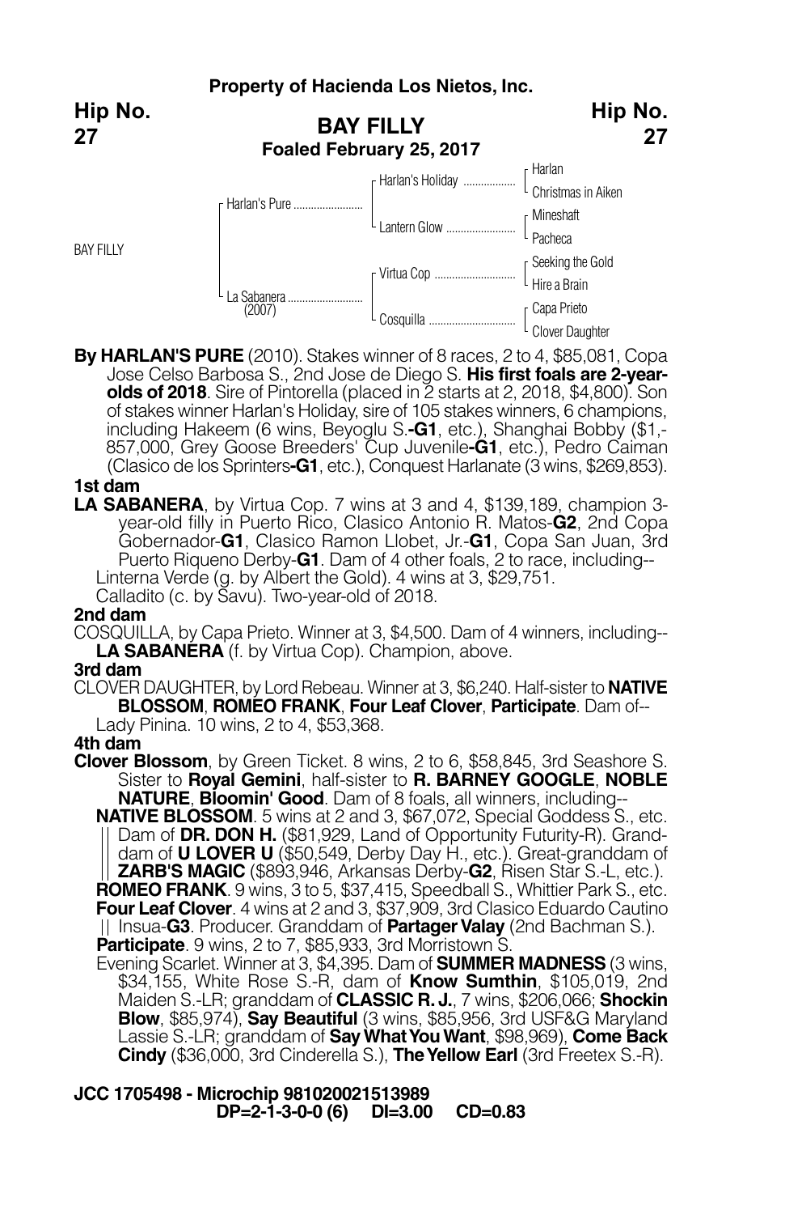**Property of Hacienda Los Nietos, Inc.**

**Hip No. 27**

## BAY FILLY

**Foaled February 25, 2017**

| | | | |
|---|---|---|---|
| BAY FILLY | Harlan's Pure | Harlan's Holiday | Harlan |
| | | | Christmas in Aiken |
| | | Lantern Glow | Mineshaft |
| | | | Pacheca |
| | La Sabanera (2007) | Virtua Cop | Seeking the Gold |
| | | | Hire a Brain |
| | | Cosquilla | Capa Prieto |
| | | | Clover Daughter |

**By HARLAN'S PURE** (2010). Stakes winner of 8 races, 2 to 4, $85,081, Copa Jose Celso Barbosa S., 2nd Jose de Diego S. **His first foals are 2-year-olds of 2018**. Sire of Pintorella (placed in 2 starts at 2, 2018, $4,800). Son of stakes winner Harlan's Holiday, sire of 105 stakes winners, 6 champions, including Hakeem (6 wins, Beyoglu S.**-G1**, etc.), Shanghai Bobby ($1,857,000, Grey Goose Breeders' Cup Juvenile**-G1**, etc.), Pedro Caiman (Clasico de los Sprinters**-G1**, etc.), Conquest Harlanate (3 wins, $269,853).

**1st dam**

**LA SABANERA**, by Virtua Cop. 7 wins at 3 and 4, $139,189, champion 3-year-old filly in Puerto Rico, Clasico Antonio R. Matos-**G2**, 2nd Copa Gobernador-**G1**, Clasico Ramon Llobet, Jr.-**G1**, Copa San Juan, 3rd Puerto Riqueno Derby-**G1**. Dam of 4 other foals, 2 to race, including--

Linterna Verde (g. by Albert the Gold). 4 wins at 3, $29,751.

Calladito (c. by Savu). Two-year-old of 2018.

**2nd dam**

COSQUILLA, by Capa Prieto. Winner at 3, $4,500. Dam of 4 winners, including--

**LA SABANERA** (f. by Virtua Cop). Champion, above.

**3rd dam**

CLOVER DAUGHTER, by Lord Rebeau. Winner at 3, $6,240. Half-sister to **NATIVE BLOSSOM**, **ROMEO FRANK**, **Four Leaf Clover**, **Participate**. Dam of--

Lady Pinina. 10 wins, 2 to 4, $53,368.

**4th dam**

**Clover Blossom**, by Green Ticket. 8 wins, 2 to 6, $58,845, 3rd Seashore S. Sister to **Royal Gemini**, half-sister to **R. BARNEY GOOGLE**, **NOBLE NATURE**, **Bloomin' Good**. Dam of 8 foals, all winners, including--

**NATIVE BLOSSOM**. 5 wins at 2 and 3, $67,072, Special Goddess S., etc. Dam of **DR. DON H.** ($81,929, Land of Opportunity Futurity-R). Granddam of **U LOVER U** ($50,549, Derby Day H., etc.). Great-granddam of **ZARB'S MAGIC** ($893,946, Arkansas Derby-**G2**, Risen Star S.-L, etc.).

**ROMEO FRANK**. 9 wins, 3 to 5, $37,415, Speedball S., Whittier Park S., etc.

**Four Leaf Clover**. 4 wins at 2 and 3, $37,909, 3rd Clasico Eduardo Cautino Insua-**G3**. Producer. Granddam of **Partager Valay** (2nd Bachman S.).

**Participate**. 9 wins, 2 to 7, $85,933, 3rd Morristown S.

Evening Scarlet. Winner at 3, $4,395. Dam of **SUMMER MADNESS** (3 wins, $34,155, White Rose S.-R, dam of **Know Sumthin**, $105,019, 2nd Maiden S.-LR; granddam of **CLASSIC R. J.**, 7 wins, $206,066; **Shockin Blow**, $85,974), **Say Beautiful** (3 wins, $85,956, 3rd USF&G Maryland Lassie S.-LR; granddam of **Say What You Want**, $98,969), **Come Back Cindy** ($36,000, 3rd Cinderella S.), **The Yellow Earl** (3rd Freetex S.-R).

**JCC 1705498 - Microchip 981020021513989**
**DP=2-1-3-0-0 (6) DI=3.00 CD=0.83**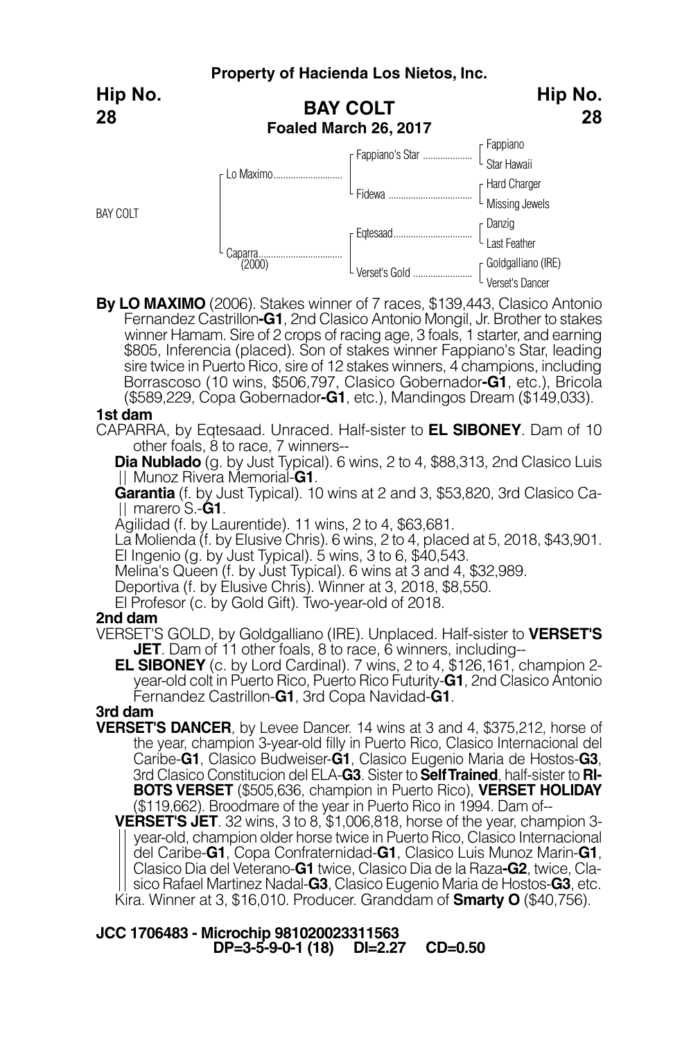**Property of Hacienda Los Nietos, Inc.**

**Hip No. 28**

## BAY COLT

**Foaled March 26, 2017**

| | | | |
|---|---|---|---|
| BAY COLT | Lo Maximo | Fappiano's Star | Fappiano |
| | | | Star Hawaii |
| | | Fidewa | Hard Charger |
| | | | Missing Jewels |
| | Caparra (2000) | Eqtesaad | Danzig |
| | | | Last Feather |
| | | Verset's Gold | Goldgalliano (IRE) |
| | | | Verset's Dancer |

**By LO MAXIMO** (2006). Stakes winner of 7 races, $139,443, Clasico Antonio Fernandez Castrillon**-G1**, 2nd Clasico Antonio Mongil, Jr. Brother to stakes winner Hamam. Sire of 2 crops of racing age, 3 foals, 1 starter, and earning $805, Inferencia (placed). Son of stakes winner Fappiano's Star, leading sire twice in Puerto Rico, sire of 12 stakes winners, 4 champions, including Borrascoso (10 wins, $506,797, Clasico Gobernador**-G1**, etc.), Bricola ($589,229, Copa Gobernador**-G1**, etc.), Mandingos Dream ($149,033).

**1st dam**

CAPARRA, by Eqtesaad. Unraced. Half-sister to **EL SIBONEY**. Dam of 10 other foals, 8 to race, 7 winners--

**Dia Nublado** (g. by Just Typical). 6 wins, 2 to 4, $88,313, 2nd Clasico Luis Munoz Rivera Memorial-**G1**.

**Garantia** (f. by Just Typical). 10 wins at 2 and 3, $53,820, 3rd Clasico Camarero S.-**G1**.

Agilidad (f. by Laurentide). 11 wins, 2 to 4, $63,681.

La Molienda (f. by Elusive Chris). 6 wins, 2 to 4, placed at 5, 2018, $43,901.

El Ingenio (g. by Just Typical). 5 wins, 3 to 6, $40,543.

Melina's Queen (f. by Just Typical). 6 wins at 3 and 4, $32,989.

Deportiva (f. by Elusive Chris). Winner at 3, 2018, $8,550.

El Profesor (c. by Gold Gift). Two-year-old of 2018.

**2nd dam**

VERSET'S GOLD, by Goldgalliano (IRE). Unplaced. Half-sister to **VERSET'S JET**. Dam of 11 other foals, 8 to race, 6 winners, including--

**EL SIBONEY** (c. by Lord Cardinal). 7 wins, 2 to 4, $126,161, champion 2-year-old colt in Puerto Rico, Puerto Rico Futurity-**G1**, 2nd Clasico Antonio Fernandez Castrillon-**G1**, 3rd Copa Navidad-**G1**.

**3rd dam**

**VERSET'S DANCER**, by Levee Dancer. 14 wins at 3 and 4, $375,212, horse of the year, champion 3-year-old filly in Puerto Rico, Clasico Internacional del Caribe-**G1**, Clasico Budweiser-**G1**, Clasico Eugenio Maria de Hostos-**G3**, 3rd Clasico Constitucion del ELA-**G3**. Sister to **Self Trained**, half-sister to **RIBOTS VERSET** ($505,636, champion in Puerto Rico), **VERSET HOLIDAY** ($119,662). Broodmare of the year in Puerto Rico in 1994. Dam of--

**VERSET'S JET**. 32 wins, 3 to 8, $1,006,818, horse of the year, champion 3-year-old, champion older horse twice in Puerto Rico, Clasico Internacional del Caribe-**G1**, Copa Confraternidad-**G1**, Clasico Luis Munoz Marin-**G1**, Clasico Dia del Veterano-**G1** twice, Clasico Dia de la Raza**-G2**, twice, Clasico Rafael Martinez Nadal-**G3**, Clasico Eugenio Maria de Hostos-**G3**, etc.

Kira. Winner at 3, $16,010. Producer. Granddam of **Smarty O** ($40,756).

**JCC 1706483 - Microchip 981020023311563**
**DP=3-5-9-0-1 (18) DI=2.27 CD=0.50**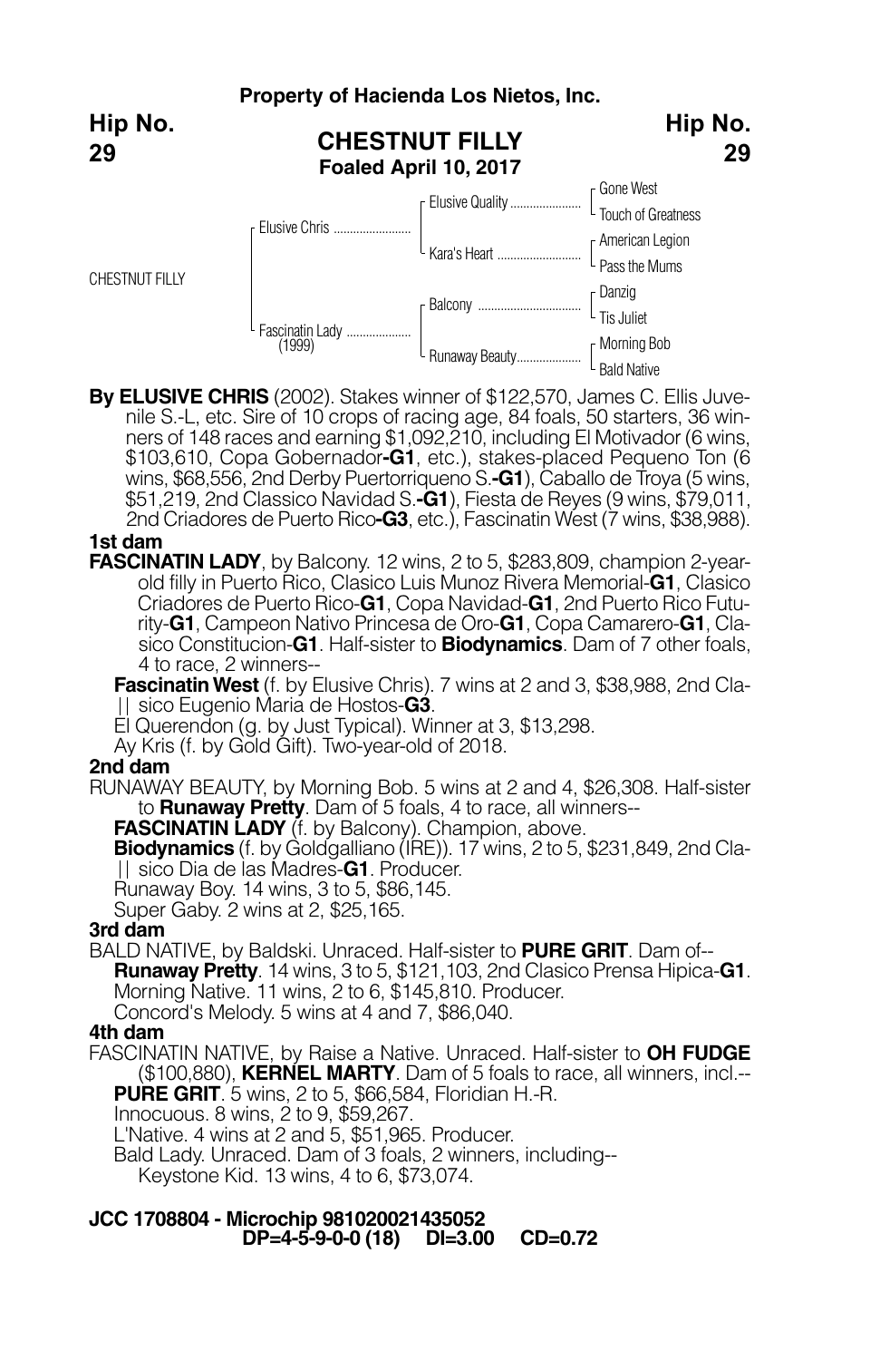**Property of Hacienda Los Nietos, Inc.**

**Hip No. 29**

# CHESTNUT FILLY

**Foaled April 10, 2017**

| | | | |
|---|---|---|---|
| CHESTNUT FILLY | Elusive Chris | Elusive Quality | Gone West |
| | | | Touch of Greatness |
| | | Kara's Heart | American Legion |
| | | | Pass the Mums |
| | Fascinatin Lady (1999) | Balcony | Danzig |
| | | | Tis Juliet |
| | | Runaway Beauty | Morning Bob |
| | | | Bald Native |

**By ELUSIVE CHRIS** (2002). Stakes winner of $122,570, James C. Ellis Juvenile S.-L, etc. Sire of 10 crops of racing age, 84 foals, 50 starters, 36 winners of 148 races and earning $1,092,210, including El Motivador (6 wins, $103,610, Copa Gobernador-**G1**, etc.), stakes-placed Pequeno Ton (6 wins, $68,556, 2nd Derby Puertorriqueno S.-**G1**), Caballo de Troya (5 wins, $51,219, 2nd Classico Navidad S.-**G1**), Fiesta de Reyes (9 wins, $79,011, 2nd Criadores de Puerto Rico-**G3**, etc.), Fascinatin West (7 wins, $38,988).

**1st dam**

**FASCINATIN LADY**, by Balcony. 12 wins, 2 to 5, $283,809, champion 2-year-old filly in Puerto Rico, Clasico Luis Munoz Rivera Memorial-**G1**, Clasico Criadores de Puerto Rico-**G1**, Copa Navidad-**G1**, 2nd Puerto Rico Futurity-**G1**, Campeon Nativo Princesa de Oro-**G1**, Copa Camarero-**G1**, Clasico Constitucion-**G1**. Half-sister to **Biodynamics**. Dam of 7 other foals, 4 to race, 2 winners--

**Fascinatin West** (f. by Elusive Chris). 7 wins at 2 and 3, $38,988, 2nd Clasico Eugenio Maria de Hostos-**G3**.

El Querendon (g. by Just Typical). Winner at 3, $13,298.

Ay Kris (f. by Gold Gift). Two-year-old of 2018.

**2nd dam**

RUNAWAY BEAUTY, by Morning Bob. 5 wins at 2 and 4, $26,308. Half-sister to **Runaway Pretty**. Dam of 5 foals, 4 to race, all winners--

**FASCINATIN LADY** (f. by Balcony). Champion, above.

**Biodynamics** (f. by Goldgalliano (IRE)). 17 wins, 2 to 5, $231,849, 2nd Clasico Dia de las Madres-**G1**. Producer.

Runaway Boy. 14 wins, 3 to 5, $86,145.

Super Gaby. 2 wins at 2, $25,165.

**3rd dam**

BALD NATIVE, by Baldski. Unraced. Half-sister to **PURE GRIT**. Dam of--

**Runaway Pretty**. 14 wins, 3 to 5, $121,103, 2nd Clasico Prensa Hipica-**G1**.

Morning Native. 11 wins, 2 to 6, $145,810. Producer.

Concord's Melody. 5 wins at 4 and 7, $86,040.

**4th dam**

FASCINATIN NATIVE, by Raise a Native. Unraced. Half-sister to **OH FUDGE** ($100,880), **KERNEL MARTY**. Dam of 5 foals to race, all winners, incl.--

**PURE GRIT**. 5 wins, 2 to 5, $66,584, Floridian H.-R.

Innocuous. 8 wins, 2 to 9, $59,267.

L'Native. 4 wins at 2 and 5, $51,965. Producer.

Bald Lady. Unraced. Dam of 3 foals, 2 winners, including--

Keystone Kid. 13 wins, 4 to 6, $73,074.

**JCC 1708804 - Microchip 981020021435052**
**DP=4-5-9-0-0 (18) DI=3.00 CD=0.72**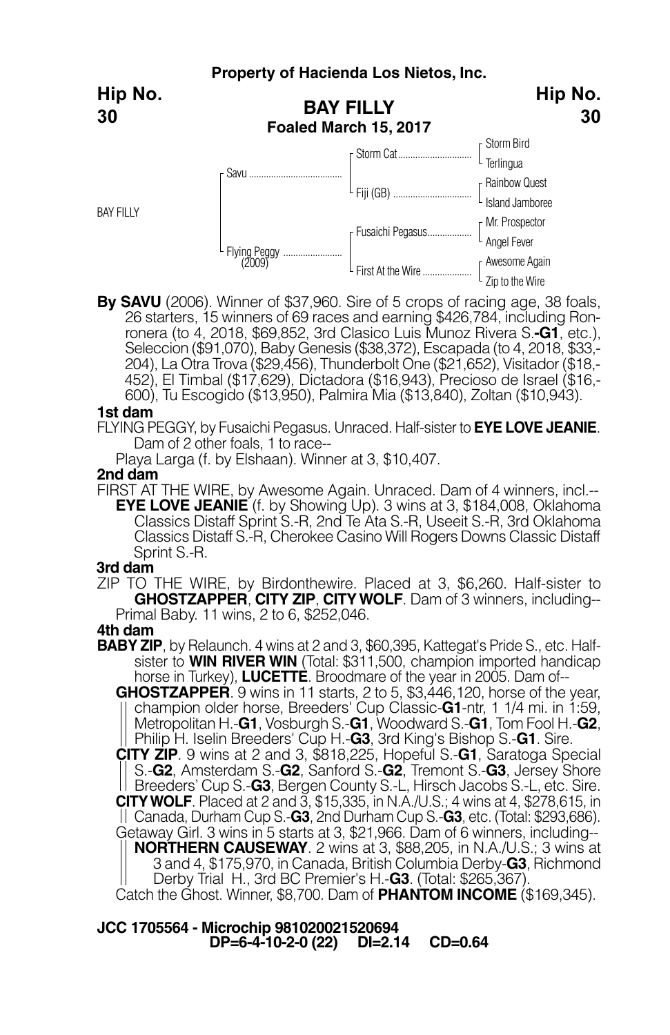**Property of Hacienda Los Nietos, Inc.**

**Hip No. 30**

# BAY FILLY

**Foaled March 15, 2017**

| | | | |
|---|---|---|---|
| BAY FILLY | Savu | Storm Cat | Storm Bird |
| | | | Terlingua |
| | | Fiji (GB) | Rainbow Quest |
| | | | Island Jamboree |
| | Flying Peggy (2009) | Fusaichi Pegasus | Mr. Prospector |
| | | | Angel Fever |
| | | First At the Wire | Awesome Again |
| | | | Zip to the Wire |

**By SAVU** (2006). Winner of $37,960. Sire of 5 crops of racing age, 38 foals, 26 starters, 15 winners of 69 races and earning $426,784, including Ronronera (to 4, 2018, $69,852, 3rd Clasico Luis Munoz Rivera S.**-G1**, etc.), Seleccion ($91,070), Baby Genesis ($38,372), Escapada (to 4, 2018, $33,204), La Otra Trova ($29,456), Thunderbolt One ($21,652), Visitador ($18,452), El Timbal ($17,629), Dictadora ($16,943), Precioso de Israel ($16,600), Tu Escogido ($13,950), Palmira Mia ($13,840), Zoltan ($10,943).

**1st dam**

FLYING PEGGY, by Fusaichi Pegasus. Unraced. Half-sister to **EYE LOVE JEANIE**. Dam of 2 other foals, 1 to race--

Playa Larga (f. by Elshaan). Winner at 3, $10,407.

**2nd dam**

FIRST AT THE WIRE, by Awesome Again. Unraced. Dam of 4 winners, incl.--

**EYE LOVE JEANIE** (f. by Showing Up). 3 wins at 3, $184,008, Oklahoma Classics Distaff Sprint S.-R, 2nd Te Ata S.-R, Useeit S.-R, 3rd Oklahoma Classics Distaff S.-R, Cherokee Casino Will Rogers Downs Classic Distaff Sprint S.-R.

**3rd dam**

ZIP TO THE WIRE, by Birdonthewire. Placed at 3, $6,260. Half-sister to **GHOSTZAPPER**, **CITY ZIP**, **CITY WOLF**. Dam of 3 winners, including--

Primal Baby. 11 wins, 2 to 6, $252,046.

**4th dam**

**BABY ZIP**, by Relaunch. 4 wins at 2 and 3, $60,395, Kattegat's Pride S., etc. Half-sister to **WIN RIVER WIN** (Total: $311,500, champion imported handicap horse in Turkey), **LUCETTE**. Broodmare of the year in 2005. Dam of--

**GHOSTZAPPER**. 9 wins in 11 starts, 2 to 5, $3,446,120, horse of the year, champion older horse, Breeders' Cup Classic-**G1**-ntr, 1 1/4 mi. in 1:59, Metropolitan H.-**G1**, Vosburgh S.-**G1**, Woodward S.-**G1**, Tom Fool H.-**G2**, Philip H. Iselin Breeders' Cup H.-**G3**, 3rd King's Bishop S.-**G1**. Sire.

**CITY ZIP**. 9 wins at 2 and 3, $818,225, Hopeful S.-**G1**, Saratoga Special S.-**G2**, Amsterdam S.-**G2**, Sanford S.-**G2**, Tremont S.-**G3**, Jersey Shore Breeders' Cup S.-**G3**, Bergen County S.-L, Hirsch Jacobs S.-L, etc. Sire.

**CITY WOLF**. Placed at 2 and 3, $15,335, in N.A./U.S.; 4 wins at 4, $278,615, in Canada, Durham Cup S.-**G3**, 2nd Durham Cup S.-**G3**, etc. (Total: $293,686).

Getaway Girl. 3 wins in 5 starts at 3, $21,966. Dam of 6 winners, including--

**NORTHERN CAUSEWAY**. 2 wins at 3, $88,205, in N.A./U.S.; 3 wins at 3 and 4, $175,970, in Canada, British Columbia Derby-**G3**, Richmond Derby Trial H., 3rd BC Premier's H.-**G3**. (Total: $265,367).

Catch the Ghost. Winner, $8,700. Dam of **PHANTOM INCOME** ($169,345).

**JCC 1705564 - Microchip 981020021520694**
**DP=6-4-10-2-0 (22) DI=2.14 CD=0.64**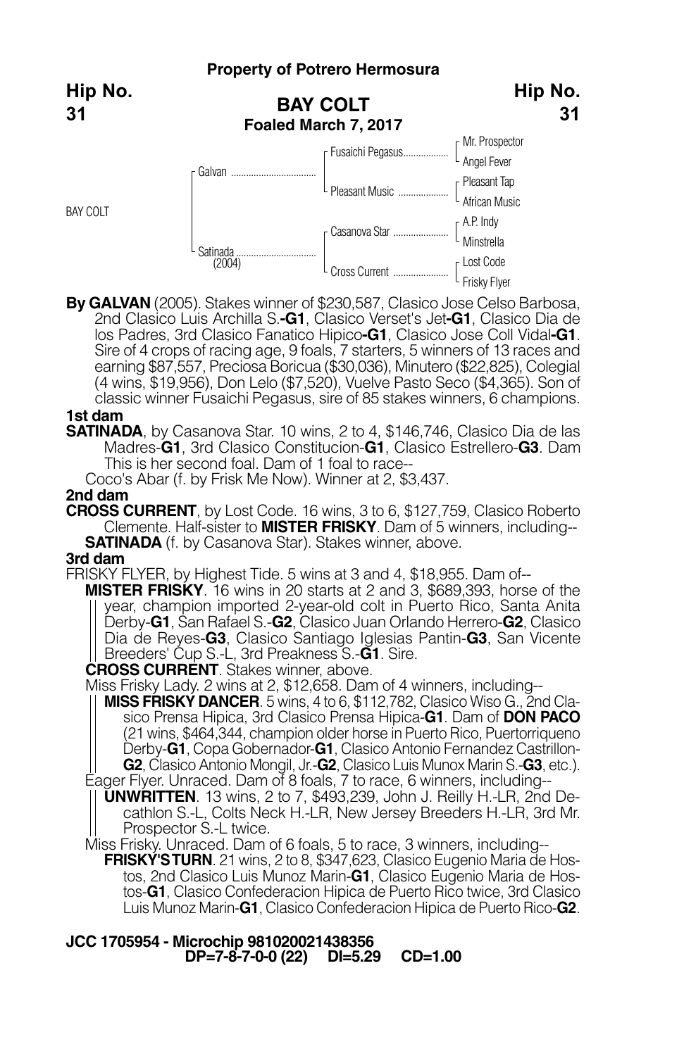**Property of Potrero Hermosura**

**Hip No. 31**

## BAY COLT

**Foaled March 7, 2017**

| | | | |
|---|---|---|---|
| BAY COLT | Galvan | Fusaichi Pegasus | Mr. Prospector |
| | | | Angel Fever |
| | | Pleasant Music | Pleasant Tap |
| | | | African Music |
| | Satinada (2004) | Casanova Star | A.P. Indy |
| | | | Minstrella |
| | | Cross Current | Lost Code |
| | | | Frisky Flyer |

**By GALVAN** (2005). Stakes winner of $230,587, Clasico Jose Celso Barbosa, 2nd Clasico Luis Archilla S.-**G1**, Clasico Verset's Jet-**G1**, Clasico Dia de los Padres, 3rd Clasico Fanatico Hipico-**G1**, Clasico Jose Coll Vidal-**G1**. Sire of 4 crops of racing age, 9 foals, 7 starters, 5 winners of 13 races and earning $87,557, Preciosa Boricua ($30,036), Minutero ($22,825), Colegial (4 wins, $19,956), Don Lelo ($7,520), Vuelve Pasto Seco ($4,365). Son of classic winner Fusaichi Pegasus, sire of 85 stakes winners, 6 champions.

### 1st dam

**SATINADA**, by Casanova Star. 10 wins, 2 to 4, $146,746, Clasico Dia de las Madres-**G1**, 3rd Clasico Constitucion-**G1**, Clasico Estrellero-**G3**. Dam This is her second foal. Dam of 1 foal to race--

Coco's Abar (f. by Frisk Me Now). Winner at 2, $3,437.

### 2nd dam

**CROSS CURRENT**, by Lost Code. 16 wins, 3 to 6, $127,759, Clasico Roberto Clemente. Half-sister to **MISTER FRISKY**. Dam of 5 winners, including--

**SATINADA** (f. by Casanova Star). Stakes winner, above.

### 3rd dam

FRISKY FLYER, by Highest Tide. 5 wins at 3 and 4, $18,955. Dam of--

**MISTER FRISKY**. 16 wins in 20 starts at 2 and 3, $689,393, horse of the year, champion imported 2-year-old colt in Puerto Rico, Santa Anita Derby-**G1**, San Rafael S.-**G2**, Clasico Juan Orlando Herrero-**G2**, Clasico Dia de Reyes-**G3**, Clasico Santiago Iglesias Pantin-**G3**, San Vicente Breeders' Cup S.-L, 3rd Preakness S.-**G1**. Sire.

**CROSS CURRENT**. Stakes winner, above.

Miss Frisky Lady. 2 wins at 2, $12,658. Dam of 4 winners, including--

**MISS FRISKY DANCER**. 5 wins, 4 to 6, $112,782, Clasico Wiso G., 2nd Clasico Prensa Hipica, 3rd Clasico Prensa Hipica-**G1**. Dam of **DON PACO** (21 wins, $464,344, champion older horse in Puerto Rico, Puertorriqueno Derby-**G1**, Copa Gobernador-**G1**, Clasico Antonio Fernandez Castrillon-**G2**, Clasico Antonio Mongil, Jr.-**G2**, Clasico Luis Munox Marin S.-**G3**, etc.).

Eager Flyer. Unraced. Dam of 8 foals, 7 to race, 6 winners, including--

**UNWRITTEN**. 13 wins, 2 to 7, $493,239, John J. Reilly H.-LR, 2nd Decathlon S.-L, Colts Neck H.-LR, New Jersey Breeders H.-LR, 3rd Mr. Prospector S.-L twice.

Miss Frisky. Unraced. Dam of 6 foals, 5 to race, 3 winners, including--

**FRISKY'STURN**. 21 wins, 2 to 8, $347,623, Clasico Eugenio Maria de Hostos, 2nd Clasico Luis Munoz Marin-**G1**, Clasico Eugenio Maria de Hostos-**G1**, Clasico Confederacion Hipica de Puerto Rico twice, 3rd Clasico Luis Munoz Marin-**G1**, Clasico Confederacion Hipica de Puerto Rico-**G2**.

**JCC 1705954 - Microchip 981020021438356**
**DP=7-8-7-0-0 (22) DI=5.29 CD=1.00**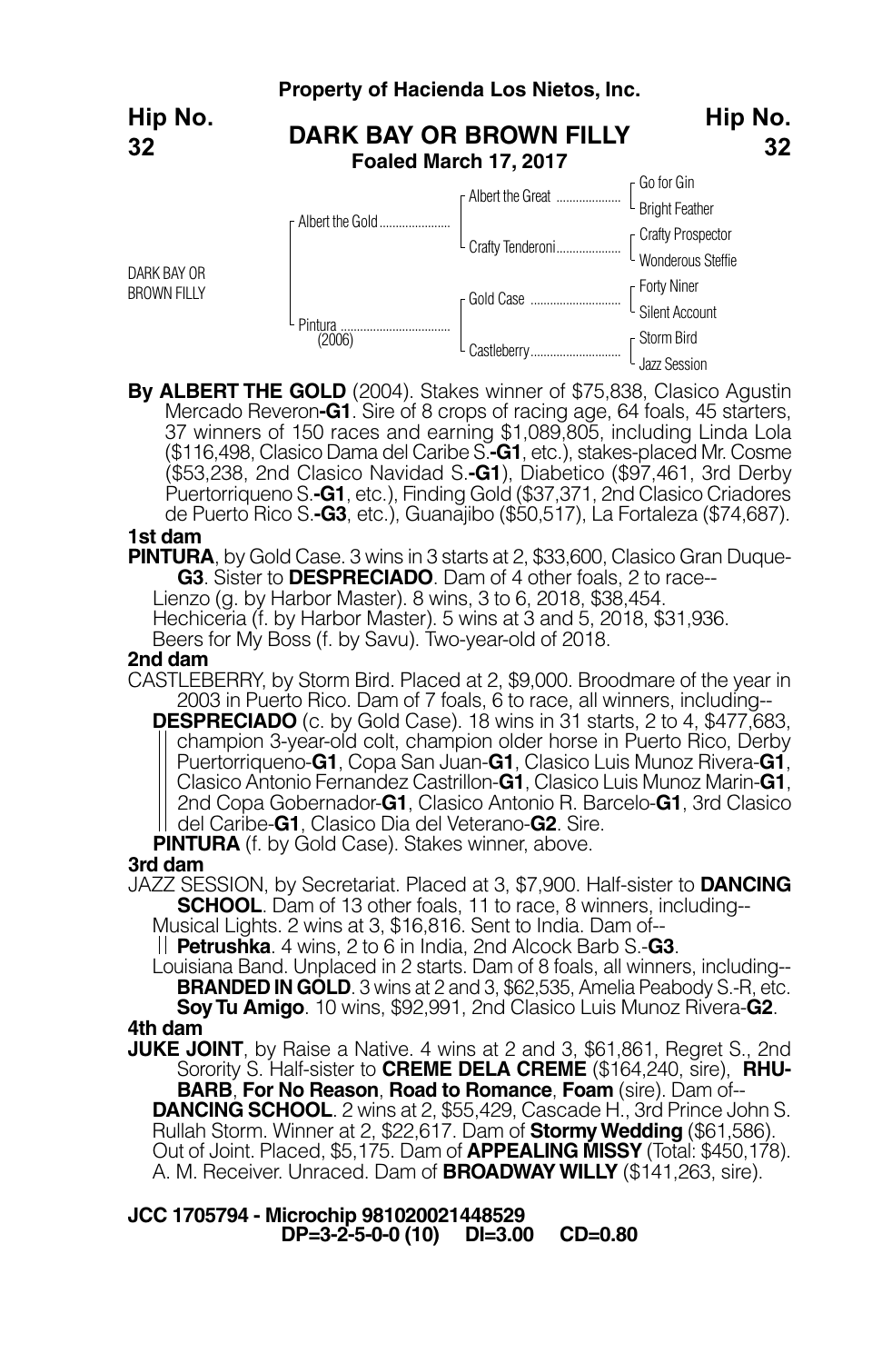**Property of Hacienda Los Nietos, Inc.**

**Hip No. 32**

## DARK BAY OR BROWN FILLY

**Foaled March 17, 2017**

| | | | |
|---|---|---|---|
| DARK BAY OR BROWN FILLY | Albert the Gold | Albert the Great | Go for Gin |
| | | | Bright Feather |
| | | Crafty Tenderoni | Crafty Prospector |
| | | | Wonderous Steffie |
| | Pintura (2006) | Gold Case | Forty Niner |
| | | | Silent Account |
| | | Castleberry | Storm Bird |
| | | | Jazz Session |

**By ALBERT THE GOLD** (2004). Stakes winner of $75,838, Clasico Agustin Mercado Reveron**-G1**. Sire of 8 crops of racing age, 64 foals, 45 starters, 37 winners of 150 races and earning $1,089,805, including Linda Lola ($116,498, Clasico Dama del Caribe S.**-G1**, etc.), stakes-placed Mr. Cosme ($53,238, 2nd Clasico Navidad S.**-G1**), Diabetico ($97,461, 3rd Derby Puertorriqueno S.**-G1**, etc.), Finding Gold ($37,371, 2nd Clasico Criadores de Puerto Rico S.**-G3**, etc.), Guanajibo ($50,517), La Fortaleza ($74,687).

**1st dam**

**PINTURA**, by Gold Case. 3 wins in 3 starts at 2, $33,600, Clasico Gran Duque-**G3**. Sister to **DESPRECIADO**. Dam of 4 other foals, 2 to race--

Lienzo (g. by Harbor Master). 8 wins, 3 to 6, 2018, $38,454.

Hechiceria (f. by Harbor Master). 5 wins at 3 and 5, 2018, $31,936.

Beers for My Boss (f. by Savu). Two-year-old of 2018.

**2nd dam**

CASTLEBERRY, by Storm Bird. Placed at 2, $9,000. Broodmare of the year in 2003 in Puerto Rico. Dam of 7 foals, 6 to race, all winners, including--

**DESPRECIADO** (c. by Gold Case). 18 wins in 31 starts, 2 to 4, $477,683, champion 3-year-old colt, champion older horse in Puerto Rico, Derby Puertorriqueno-**G1**, Copa San Juan-**G1**, Clasico Luis Munoz Rivera-**G1**, Clasico Antonio Fernandez Castrillon-**G1**, Clasico Luis Munoz Marin-**G1**, 2nd Copa Gobernador-**G1**, Clasico Antonio R. Barcelo-**G1**, 3rd Clasico del Caribe-**G1**, Clasico Dia del Veterano-**G2**. Sire.

**PINTURA** (f. by Gold Case). Stakes winner, above.

**3rd dam**

JAZZ SESSION, by Secretariat. Placed at 3, $7,900. Half-sister to **DANCING SCHOOL**. Dam of 13 other foals, 11 to race, 8 winners, including--

Musical Lights. 2 wins at 3, $16,816. Sent to India. Dam of--

**Petrushka**. 4 wins, 2 to 6 in India, 2nd Alcock Barb S.-**G3**.

Louisiana Band. Unplaced in 2 starts. Dam of 8 foals, all winners, including--

**BRANDED IN GOLD**. 3 wins at 2 and 3, $62,535, Amelia Peabody S.-R, etc.

**Soy Tu Amigo**. 10 wins, $92,991, 2nd Clasico Luis Munoz Rivera-**G2**.

**4th dam**

**JUKE JOINT**, by Raise a Native. 4 wins at 2 and 3, $61,861, Regret S., 2nd Sorority S. Half-sister to **CREME DELA CREME** ($164,240, sire), **RHUBARB**, **For No Reason**, **Road to Romance**, **Foam** (sire). Dam of--

**DANCING SCHOOL**. 2 wins at 2, $55,429, Cascade H., 3rd Prince John S.

Rullah Storm. Winner at 2, $22,617. Dam of **Stormy Wedding** ($61,586).

Out of Joint. Placed, $5,175. Dam of **APPEALING MISSY** (Total: $450,178).

A. M. Receiver. Unraced. Dam of **BROADWAY WILLY** ($141,263, sire).

**JCC 1705794 - Microchip 981020021448529**

**DP=3-2-5-0-0 (10) DI=3.00 CD=0.80**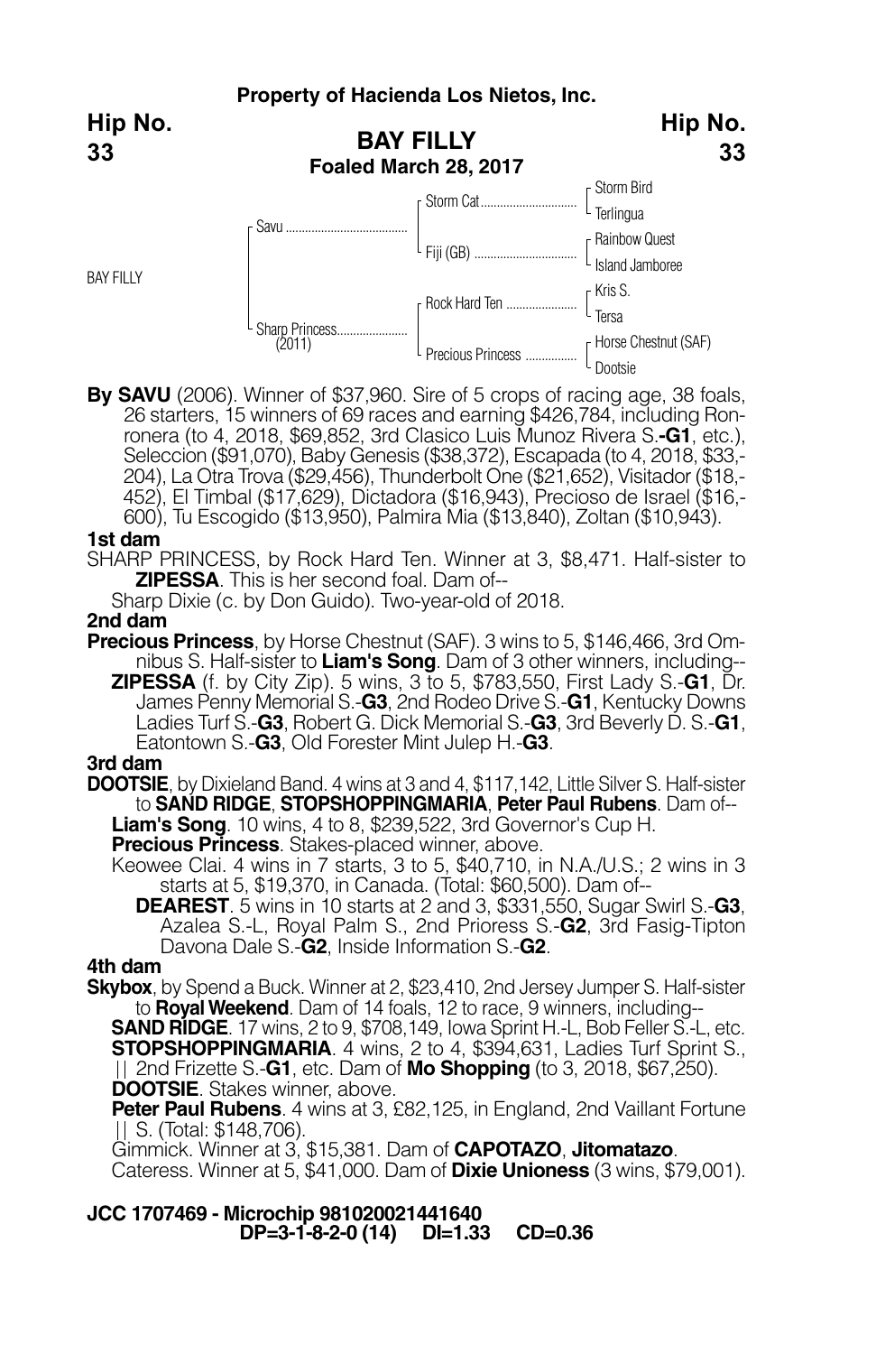**Property of Hacienda Los Nietos, Inc.**

**Hip No. 33**

# BAY FILLY

**Foaled March 28, 2017**

| | | | |
|---|---|---|---|
| BAY FILLY | Savu | Storm Cat | Storm Bird |
| | | | Terlingua |
| | | Fiji (GB) | Rainbow Quest |
| | | | Island Jamboree |
| | Sharp Princess (2011) | Rock Hard Ten | Kris S. |
| | | | Tersa |
| | | Precious Princess | Horse Chestnut (SAF) |
| | | | Dootsie |

**By SAVU** (2006). Winner of $37,960. Sire of 5 crops of racing age, 38 foals, 26 starters, 15 winners of 69 races and earning $426,784, including Ronronera (to 4, 2018, $69,852, 3rd Clasico Luis Munoz Rivera S.-**G1**, etc.), Seleccion ($91,070), Baby Genesis ($38,372), Escapada (to 4, 2018, $33,204), La Otra Trova ($29,456), Thunderbolt One ($21,652), Visitador ($18,452), El Timbal ($17,629), Dictadora ($16,943), Precioso de Israel ($16,600), Tu Escogido ($13,950), Palmira Mia ($13,840), Zoltan ($10,943).

**1st dam**

SHARP PRINCESS, by Rock Hard Ten. Winner at 3, $8,471. Half-sister to **ZIPESSA**. This is her second foal. Dam of--

Sharp Dixie (c. by Don Guido). Two-year-old of 2018.

**2nd dam**

**Precious Princess**, by Horse Chestnut (SAF). 3 wins to 5, $146,466, 3rd Omnibus S. Half-sister to **Liam's Song**. Dam of 3 other winners, including--

**ZIPESSA** (f. by City Zip). 5 wins, 3 to 5, $783,550, First Lady S.-**G1**, Dr. James Penny Memorial S.-**G3**, 2nd Rodeo Drive S.-**G1**, Kentucky Downs Ladies Turf S.-**G3**, Robert G. Dick Memorial S.-**G3**, 3rd Beverly D. S.-**G1**, Eatontown S.-**G3**, Old Forester Mint Julep H.-**G3**.

**3rd dam**

**DOOTSIE**, by Dixieland Band. 4 wins at 3 and 4, $117,142, Little Silver S. Half-sister to **SAND RIDGE**, **STOPSHOPPINGMARIA**, **Peter Paul Rubens**. Dam of--

**Liam's Song**. 10 wins, 4 to 8, $239,522, 3rd Governor's Cup H.

**Precious Princess**. Stakes-placed winner, above.

Keowee Clai. 4 wins in 7 starts, 3 to 5, $40,710, in N.A./U.S.; 2 wins in 3 starts at 5, $19,370, in Canada. (Total: $60,500). Dam of--

**DEAREST**. 5 wins in 10 starts at 2 and 3, $331,550, Sugar Swirl S.-**G3**, Azalea S.-L, Royal Palm S., 2nd Prioress S.-**G2**, 3rd Fasig-Tipton Davona Dale S.-**G2**, Inside Information S.-**G2**.

**4th dam**

**Skybox**, by Spend a Buck. Winner at 2, $23,410, 2nd Jersey Jumper S. Half-sister to **Royal Weekend**. Dam of 14 foals, 12 to race, 9 winners, including--

**SAND RIDGE**. 17 wins, 2 to 9, $708,149, Iowa Sprint H.-L, Bob Feller S.-L, etc.

**STOPSHOPPINGMARIA**. 4 wins, 2 to 4, $394,631, Ladies Turf Sprint S., || 2nd Frizette S.-**G1**, etc. Dam of **Mo Shopping** (to 3, 2018, $67,250).

**DOOTSIE**. Stakes winner, above.

**Peter Paul Rubens**. 4 wins at 3, £82,125, in England, 2nd Vaillant Fortune || S. (Total: $148,706).

Gimmick. Winner at 3, $15,381. Dam of **CAPOTAZO**, **Jitomatazo**.

Cateress. Winner at 5, $41,000. Dam of **Dixie Unioness** (3 wins, $79,001).

**JCC 1707469 - Microchip 981020021441640**
**DP=3-1-8-2-0 (14) DI=1.33 CD=0.36**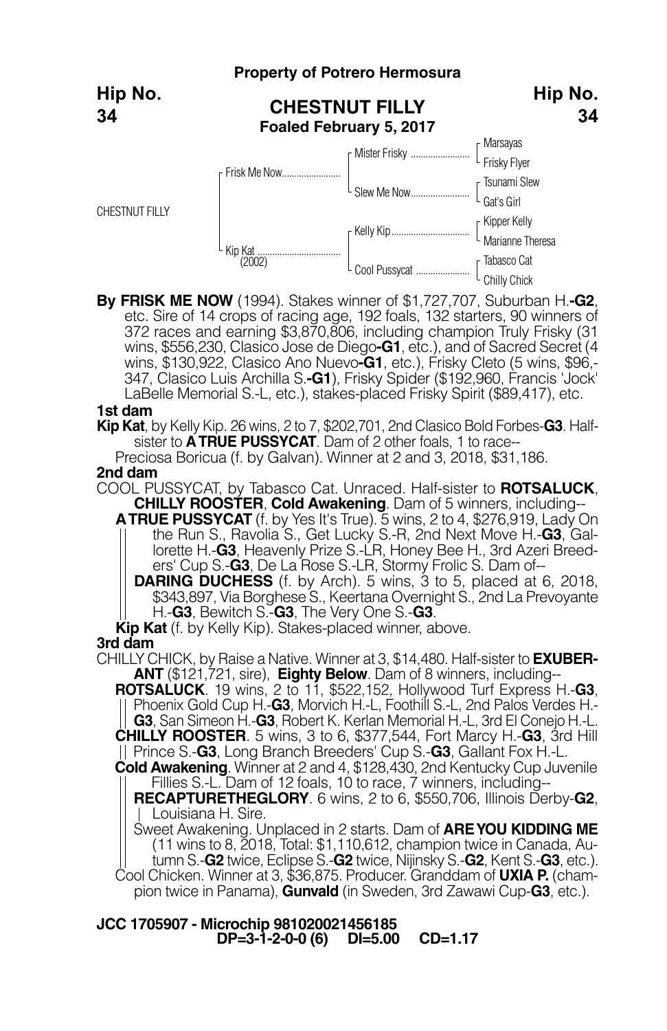**Property of Potrero Hermosura**

**Hip No. 34**

## CHESTNUT FILLY

**Foaled February 5, 2017**

| | | | |
|---|---|---|---|
| CHESTNUT FILLY | Frisk Me Now | Mister Frisky | Marsayas |
| | | | Frisky Flyer |
| | | Slew Me Now | Tsunami Slew |
| | | | Gat's Girl |
| | Kip Kat (2002) | Kelly Kip | Kipper Kelly |
| | | | Marianne Theresa |
| | | Cool Pussycat | Tabasco Cat |
| | | | Chilly Chick |

**By FRISK ME NOW** (1994). Stakes winner of $1,727,707, Suburban H.**-G2**, etc. Sire of 14 crops of racing age, 192 foals, 132 starters, 90 winners of 372 races and earning $3,870,806, including champion Truly Frisky (31 wins, $556,230, Clasico Jose de Diego**-G1**, etc.), and of Sacred Secret (4 wins, $130,922, Clasico Ano Nuevo**-G1**, etc.), Frisky Cleto (5 wins, $96,-347, Clasico Luis Archilla S.**-G1**), Frisky Spider ($192,960, Francis 'Jock' LaBelle Memorial S.-L, etc.), stakes-placed Frisky Spirit ($89,417), etc.

**1st dam**

**Kip Kat**, by Kelly Kip. 26 wins, 2 to 7, $202,701, 2nd Clasico Bold Forbes-**G3**. Half-sister to **A TRUE PUSSYCAT**. Dam of 2 other foals, 1 to race--

Preciosa Boricua (f. by Galvan). Winner at 2 and 3, 2018, $31,186.

**2nd dam**

COOL PUSSYCAT, by Tabasco Cat. Unraced. Half-sister to **ROTSALUCK**, **CHILLY ROOSTER**, **Cold Awakening**. Dam of 5 winners, including--

**A TRUE PUSSYCAT** (f. by Yes It's True). 5 wins, 2 to 4, $276,919, Lady On the Run S., Ravolia S., Get Lucky S.-R, 2nd Next Move H.-**G3**, Gallorette H.-**G3**, Heavenly Prize S.-LR, Honey Bee H., 3rd Azeri Breeders' Cup S.-**G3**, De La Rose S.-LR, Stormy Frolic S. Dam of--

**DARING DUCHESS** (f. by Arch). 5 wins, 3 to 5, placed at 6, 2018, $343,897, Via Borghese S., Keertana Overnight S., 2nd La Prevoyante H.-**G3**, Bewitch S.-**G3**, The Very One S.-**G3**.

**Kip Kat** (f. by Kelly Kip). Stakes-placed winner, above.

**3rd dam**

CHILLY CHICK, by Raise a Native. Winner at 3, $14,480. Half-sister to **EXUBERANT** ($121,721, sire), **Eighty Below**. Dam of 8 winners, including--

**ROTSALUCK**. 19 wins, 2 to 11, $522,152, Hollywood Turf Express H.-**G3**, Phoenix Gold Cup H.-**G3**, Morvich H.-L, Foothill S.-L, 2nd Palos Verdes H.-**G3**, San Simeon H.-**G3**, Robert K. Kerlan Memorial H.-L, 3rd El Conejo H.-L.

**CHILLY ROOSTER**. 5 wins, 3 to 6, $377,544, Fort Marcy H.-**G3**, 3rd Hill Prince S.-**G3**, Long Branch Breeders' Cup S.-**G3**, Gallant Fox H.-L.

**Cold Awakening**. Winner at 2 and 4, $128,430, 2nd Kentucky Cup Juvenile Fillies S.-L. Dam of 12 foals, 10 to race, 7 winners, including--

**RECAPTURETHEGLORY**. 6 wins, 2 to 6, $550,706, Illinois Derby-**G2**, Louisiana H. Sire.

Sweet Awakening. Unplaced in 2 starts. Dam of **ARE YOU KIDDING ME** (11 wins to 8, 2018, Total: $1,110,612, champion twice in Canada, Autumn S.-**G2** twice, Eclipse S.-**G2** twice, Nijinsky S.-**G2**, Kent S.-**G3**, etc.).

Cool Chicken. Winner at 3, $36,875. Producer. Granddam of **UXIA P.** (champion twice in Panama), **Gunvald** (in Sweden, 3rd Zawawi Cup-**G3**, etc.).

**JCC 1705907 - Microchip 981020021456185**
**DP=3-1-2-0-0 (6) DI=5.00 CD=1.17**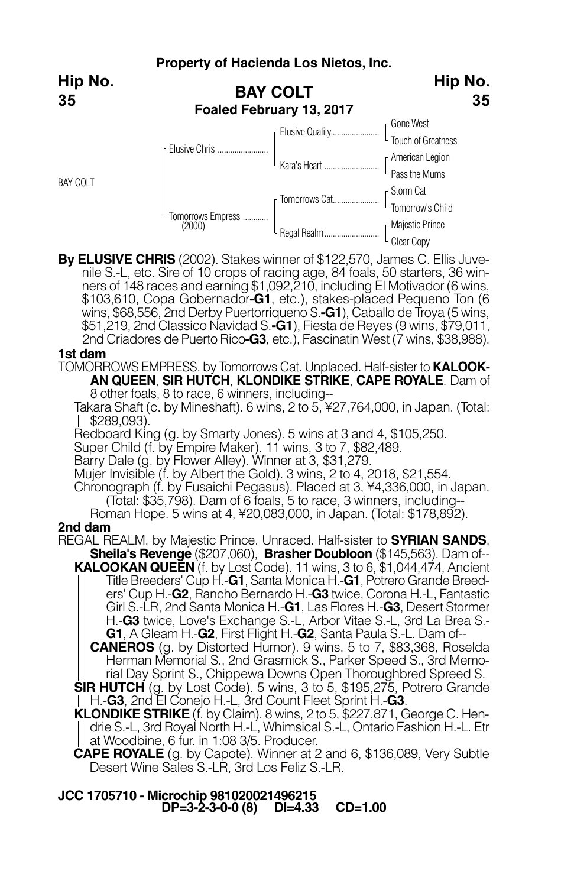**Property of Hacienda Los Nietos, Inc.**

**Hip No. 35**

## BAY COLT

**Foaled February 13, 2017**

| | | | |
|---|---|---|---|
| BAY COLT | Elusive Chris | Elusive Quality | Gone West |
| | | | Touch of Greatness |
| | | Kara's Heart | American Legion |
| | | | Pass the Mums |
| | Tomorrows Empress (2000) | Tomorrows Cat | Storm Cat |
| | | | Tomorrow's Child |
| | | Regal Realm | Majestic Prince |
| | | | Clear Copy |

**By ELUSIVE CHRIS** (2002). Stakes winner of $122,570, James C. Ellis Juvenile S.-L, etc. Sire of 10 crops of racing age, 84 foals, 50 starters, 36 winners of 148 races and earning $1,092,210, including El Motivador (6 wins, $103,610, Copa Gobernador-**G1**, etc.), stakes-placed Pequeno Ton (6 wins, $68,556, 2nd Derby Puertorriqueno S.-**G1**), Caballo de Troya (5 wins, $51,219, 2nd Classico Navidad S.-**G1**), Fiesta de Reyes (9 wins, $79,011, 2nd Criadores de Puerto Rico-**G3**, etc.), Fascinatin West (7 wins, $38,988).

**1st dam**

TOMORROWS EMPRESS, by Tomorrows Cat. Unplaced. Half-sister to **KALOOKAN QUEEN**, **SIR HUTCH**, **KLONDIKE STRIKE**, **CAPE ROYALE**. Dam of 8 other foals, 8 to race, 6 winners, including--

Takara Shaft (c. by Mineshaft). 6 wins, 2 to 5, ¥27,764,000, in Japan. (Total: $289,093).

Redboard King (g. by Smarty Jones). 5 wins at 3 and 4, $105,250.

Super Child (f. by Empire Maker). 11 wins, 3 to 7, $82,489.

Barry Dale (g. by Flower Alley). Winner at 3, $31,279.

Mujer Invisible (f. by Albert the Gold). 3 wins, 2 to 4, 2018, $21,554.

Chronograph (f. by Fusaichi Pegasus). Placed at 3, ¥4,336,000, in Japan. (Total: $35,798). Dam of 6 foals, 5 to race, 3 winners, including--

Roman Hope. 5 wins at 4, ¥20,083,000, in Japan. (Total: $178,892).

**2nd dam**

REGAL REALM, by Majestic Prince. Unraced. Half-sister to **SYRIAN SANDS**, **Sheila's Revenge** ($207,060), **Brasher Doubloon** ($145,563). Dam of--

**KALOOKAN QUEEN** (f. by Lost Code). 11 wins, 3 to 6, $1,044,474, Ancient Title Breeders' Cup H.-**G1**, Santa Monica H.-**G1**, Potrero Grande Breeders' Cup H.-**G2**, Rancho Bernardo H.-**G3** twice, Corona H.-L, Fantastic Girl S.-LR, 2nd Santa Monica H.-**G1**, Las Flores H.-**G3**, Desert Stormer H.-**G3** twice, Love's Exchange S.-L, Arbor Vitae S.-L, 3rd La Brea S.-**G1**, A Gleam H.-**G2**, First Flight H.-**G2**, Santa Paula S.-L. Dam of--

**CANEROS** (g. by Distorted Humor). 9 wins, 5 to 7, $83,368, Roselda Herman Memorial S., 2nd Grasmick S., Parker Speed S., 3rd Memorial Day Sprint S., Chippewa Downs Open Thoroughbred Spreed S.

**SIR HUTCH** (g. by Lost Code). 5 wins, 3 to 5, $195,275, Potrero Grande H.-**G3**, 2nd El Conejo H.-L, 3rd Count Fleet Sprint H.-**G3**.

**KLONDIKE STRIKE** (f. by Claim). 8 wins, 2 to 5, $227,871, George C. Hendrie S.-L, 3rd Royal North H.-L, Whimsical S.-L, Ontario Fashion H.-L. Etr at Woodbine, 6 fur. in 1:08 3/5. Producer.

**CAPE ROYALE** (g. by Capote). Winner at 2 and 6, $136,089, Very Subtle Desert Wine Sales S.-LR, 3rd Los Feliz S.-LR.

**JCC 1705710 - Microchip 981020021496215**
**DP=3-2-3-0-0 (8) DI=4.33 CD=1.00**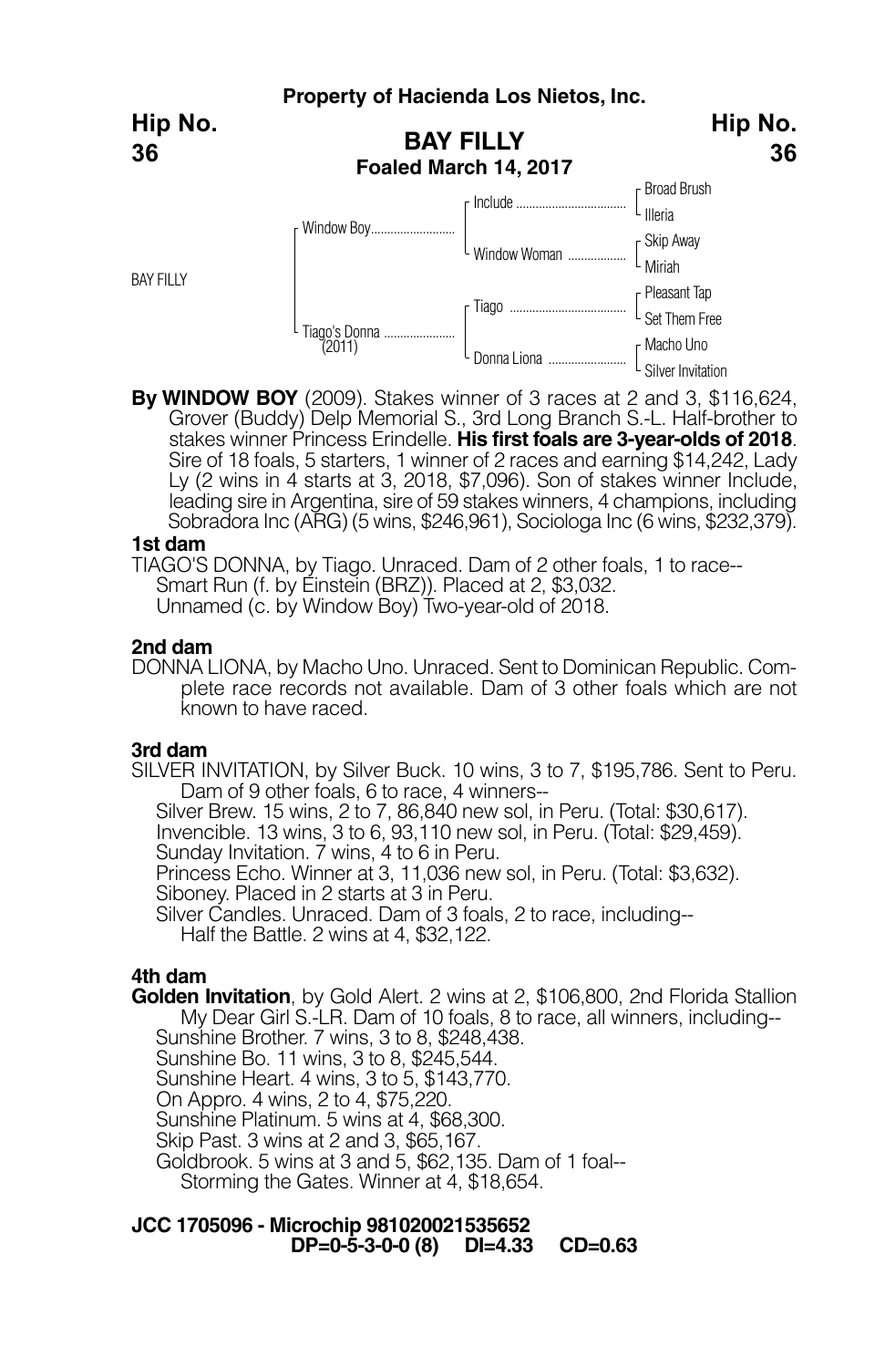**Property of Hacienda Los Nietos, Inc.**

**Hip No. 36**

## BAY FILLY

**Foaled March 14, 2017**

| | | | |
|---|---|---|---|
| BAY FILLY | Window Boy | Include | Broad Brush |
| | | | Illeria |
| | | Window Woman | Skip Away |
| | | | Miriah |
| | Tiago's Donna (2011) | Tiago | Pleasant Tap |
| | | | Set Them Free |
| | | Donna Liona | Macho Uno |
| | | | Silver Invitation |

**By WINDOW BOY** (2009). Stakes winner of 3 races at 2 and 3, $116,624, Grover (Buddy) Delp Memorial S., 3rd Long Branch S.-L. Half-brother to stakes winner Princess Erindelle. **His first foals are 3-year-olds of 2018**. Sire of 18 foals, 5 starters, 1 winner of 2 races and earning $14,242, Lady Ly (2 wins in 4 starts at 3, 2018, $7,096). Son of stakes winner Include, leading sire in Argentina, sire of 59 stakes winners, 4 champions, including Sobradora Inc (ARG) (5 wins, $246,961), Sociologa Inc (6 wins, $232,379).

**1st dam**

TIAGO'S DONNA, by Tiago. Unraced. Dam of 2 other foals, 1 to race--
- Smart Run (f. by Einstein (BRZ)). Placed at 2, $3,032.
- Unnamed (c. by Window Boy) Two-year-old of 2018.

**2nd dam**

DONNA LIONA, by Macho Uno. Unraced. Sent to Dominican Republic. Complete race records not available. Dam of 3 other foals which are not known to have raced.

**3rd dam**

SILVER INVITATION, by Silver Buck. 10 wins, 3 to 7, $195,786. Sent to Peru. Dam of 9 other foals, 6 to race, 4 winners--
- Silver Brew. 15 wins, 2 to 7, 86,840 new sol, in Peru. (Total: $30,617).
- Invencible. 13 wins, 3 to 6, 93,110 new sol, in Peru. (Total: $29,459).
- Sunday Invitation. 7 wins, 4 to 6 in Peru.
- Princess Echo. Winner at 3, 11,036 new sol, in Peru. (Total: $3,632).
- Siboney. Placed in 2 starts at 3 in Peru.
- Silver Candles. Unraced. Dam of 3 foals, 2 to race, including--
  - Half the Battle. 2 wins at 4, $32,122.

**4th dam**

**Golden Invitation**, by Gold Alert. 2 wins at 2, $106,800, 2nd Florida Stallion My Dear Girl S.-LR. Dam of 10 foals, 8 to race, all winners, including--
- Sunshine Brother. 7 wins, 3 to 8, $248,438.
- Sunshine Bo. 11 wins, 3 to 8, $245,544.
- Sunshine Heart. 4 wins, 3 to 5, $143,770.
- On Appro. 4 wins, 2 to 4, $75,220.
- Sunshine Platinum. 5 wins at 4, $68,300.
- Skip Past. 3 wins at 2 and 3, $65,167.
- Goldbrook. 5 wins at 3 and 5, $62,135. Dam of 1 foal--
  - Storming the Gates. Winner at 4, $18,654.

**JCC 1705096 - Microchip 981020021535652**
**DP=0-5-3-0-0 (8) DI=4.33 CD=0.63**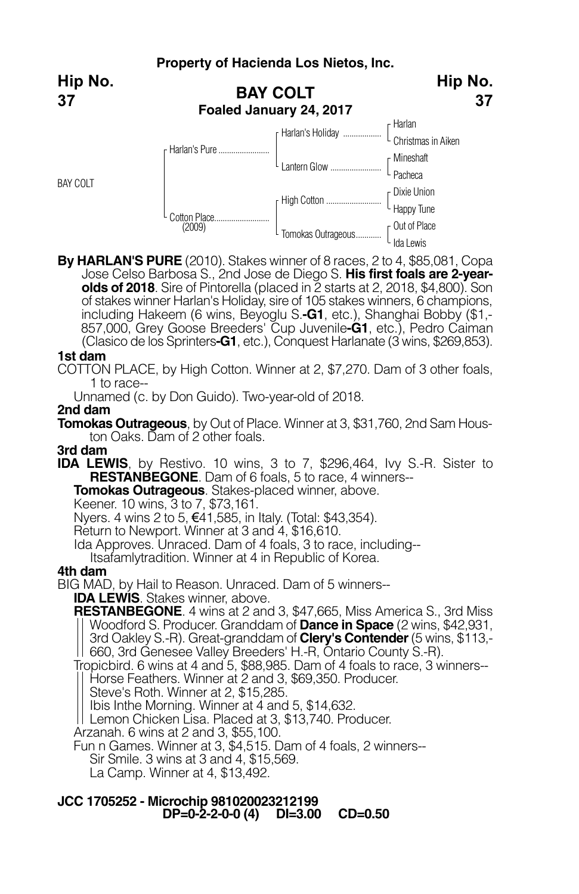**Property of Hacienda Los Nietos, Inc.**

**Hip No. 37**

## BAY COLT

**Foaled January 24, 2017**

| | | | |
|---|---|---|---|
| BAY COLT | Harlan's Pure | Harlan's Holiday | Harlan |
| | | | Christmas in Aiken |
| | | Lantern Glow | Mineshaft |
| | | | Pacheca |
| | Cotton Place (2009) | High Cotton | Dixie Union |
| | | | Happy Tune |
| | | Tomokas Outrageous | Out of Place |
| | | | Ida Lewis |

**By HARLAN'S PURE** (2010). Stakes winner of 8 races, 2 to 4, $85,081, Copa Jose Celso Barbosa S., 2nd Jose de Diego S. **His first foals are 2-year-olds of 2018**. Sire of Pintorella (placed in 2 starts at 2, 2018, $4,800). Son of stakes winner Harlan's Holiday, sire of 105 stakes winners, 6 champions, including Hakeem (6 wins, Beyoglu S.**-G1**, etc.), Shanghai Bobby ($1,-857,000, Grey Goose Breeders' Cup Juvenile**-G1**, etc.), Pedro Caiman (Clasico de los Sprinters**-G1**, etc.), Conquest Harlanate (3 wins, $269,853).

**1st dam**

COTTON PLACE, by High Cotton. Winner at 2, $7,270. Dam of 3 other foals, 1 to race--

Unnamed (c. by Don Guido). Two-year-old of 2018.

**2nd dam**

**Tomokas Outrageous**, by Out of Place. Winner at 3, $31,760, 2nd Sam Houston Oaks. Dam of 2 other foals.

**3rd dam**

**IDA LEWIS**, by Restivo. 10 wins, 3 to 7, $296,464, Ivy S.-R. Sister to **RESTANBEGONE**. Dam of 6 foals, 5 to race, 4 winners--

- **Tomokas Outrageous**. Stakes-placed winner, above.
- Keener. 10 wins, 3 to 7, $73,161.
- Nyers. 4 wins 2 to 5, €41,585, in Italy. (Total: $43,354).
- Return to Newport. Winner at 3 and 4, $16,610.
- Ida Approves. Unraced. Dam of 4 foals, 3 to race, including--
  - Itsafamlytradition. Winner at 4 in Republic of Korea.

**4th dam**

BIG MAD, by Hail to Reason. Unraced. Dam of 5 winners--

- **IDA LEWIS**. Stakes winner, above.
- **RESTANBEGONE**. 4 wins at 2 and 3, $47,665, Miss America S., 3rd Miss Woodford S. Producer. Granddam of **Dance in Space** (2 wins, $42,931, 3rd Oakley S.-R). Great-granddam of **Clery's Contender** (5 wins, $113,-660, 3rd Genesee Valley Breeders' H.-R, Ontario County S.-R).
- Tropicbird. 6 wins at 4 and 5, $88,985. Dam of 4 foals to race, 3 winners--
  - Horse Feathers. Winner at 2 and 3, $69,350. Producer.
  - Steve's Roth. Winner at 2, $15,285.
  - Ibis Inthe Morning. Winner at 4 and 5, $14,632.
  - Lemon Chicken Lisa. Placed at 3, $13,740. Producer.
- Arzanah. 6 wins at 2 and 3, $55,100.
- Fun n Games. Winner at 3, $4,515. Dam of 4 foals, 2 winners--
  - Sir Smile. 3 wins at 3 and 4, $15,569.
  - La Camp. Winner at 4, $13,492.

**JCC 1705252 - Microchip 981020023212199**
**DP=0-2-2-0-0 (4) DI=3.00 CD=0.50**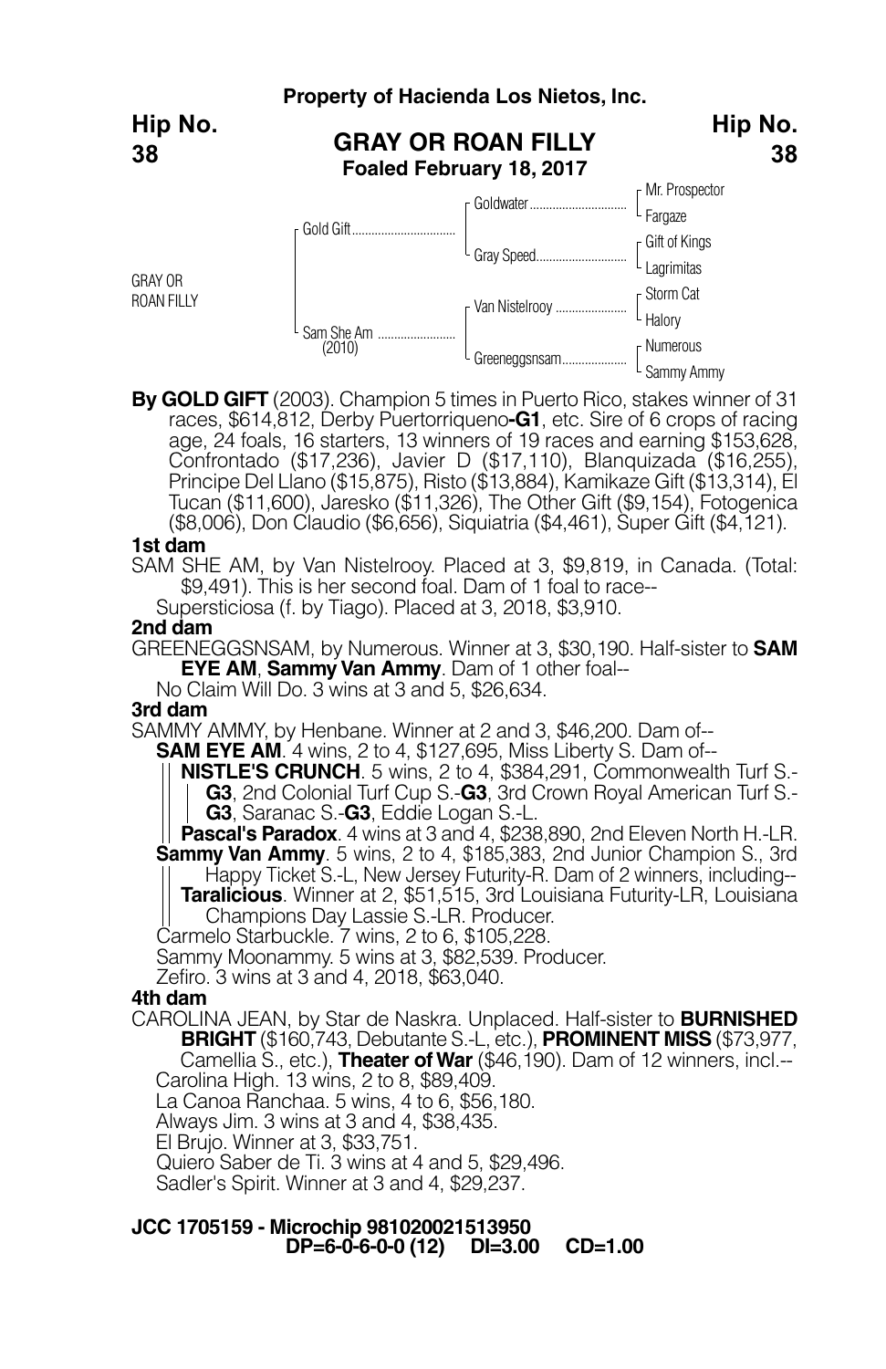**Property of Hacienda Los Nietos, Inc.**

**Hip No. 38**

## GRAY OR ROAN FILLY
**Foaled February 18, 2017**

| | | | |
|---|---|---|---|
| GRAY OR ROAN FILLY | Gold Gift | Goldwater | Mr. Prospector |
| | | | Fargaze |
| | | Gray Speed | Gift of Kings |
| | | | Lagrimitas |
| | Sam She Am (2010) | Van Nistelrooy | Storm Cat |
| | | | Halory |
| | | Greeneggsnsam | Numerous |
| | | | Sammy Ammy |

**By GOLD GIFT** (2003). Champion 5 times in Puerto Rico, stakes winner of 31 races, $614,812, Derby Puertorriqueno-**G1**, etc. Sire of 6 crops of racing age, 24 foals, 16 starters, 13 winners of 19 races and earning $153,628, Confrontado ($17,236), Javier D ($17,110), Blanquizada ($16,255), Principe Del Llano ($15,875), Risto ($13,884), Kamikaze Gift ($13,314), El Tucan ($11,600), Jaresko ($11,326), The Other Gift ($9,154), Fotogenica ($8,006), Don Claudio ($6,656), Siquiatria ($4,461), Super Gift ($4,121).

**1st dam**

SAM SHE AM, by Van Nistelrooy. Placed at 3, $9,819, in Canada. (Total: $9,491). This is her second foal. Dam of 1 foal to race--

Supersticiosa (f. by Tiago). Placed at 3, 2018, $3,910.

**2nd dam**

GREENEGGSNSAM, by Numerous. Winner at 3, $30,190. Half-sister to **SAM EYE AM**, **Sammy Van Ammy**. Dam of 1 other foal--

No Claim Will Do. 3 wins at 3 and 5, $26,634.

**3rd dam**

SAMMY AMMY, by Henbane. Winner at 2 and 3, $46,200. Dam of--

**SAM EYE AM**. 4 wins, 2 to 4, $127,695, Miss Liberty S. Dam of--

**NISTLE'S CRUNCH**. 5 wins, 2 to 4, $384,291, Commonwealth Turf S.-**G3**, 2nd Colonial Turf Cup S.-**G3**, 3rd Crown Royal American Turf S.-**G3**, Saranac S.-**G3**, Eddie Logan S.-L.

**Pascal's Paradox**. 4 wins at 3 and 4, $238,890, 2nd Eleven North H.-LR.

**Sammy Van Ammy**. 5 wins, 2 to 4, $185,383, 2nd Junior Champion S., 3rd Happy Ticket S.-L, New Jersey Futurity-R. Dam of 2 winners, including--

**Taralicious**. Winner at 2, $51,515, 3rd Louisiana Futurity-LR, Louisiana Champions Day Lassie S.-LR. Producer.

Carmelo Starbuckle. 7 wins, 2 to 6, $105,228.

Sammy Moonammy. 5 wins at 3, $82,539. Producer.

Zefiro. 3 wins at 3 and 4, 2018, $63,040.

**4th dam**

CAROLINA JEAN, by Star de Naskra. Unplaced. Half-sister to **BURNISHED BRIGHT** ($160,743, Debutante S.-L, etc.), **PROMINENT MISS** ($73,977, Camellia S., etc.), **Theater of War** ($46,190). Dam of 12 winners, incl.--

Carolina High. 13 wins, 2 to 8, $89,409.

La Canoa Ranchaa. 5 wins, 4 to 6, $56,180.

Always Jim. 3 wins at 3 and 4, $38,435.

El Brujo. Winner at 3, $33,751.

Quiero Saber de Ti. 3 wins at 4 and 5, $29,496.

Sadler's Spirit. Winner at 3 and 4, $29,237.

**JCC 1705159 - Microchip 981020021513950**
**DP=6-0-6-0-0 (12) DI=3.00 CD=1.00**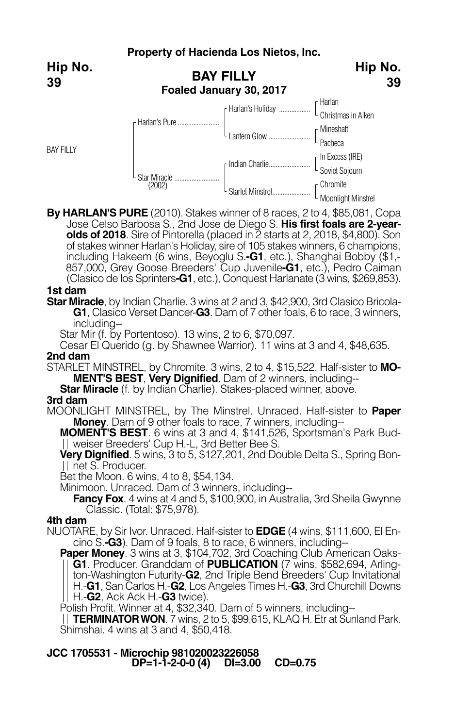**Property of Hacienda Los Nietos, Inc.**

**Hip No. 39**

# BAY FILLY

**Foaled January 30, 2017**

| | | | |
|---|---|---|---|
| BAY FILLY | Harlan's Pure | Harlan's Holiday | Harlan |
| | | | Christmas in Aiken |
| | | Lantern Glow | Mineshaft |
| | | | Pacheca |
| | Star Miracle (2002) | Indian Charlie | In Excess (IRE) |
| | | | Soviet Sojourn |
| | | Starlet Minstrel | Chromite |
| | | | Moonlight Minstrel |

**By HARLAN'S PURE** (2010). Stakes winner of 8 races, 2 to 4, $85,081, Copa Jose Celso Barbosa S., 2nd Jose de Diego S. **His first foals are 2-year-olds of 2018**. Sire of Pintorella (placed in 2 starts at 2, 2018, $4,800). Son of stakes winner Harlan's Holiday, sire of 105 stakes winners, 6 champions, including Hakeem (6 wins, Beyoglu S.-**G1**, etc.), Shanghai Bobby ($1,857,000, Grey Goose Breeders' Cup Juvenile-**G1**, etc.), Pedro Caiman (Clasico de los Sprinters-**G1**, etc.), Conquest Harlanate (3 wins, $269,853).

**1st dam**

**Star Miracle**, by Indian Charlie. 3 wins at 2 and 3, $42,900, 3rd Clasico Bricola-**G1**, Clasico Verset Dancer-**G3**. Dam of 7 other foals, 6 to race, 3 winners, including--

Star Mir (f. by Portentoso). 13 wins, 2 to 6, $70,097.

Cesar El Querido (g. by Shawnee Warrior). 11 wins at 3 and 4, $48,635.

**2nd dam**

STARLET MINSTREL, by Chromite. 3 wins, 2 to 4, $15,522. Half-sister to **MOMENT'S BEST**, **Very Dignified**. Dam of 2 winners, including--

**Star Miracle** (f. by Indian Charlie). Stakes-placed winner, above.

**3rd dam**

MOONLIGHT MINSTREL, by The Minstrel. Unraced. Half-sister to **Paper Money**. Dam of 9 other foals to race, 7 winners, including--

**MOMENT'S BEST**. 6 wins at 3 and 4, $141,526, Sportsman's Park Budweiser Breeders' Cup H.-L, 3rd Better Bee S.

**Very Dignified**. 5 wins, 3 to 5, $127,201, 2nd Double Delta S., Spring Bonnet S. Producer.

Bet the Moon. 6 wins, 4 to 8, $54,134.

Minimoon. Unraced. Dam of 3 winners, including--

**Fancy Fox**. 4 wins at 4 and 5, $100,900, in Australia, 3rd Sheila Gwynne Classic. (Total: $75,978).

**4th dam**

NUOTARE, by Sir Ivor. Unraced. Half-sister to **EDGE** (4 wins, $111,600, El Encino S.-**G3**). Dam of 9 foals, 8 to race, 6 winners, including--

**Paper Money**. 3 wins at 3, $104,702, 3rd Coaching Club American Oaks-**G1**. Producer. Granddam of **PUBLICATION** (7 wins, $582,694, Arlington-Washington Futurity-**G2**, 2nd Triple Bend Breeders' Cup Invitational H.-**G1**, San Carlos H.-**G2**, Los Angeles Times H.-**G3**, 3rd Churchill Downs H.-**G2**, Ack Ack H.-**G3** twice).

Polish Profit. Winner at 4, $32,340. Dam of 5 winners, including--

**TERMINATOR WON**. 7 wins, 2 to 5, $99,615, KLAQ H. Etr at Sunland Park.

Shimshai. 4 wins at 3 and 4, $50,418.

**JCC 1705531 - Microchip 981020023226058**

**DP=1-1-2-0-0 (4) DI=3.00 CD=0.75**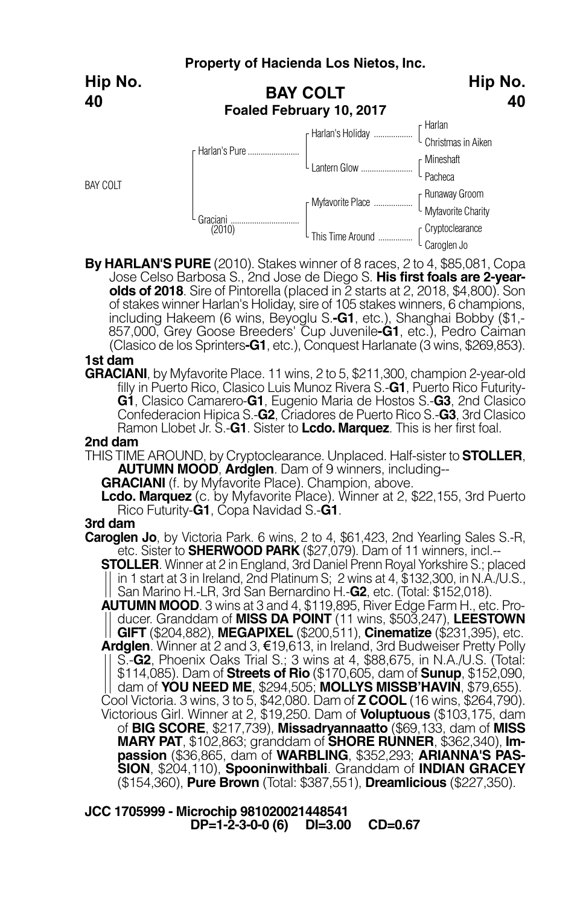**Property of Hacienda Los Nietos, Inc.**

**Hip No. 40**

# BAY COLT

**Foaled February 10, 2017**

| | | | |
|---|---|---|---|
| BAY COLT | Harlan's Pure | Harlan's Holiday | Harlan |
| | | | Christmas in Aiken |
| | | Lantern Glow | Mineshaft |
| | | | Pacheca |
| | Graciani (2010) | Myfavorite Place | Runaway Groom |
| | | | Myfavorite Charity |
| | | This Time Around | Cryptoclearance |
| | | | Caroglen Jo |

**By HARLAN'S PURE** (2010). Stakes winner of 8 races, 2 to 4, $85,081, Copa Jose Celso Barbosa S., 2nd Jose de Diego S. **His first foals are 2-year-olds of 2018**. Sire of Pintorella (placed in 2 starts at 2, 2018, $4,800). Son of stakes winner Harlan's Holiday, sire of 105 stakes winners, 6 champions, including Hakeem (6 wins, Beyoglu S.-**G1**, etc.), Shanghai Bobby ($1,-857,000, Grey Goose Breeders' Cup Juvenile-**G1**, etc.), Pedro Caiman (Clasico de los Sprinters-**G1**, etc.), Conquest Harlanate (3 wins, $269,853).

**1st dam**

**GRACIANI**, by Myfavorite Place. 11 wins, 2 to 5, $211,300, champion 2-year-old filly in Puerto Rico, Clasico Luis Munoz Rivera S.-**G1**, Puerto Rico Futurity-**G1**, Clasico Camarero-**G1**, Eugenio Maria de Hostos S.-**G3**, 2nd Clasico Confederacion Hipica S.-**G2**, Criadores de Puerto Rico S.-**G3**, 3rd Clasico Ramon Llobet Jr. S.-**G1**. Sister to **Lcdo. Marquez**. This is her first foal.

**2nd dam**

THIS TIME AROUND, by Cryptoclearance. Unplaced. Half-sister to **STOLLER**, **AUTUMN MOOD**, **Ardglen**. Dam of 9 winners, including--

**GRACIANI** (f. by Myfavorite Place). Champion, above.

**Lcdo. Marquez** (c. by Myfavorite Place). Winner at 2, $22,155, 3rd Puerto Rico Futurity-**G1**, Copa Navidad S.-**G1**.

**3rd dam**

**Caroglen Jo**, by Victoria Park. 6 wins, 2 to 4, $61,423, 2nd Yearling Sales S.-R, etc. Sister to **SHERWOOD PARK** ($27,079). Dam of 11 winners, incl.--

**STOLLER**. Winner at 2 in England, 3rd Daniel Prenn Royal Yorkshire S.; placed in 1 start at 3 in Ireland, 2nd Platinum S; 2 wins at 4, $132,300, in N.A./U.S., San Marino H.-LR, 3rd San Bernardino H.-**G2**, etc. (Total: $152,018).

**AUTUMN MOOD**. 3 wins at 3 and 4, $119,895, River Edge Farm H., etc. Producer. Granddam of **MISS DA POINT** (11 wins, $503,247), **LEESTOWN GIFT** ($204,882), **MEGAPIXEL** ($200,511), **Cinematize** ($231,395), etc.

**Ardglen**. Winner at 2 and 3, €19,613, in Ireland, 3rd Budweiser Pretty Polly S.-**G2**, Phoenix Oaks Trial S.; 3 wins at 4, $88,675, in N.A./U.S. (Total: $114,085). Dam of **Streets of Rio** ($170,605, dam of **Sunup**, $152,090, dam of **YOU NEED ME**, $294,505; **MOLLYS MISSB'HAVIN**, $79,655).

Cool Victoria. 3 wins, 3 to 5, $42,080. Dam of **Z COOL** (16 wins, $264,790).

Victorious Girl. Winner at 2, $19,250. Dam of **Voluptuous** ($103,175, dam of **BIG SCORE**, $217,739), **Missadryannaatto** ($69,133, dam of **MISS MARY PAT**, $102,863; granddam of **SHORE RUNNER**, $362,340), **Impassion** ($36,865, dam of **WARBLING**, $352,293; **ARIANNA'S PASSION**, $204,110), **Spooninwithbali**. Granddam of **INDIAN GRACEY** ($154,360), **Pure Brown** (Total: $387,551), **Dreamlicious** ($227,350).

**JCC 1705999 - Microchip 981020021448541**
**DP=1-2-3-0-0 (6) DI=3.00 CD=0.67**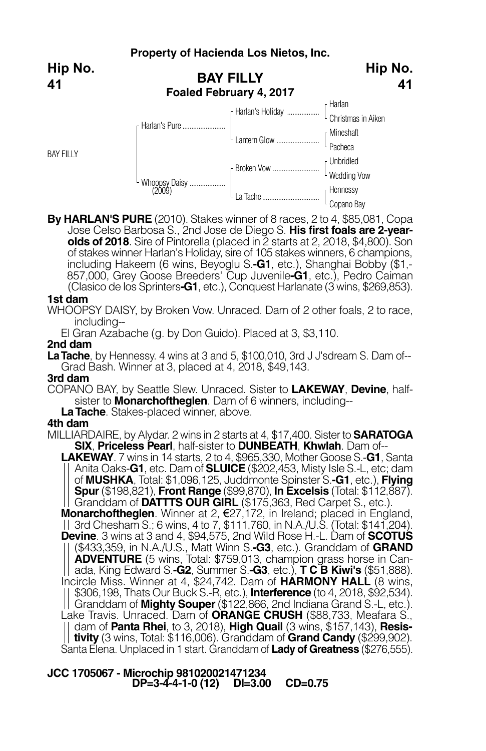**Property of Hacienda Los Nietos, Inc.**

**Hip No. 41**

# BAY FILLY

**Foaled February 4, 2017**

| | | | |
|---|---|---|---|
| BAY FILLY | Harlan's Pure | Harlan's Holiday | Harlan |
| | | | Christmas in Aiken |
| | | Lantern Glow | Mineshaft |
| | | | Pacheca |
| | Whoopsy Daisy (2009) | Broken Vow | Unbridled |
| | | | Wedding Vow |
| | | La Tache | Hennessy |
| | | | Copano Bay |

**By HARLAN'S PURE** (2010). Stakes winner of 8 races, 2 to 4, $85,081, Copa Jose Celso Barbosa S., 2nd Jose de Diego S. **His first foals are 2-year-olds of 2018**. Sire of Pintorella (placed in 2 starts at 2, 2018, $4,800). Son of stakes winner Harlan's Holiday, sire of 105 stakes winners, 6 champions, including Hakeem (6 wins, Beyoglu S.**-G1**, etc.), Shanghai Bobby ($1,857,000, Grey Goose Breeders' Cup Juvenile**-G1**, etc.), Pedro Caiman (Clasico de los Sprinters**-G1**, etc.), Conquest Harlanate (3 wins, $269,853).

**1st dam**

WHOOPSY DAISY, by Broken Vow. Unraced. Dam of 2 other foals, 2 to race, including--

El Gran Azabache (g. by Don Guido). Placed at 3, $3,110.

**2nd dam**

**La Tache**, by Hennessy. 4 wins at 3 and 5, $100,010, 3rd J J'sdream S. Dam of--

Grad Bash. Winner at 3, placed at 4, 2018, $49,143.

**3rd dam**

COPANO BAY, by Seattle Slew. Unraced. Sister to **LAKEWAY**, **Devine**, half-sister to **Monarchoftheglen**. Dam of 6 winners, including--

**La Tache**. Stakes-placed winner, above.

**4th dam**

MILLIARDAIRE, by Alydar. 2 wins in 2 starts at 4, $17,400. Sister to **SARATOGA SIX**, **Priceless Pearl**, half-sister to **DUNBEATH**, **Khwlah**. Dam of--

**LAKEWAY**. 7 wins in 14 starts, 2 to 4, $965,330, Mother Goose S.-**G1**, Santa Anita Oaks-**G1**, etc. Dam of **SLUICE** ($202,453, Misty Isle S.-L, etc; dam of **MUSHKA**, Total: $1,096,125, Juddmonte Spinster S.**-G1**, etc.), **Flying Spur** ($198,821), **Front Range** ($99,870), **In Excelsis** (Total: $112,887). Granddam of **DATTTS OUR GIRL** ($175,363, Red Carpet S., etc.).

**Monarchoftheglen**. Winner at 2, €27,172, in Ireland; placed in England, 3rd Chesham S.; 6 wins, 4 to 7, $111,760, in N.A./U.S. (Total: $141,204).

**Devine**. 3 wins at 3 and 4, $94,575, 2nd Wild Rose H.-L. Dam of **SCOTUS** ($433,359, in N.A./U.S., Matt Winn S.**-G3**, etc.). Granddam of **GRAND ADVENTURE** (5 wins, Total: $759,013, champion grass horse in Canada, King Edward S.**-G2**, Summer S.**-G3**, etc.), **T C B Kiwi's** ($51,888).

Incircle Miss. Winner at 4, $24,742. Dam of **HARMONY HALL** (8 wins, $306,198, Thats Our Buck S.-R, etc.), **Interference** (to 4, 2018, $92,534). Granddam of **Mighty Souper** ($122,866, 2nd Indiana Grand S.-L, etc.).

Lake Travis. Unraced. Dam of **ORANGE CRUSH** ($88,733, Meafara S., dam of **Panta Rhei**, to 3, 2018), **High Quail** (3 wins, $157,143), **Resistivity** (3 wins, Total: $116,006). Granddam of **Grand Candy** ($299,902).

Santa Elena. Unplaced in 1 start. Granddam of **Lady of Greatness** ($276,555).

**JCC 1705067 - Microchip 981020021471234**

**DP=3-4-4-1-0 (12) DI=3.00 CD=0.75**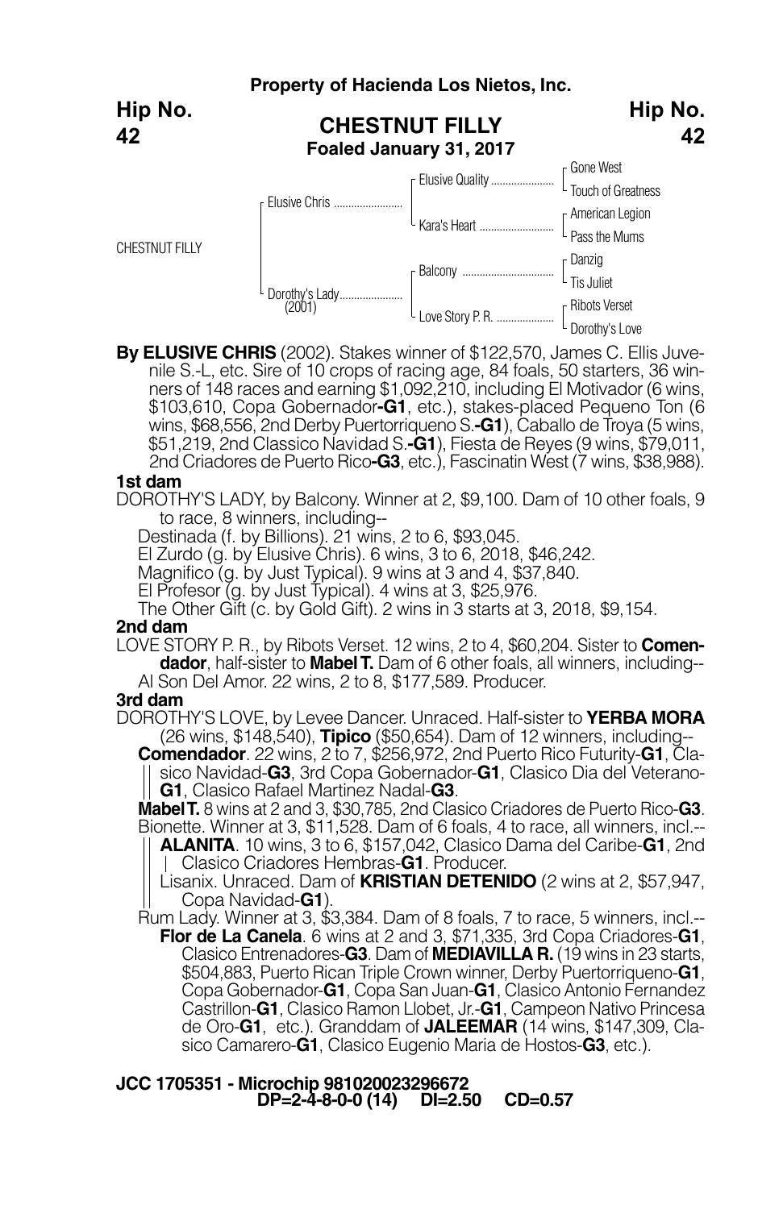**Property of Hacienda Los Nietos, Inc.**

# Hip No. 42

## CHESTNUT FILLY

**Foaled January 31, 2017**

| | | | |
|---|---|---|---|
| CHESTNUT FILLY | Elusive Chris | Elusive Quality | Gone West |
| | | | Touch of Greatness |
| | | Kara's Heart | American Legion |
| | | | Pass the Mums |
| | Dorothy's Lady (2001) | Balcony | Danzig |
| | | | Tis Juliet |
| | | Love Story P. R. | Ribots Verset |
| | | | Dorothy's Love |

**By ELUSIVE CHRIS** (2002). Stakes winner of $122,570, James C. Ellis Juvenile S.-L, etc. Sire of 10 crops of racing age, 84 foals, 50 starters, 36 winners of 148 races and earning $1,092,210, including El Motivador (6 wins, $103,610, Copa Gobernador-**G1**, etc.), stakes-placed Pequeno Ton (6 wins, $68,556, 2nd Derby Puertorriqueno S.-**G1**), Caballo de Troya (5 wins, $51,219, 2nd Classico Navidad S.-**G1**), Fiesta de Reyes (9 wins, $79,011, 2nd Criadores de Puerto Rico-**G3**, etc.), Fascinatin West (7 wins, $38,988).

**1st dam**

DOROTHY'S LADY, by Balcony. Winner at 2, $9,100. Dam of 10 other foals, 9 to race, 8 winners, including--

Destinada (f. by Billions). 21 wins, 2 to 6, $93,045.

El Zurdo (g. by Elusive Chris). 6 wins, 3 to 6, 2018, $46,242.

Magnifico (g. by Just Typical). 9 wins at 3 and 4, $37,840.

El Profesor (g. by Just Typical). 4 wins at 3, $25,976.

The Other Gift (c. by Gold Gift). 2 wins in 3 starts at 3, 2018, $9,154.

**2nd dam**

LOVE STORY P. R., by Ribots Verset. 12 wins, 2 to 4, $60,204. Sister to **Comendador**, half-sister to **Mabel T.** Dam of 6 other foals, all winners, including--

Al Son Del Amor. 22 wins, 2 to 8, $177,589. Producer.

**3rd dam**

DOROTHY'S LOVE, by Levee Dancer. Unraced. Half-sister to **YERBA MORA** (26 wins, $148,540), **Tipico** ($50,654). Dam of 12 winners, including--

**Comendador**. 22 wins, 2 to 7, $256,972, 2nd Puerto Rico Futurity-**G1**, Clasico Navidad-**G3**, 3rd Copa Gobernador-**G1**, Clasico Dia del Veterano-**G1**, Clasico Rafael Martinez Nadal-**G3**.

**Mabel T.** 8 wins at 2 and 3, $30,785, 2nd Clasico Criadores de Puerto Rico-**G3**.

Bionette. Winner at 3, $11,528. Dam of 6 foals, 4 to race, all winners, incl.--

**ALANITA**. 10 wins, 3 to 6, $157,042, Clasico Dama del Caribe-**G1**, 2nd Clasico Criadores Hembras-**G1**. Producer.

Lisanix. Unraced. Dam of **KRISTIAN DETENIDO** (2 wins at 2, $57,947, Copa Navidad-**G1**).

Rum Lady. Winner at 3, $3,384. Dam of 8 foals, 7 to race, 5 winners, incl.--

**Flor de La Canela**. 6 wins at 2 and 3, $71,335, 3rd Copa Criadores-**G1**, Clasico Entrenadores-**G3**. Dam of **MEDIAVILLA R.** (19 wins in 23 starts, $504,883, Puerto Rican Triple Crown winner, Derby Puertorriqueno-**G1**, Copa Gobernador-**G1**, Copa San Juan-**G1**, Clasico Antonio Fernandez Castrillon-**G1**, Clasico Ramon Llobet, Jr.-**G1**, Campeon Nativo Princesa de Oro-**G1**, etc.). Granddam of **JALEEMAR** (14 wins, $147,309, Clasico Camarero-**G1**, Clasico Eugenio Maria de Hostos-**G3**, etc.).

**JCC 1705351 - Microchip 981020023296672**
**DP=2-4-8-0-0 (14) DI=2.50 CD=0.57**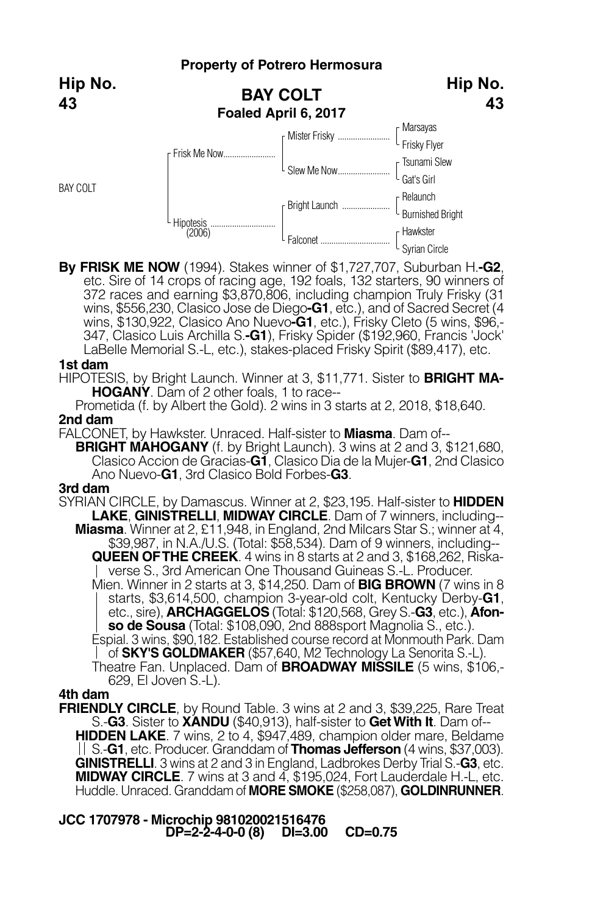**Property of Potrero Hermosura**

**Hip No. 43**

## BAY COLT

**Foaled April 6, 2017**

| | | | |
|---|---|---|---|
| BAY COLT | Frisk Me Now | Mister Frisky | Marsayas |
| | | | Frisky Flyer |
| | | Slew Me Now | Tsunami Slew |
| | | | Gat's Girl |
| | Hipotesis (2006) | Bright Launch | Relaunch |
| | | | Burnished Bright |
| | | Falconet | Hawkster |
| | | | Syrian Circle |

**By FRISK ME NOW** (1994). Stakes winner of $1,727,707, Suburban H.**-G2**, etc. Sire of 14 crops of racing age, 192 foals, 132 starters, 90 winners of 372 races and earning $3,870,806, including champion Truly Frisky (31 wins, $556,230, Clasico Jose de Diego**-G1**, etc.), and of Sacred Secret (4 wins, $130,922, Clasico Ano Nuevo**-G1**, etc.), Frisky Cleto (5 wins, $96,-347, Clasico Luis Archilla S.**-G1**), Frisky Spider ($192,960, Francis 'Jock' LaBelle Memorial S.-L, etc.), stakes-placed Frisky Spirit ($89,417), etc.

**1st dam**

HIPOTESIS, by Bright Launch. Winner at 3, $11,771. Sister to **BRIGHT MAHOGANY**. Dam of 2 other foals, 1 to race--

Prometida (f. by Albert the Gold). 2 wins in 3 starts at 2, 2018, $18,640.

**2nd dam**

FALCONET, by Hawkster. Unraced. Half-sister to **Miasma**. Dam of--

**BRIGHT MAHOGANY** (f. by Bright Launch). 3 wins at 2 and 3, $121,680, Clasico Accion de Gracias-**G1**, Clasico Dia de la Mujer-**G1**, 2nd Clasico Ano Nuevo-**G1**, 3rd Clasico Bold Forbes-**G3**.

**3rd dam**

SYRIAN CIRCLE, by Damascus. Winner at 2, $23,195. Half-sister to **HIDDEN LAKE**, **GINISTRELLI**, **MIDWAY CIRCLE**. Dam of 7 winners, including--

**Miasma**. Winner at 2, £11,948, in England, 2nd Milcars Star S.; winner at 4, $39,987, in N.A./U.S. (Total: $58,534). Dam of 9 winners, including--

**QUEEN OF THE CREEK**. 4 wins in 8 starts at 2 and 3, $168,262, Riskaverse S., 3rd American One Thousand Guineas S.-L. Producer.

Mien. Winner in 2 starts at 3, $14,250. Dam of **BIG BROWN** (7 wins in 8 starts, $3,614,500, champion 3-year-old colt, Kentucky Derby-**G1**, etc., sire), **ARCHAGGELOS** (Total: $120,568, Grey S.-**G3**, etc.), **Afonso de Sousa** (Total: $108,090, 2nd 888sport Magnolia S., etc.).

Espial. 3 wins, $90,182. Established course record at Monmouth Park. Dam of **SKY'S GOLDMAKER** ($57,640, M2 Technology La Senorita S.-L).

Theatre Fan. Unplaced. Dam of **BROADWAY MISSILE** (5 wins, $106,-629, El Joven S.-L).

**4th dam**

**FRIENDLY CIRCLE**, by Round Table. 3 wins at 2 and 3, $39,225, Rare Treat S.-**G3**. Sister to **XANDU** ($40,913), half-sister to **Get With It**. Dam of--

**HIDDEN LAKE**. 7 wins, 2 to 4, $947,489, champion older mare, Beldame S.-**G1**, etc. Producer. Granddam of **Thomas Jefferson** (4 wins, $37,003).

**GINISTRELLI**. 3 wins at 2 and 3 in England, Ladbrokes Derby Trial S.-**G3**, etc.

**MIDWAY CIRCLE**. 7 wins at 3 and 4, $195,024, Fort Lauderdale H.-L, etc.

Huddle. Unraced. Granddam of **MORE SMOKE** ($258,087), **GOLDINRUNNER**.

**JCC 1707978 - Microchip 981020021516476**
**DP=2-2-4-0-0 (8) DI=3.00 CD=0.75**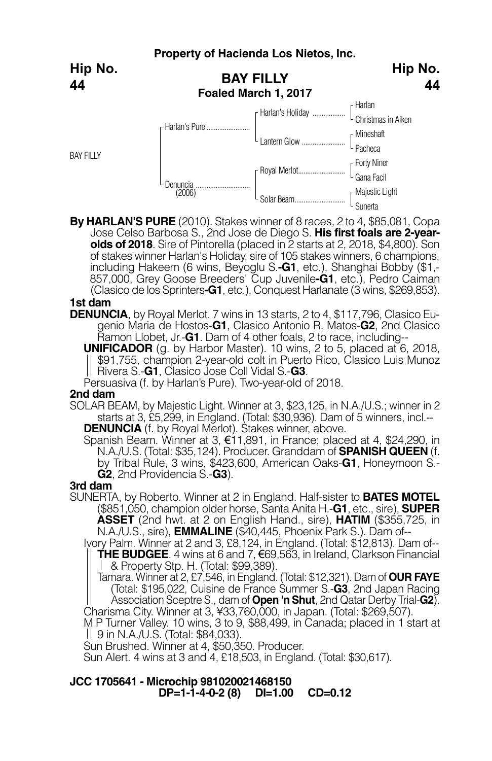**Property of Hacienda Los Nietos, Inc.**

**Hip No. 44**

## BAY FILLY

**Foaled March 1, 2017**

| | | | |
|---|---|---|---|
| BAY FILLY | Harlan's Pure | Harlan's Holiday | Harlan |
| | | | Christmas in Aiken |
| | | Lantern Glow | Mineshaft |
| | | | Pacheca |
| | Denuncia (2006) | Royal Merlot | Forty Niner |
| | | | Gana Facil |
| | | Solar Beam | Majestic Light |
| | | | Sunerta |

**By HARLAN'S PURE** (2010). Stakes winner of 8 races, 2 to 4, $85,081, Copa Jose Celso Barbosa S., 2nd Jose de Diego S. **His first foals are 2-year-olds of 2018**. Sire of Pintorella (placed in 2 starts at 2, 2018, $4,800). Son of stakes winner Harlan's Holiday, sire of 105 stakes winners, 6 champions, including Hakeem (6 wins, Beyoglu S.-**G1**, etc.), Shanghai Bobby ($1,857,000, Grey Goose Breeders' Cup Juvenile-**G1**, etc.), Pedro Caiman (Clasico de los Sprinters-**G1**, etc.), Conquest Harlanate (3 wins, $269,853).

**1st dam**

**DENUNCIA**, by Royal Merlot. 7 wins in 13 starts, 2 to 4, $117,796, Clasico Eugenio Maria de Hostos-**G1**, Clasico Antonio R. Matos-**G2**, 2nd Clasico Ramon Llobet, Jr.-**G1**. Dam of 4 other foals, 2 to race, including--

**UNIFICADOR** (g. by Harbor Master). 10 wins, 2 to 5, placed at 6, 2018, $91,755, champion 2-year-old colt in Puerto Rico, Clasico Luis Munoz Rivera S.-**G1**, Clasico Jose Coll Vidal S.-**G3**.

Persuasiva (f. by Harlan's Pure). Two-year-old of 2018.

**2nd dam**

SOLAR BEAM, by Majestic Light. Winner at 3, $23,125, in N.A./U.S.; winner in 2 starts at 3, £5,299, in England. (Total: $30,936). Dam of 5 winners, incl.--

**DENUNCIA** (f. by Royal Merlot). Stakes winner, above.

Spanish Beam. Winner at 3, €11,891, in France; placed at 4, $24,290, in N.A./U.S. (Total: $35,124). Producer. Granddam of **SPANISH QUEEN** (f. by Tribal Rule, 3 wins, $423,600, American Oaks-**G1**, Honeymoon S.-**G2**, 2nd Providencia S.-**G3**).

**3rd dam**

SUNERTA, by Roberto. Winner at 2 in England. Half-sister to **BATES MOTEL** ($851,050, champion older horse, Santa Anita H.-**G1**, etc., sire), **SUPER ASSET** (2nd hwt. at 2 on English Hand., sire), **HATIM** ($355,725, in N.A./U.S., sire), **EMMALINE** ($40,445, Phoenix Park S.). Dam of--

Ivory Palm. Winner at 2 and 3, £8,124, in England. (Total: $12,813). Dam of--

**THE BUDGEE**. 4 wins at 6 and 7, €69,563, in Ireland, Clarkson Financial & Property Stp. H. (Total: $99,389).

Tamara. Winner at 2, £7,546, in England. (Total: $12,321). Dam of **OUR FAYE** (Total: $195,022, Cuisine de France Summer S.-**G3**, 2nd Japan Racing Association Sceptre S., dam of **Open 'n Shut**, 2nd Qatar Derby Trial-**G2**).

Charisma City. Winner at 3, ¥33,760,000, in Japan. (Total: $269,507).

M P Turner Valley. 10 wins, 3 to 9, $88,499, in Canada; placed in 1 start at 9 in N.A./U.S. (Total: $84,033).

Sun Brushed. Winner at 4, $50,350. Producer.

Sun Alert. 4 wins at 3 and 4, £18,503, in England. (Total: $30,617).

**JCC 1705641 - Microchip 981020021468150**
**DP=1-1-4-0-2 (8) DI=1.00 CD=0.12**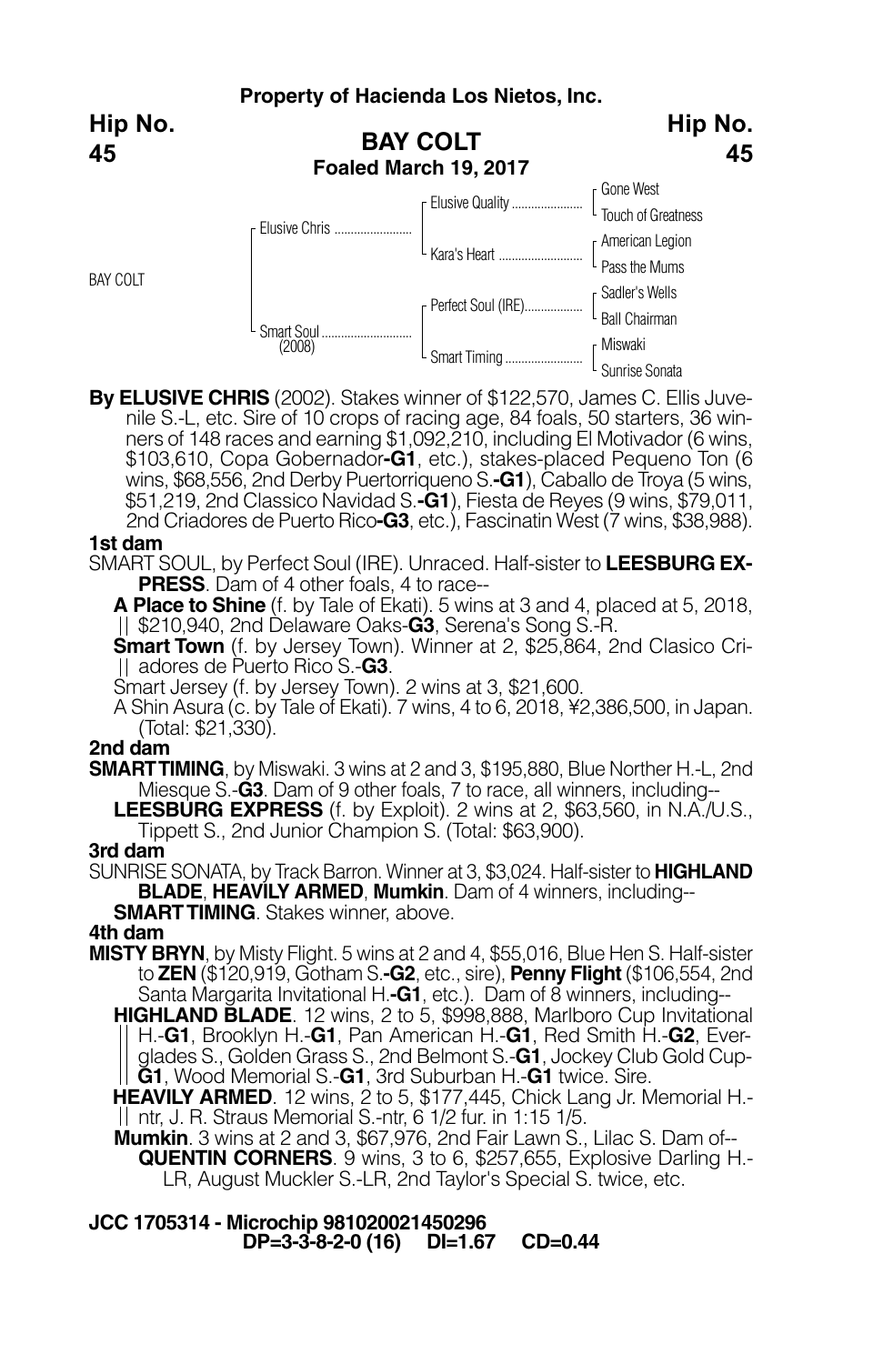**Property of Hacienda Los Nietos, Inc.**

**Hip No. 45**

## BAY COLT
**Foaled March 19, 2017**

| | | | |
|---|---|---|---|
| BAY COLT | Elusive Chris | Elusive Quality | Gone West |
| | | | Touch of Greatness |
| | | Kara's Heart | American Legion |
| | | | Pass the Mums |
| | Smart Soul (2008) | Perfect Soul (IRE) | Sadler's Wells |
| | | | Ball Chairman |
| | | Smart Timing | Miswaki |
| | | | Sunrise Sonata |

**By ELUSIVE CHRIS** (2002). Stakes winner of $122,570, James C. Ellis Juvenile S.-L, etc. Sire of 10 crops of racing age, 84 foals, 50 starters, 36 winners of 148 races and earning $1,092,210, including El Motivador (6 wins, $103,610, Copa Gobernador**-G1**, etc.), stakes-placed Pequeno Ton (6 wins, $68,556, 2nd Derby Puertorriqueno S.**-G1**), Caballo de Troya (5 wins, $51,219, 2nd Classico Navidad S.**-G1**), Fiesta de Reyes (9 wins, $79,011, 2nd Criadores de Puerto Rico**-G3**, etc.), Fascinatin West (7 wins, $38,988).

**1st dam**

SMART SOUL, by Perfect Soul (IRE). Unraced. Half-sister to **LEESBURG EXPRESS**. Dam of 4 other foals, 4 to race--

**A Place to Shine** (f. by Tale of Ekati). 5 wins at 3 and 4, placed at 5, 2018, $210,940, 2nd Delaware Oaks-**G3**, Serena's Song S.-R.

**Smart Town** (f. by Jersey Town). Winner at 2, $25,864, 2nd Clasico Criadores de Puerto Rico S.-**G3**.

Smart Jersey (f. by Jersey Town). 2 wins at 3, $21,600.

A Shin Asura (c. by Tale of Ekati). 7 wins, 4 to 6, 2018, ¥2,386,500, in Japan. (Total: $21,330).

**2nd dam**

**SMART TIMING**, by Miswaki. 3 wins at 2 and 3, $195,880, Blue Norther H.-L, 2nd Miesque S.-**G3**. Dam of 9 other foals, 7 to race, all winners, including--

**LEESBURG EXPRESS** (f. by Exploit). 2 wins at 2, $63,560, in N.A./U.S., Tippett S., 2nd Junior Champion S. (Total: $63,900).

**3rd dam**

SUNRISE SONATA, by Track Barron. Winner at 3, $3,024. Half-sister to **HIGHLAND BLADE**, **HEAVILY ARMED**, **Mumkin**. Dam of 4 winners, including--

**SMART TIMING**. Stakes winner, above.

**4th dam**

**MISTY BRYN**, by Misty Flight. 5 wins at 2 and 4, $55,016, Blue Hen S. Half-sister to **ZEN** ($120,919, Gotham S.**-G2**, etc., sire), **Penny Flight** ($106,554, 2nd Santa Margarita Invitational H.**-G1**, etc.). Dam of 8 winners, including--

**HIGHLAND BLADE**. 12 wins, 2 to 5, $998,888, Marlboro Cup Invitational H.-**G1**, Brooklyn H.-**G1**, Pan American H.-**G1**, Red Smith H.-**G2**, Everglades S., Golden Grass S., 2nd Belmont S.-**G1**, Jockey Club Gold Cup-**G1**, Wood Memorial S.-**G1**, 3rd Suburban H.-**G1** twice. Sire.

**HEAVILY ARMED**. 12 wins, 2 to 5, $177,445, Chick Lang Jr. Memorial H.-ntr, J. R. Straus Memorial S.-ntr, 6 1/2 fur. in 1:15 1/5.

**Mumkin**. 3 wins at 2 and 3, $67,976, 2nd Fair Lawn S., Lilac S. Dam of--

**QUENTIN CORNERS**. 9 wins, 3 to 6, $257,655, Explosive Darling H.-LR, August Muckler S.-LR, 2nd Taylor's Special S. twice, etc.

**JCC 1705314 - Microchip 981020021450296**
**DP=3-3-8-2-0 (16) DI=1.67 CD=0.44**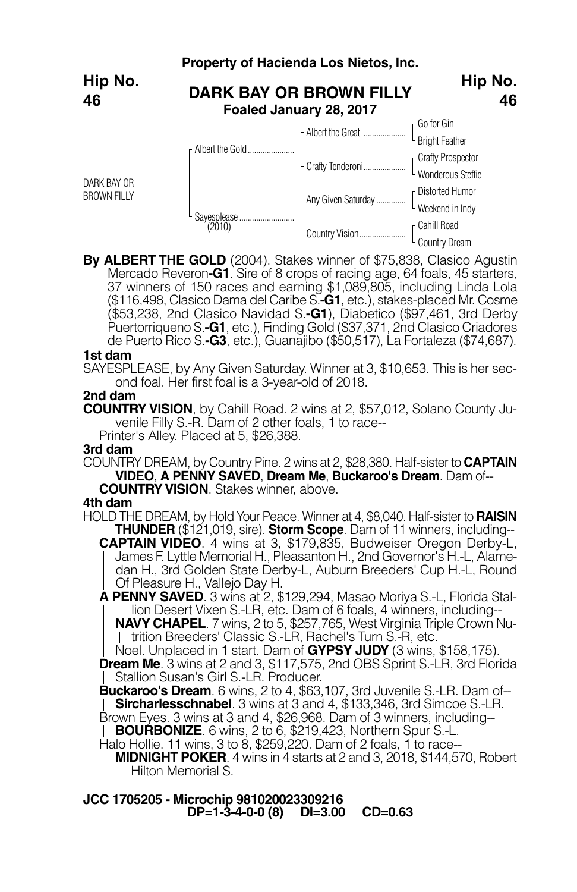**Property of Hacienda Los Nietos, Inc.**

**Hip No. 46**

## DARK BAY OR BROWN FILLY

**Foaled January 28, 2017**

| | | | |
|---|---|---|---|
| DARK BAY OR BROWN FILLY | Albert the Gold | Albert the Great | Go for Gin |
| | | | Bright Feather |
| | | Crafty Tenderoni | Crafty Prospector |
| | | | Wonderous Steffie |
| | Sayesplease (2010) | Any Given Saturday | Distorted Humor |
| | | | Weekend in Indy |
| | | Country Vision | Cahill Road |
| | | | Country Dream |

**By ALBERT THE GOLD** (2004). Stakes winner of $75,838, Clasico Agustin Mercado Reveron**-G1**. Sire of 8 crops of racing age, 64 foals, 45 starters, 37 winners of 150 races and earning $1,089,805, including Linda Lola ($116,498, Clasico Dama del Caribe S.**-G1**, etc.), stakes-placed Mr. Cosme ($53,238, 2nd Clasico Navidad S.**-G1**), Diabetico ($97,461, 3rd Derby Puertorriqueno S.**-G1**, etc.), Finding Gold ($37,371, 2nd Clasico Criadores de Puerto Rico S.**-G3**, etc.), Guanajibo ($50,517), La Fortaleza ($74,687).

**1st dam**

SAYESPLEASE, by Any Given Saturday. Winner at 3, $10,653. This is her second foal. Her first foal is a 3-year-old of 2018.

**2nd dam**

**COUNTRY VISION**, by Cahill Road. 2 wins at 2, $57,012, Solano County Juvenile Filly S.-R. Dam of 2 other foals, 1 to race--

Printer's Alley. Placed at 5, $26,388.

**3rd dam**

COUNTRY DREAM, by Country Pine. 2 wins at 2, $28,380. Half-sister to **CAPTAIN VIDEO**, **A PENNY SAVED**, **Dream Me**, **Buckaroo's Dream**. Dam of--

**COUNTRY VISION**. Stakes winner, above.

**4th dam**

HOLD THE DREAM, by Hold Your Peace. Winner at 4, $8,040. Half-sister to **RAISIN THUNDER** ($121,019, sire). **Storm Scope**. Dam of 11 winners, including--

**CAPTAIN VIDEO**. 4 wins at 3, $179,835, Budweiser Oregon Derby-L, James F. Lyttle Memorial H., Pleasanton H., 2nd Governor's H.-L, Alamedan H., 3rd Golden State Derby-L, Auburn Breeders' Cup H.-L, Round Of Pleasure H., Vallejo Day H.

**A PENNY SAVED**. 3 wins at 2, $129,294, Masao Moriya S.-L, Florida Stallion Desert Vixen S.-LR, etc. Dam of 6 foals, 4 winners, including--

**NAVY CHAPEL**. 7 wins, 2 to 5, $257,765, West Virginia Triple Crown Nutrition Breeders' Classic S.-LR, Rachel's Turn S.-R, etc.

Noel. Unplaced in 1 start. Dam of **GYPSY JUDY** (3 wins, $158,175).

**Dream Me**. 3 wins at 2 and 3, $117,575, 2nd OBS Sprint S.-LR, 3rd Florida Stallion Susan's Girl S.-LR. Producer.

**Buckaroo's Dream**. 6 wins, 2 to 4, $63,107, 3rd Juvenile S.-LR. Dam of--

**Sircharlesschnabel**. 3 wins at 3 and 4, $133,346, 3rd Simcoe S.-LR.

Brown Eyes. 3 wins at 3 and 4, $26,968. Dam of 3 winners, including--

**BOURBONIZE**. 6 wins, 2 to 6, $219,423, Northern Spur S.-L.

Halo Hollie. 11 wins, 3 to 8, $259,220. Dam of 2 foals, 1 to race--

**MIDNIGHT POKER**. 4 wins in 4 starts at 2 and 3, 2018, $144,570, Robert Hilton Memorial S.

**JCC 1705205 - Microchip 981020023309216**
**DP=1-3-4-0-0 (8) DI=3.00 CD=0.63**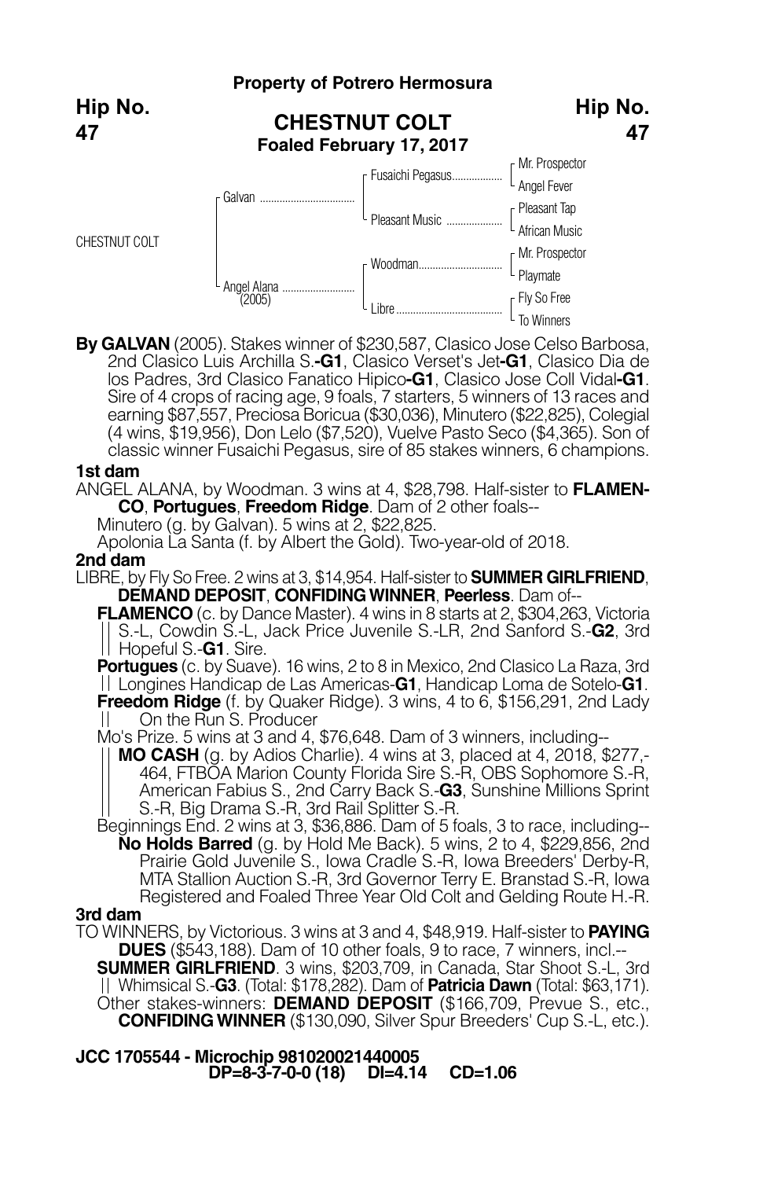**Property of Potrero Hermosura**

**Hip No. 47**

## CHESTNUT COLT

**Foaled February 17, 2017**

| | | | |
|---|---|---|---|
| CHESTNUT COLT | Galvan | Fusaichi Pegasus | Mr. Prospector |
| | | | Angel Fever |
| | | Pleasant Music | Pleasant Tap |
| | | | African Music |
| | Angel Alana (2005) | Woodman | Mr. Prospector |
| | | | Playmate |
| | | Libre | Fly So Free |
| | | | To Winners |

**By GALVAN** (2005). Stakes winner of $230,587, Clasico Jose Celso Barbosa, 2nd Clasico Luis Archilla S.-**G1**, Clasico Verset's Jet-**G1**, Clasico Dia de los Padres, 3rd Clasico Fanatico Hipico-**G1**, Clasico Jose Coll Vidal-**G1**. Sire of 4 crops of racing age, 9 foals, 7 starters, 5 winners of 13 races and earning $87,557, Preciosa Boricua ($30,036), Minutero ($22,825), Colegial (4 wins, $19,956), Don Lelo ($7,520), Vuelve Pasto Seco ($4,365). Son of classic winner Fusaichi Pegasus, sire of 85 stakes winners, 6 champions.

**1st dam**

ANGEL ALANA, by Woodman. 3 wins at 4, $28,798. Half-sister to **FLAMENCO**, **Portugues**, **Freedom Ridge**. Dam of 2 other foals--

Minutero (g. by Galvan). 5 wins at 2, $22,825.

Apolonia La Santa (f. by Albert the Gold). Two-year-old of 2018.

**2nd dam**

LIBRE, by Fly So Free. 2 wins at 3, $14,954. Half-sister to **SUMMER GIRLFRIEND**, **DEMAND DEPOSIT**, **CONFIDING WINNER**, **Peerless**. Dam of--

**FLAMENCO** (c. by Dance Master). 4 wins in 8 starts at 2, $304,263, Victoria S.-L, Cowdin S.-L, Jack Price Juvenile S.-LR, 2nd Sanford S.-**G2**, 3rd Hopeful S.-**G1**. Sire.

**Portugues** (c. by Suave). 16 wins, 2 to 8 in Mexico, 2nd Clasico La Raza, 3rd Longines Handicap de Las Americas-**G1**, Handicap Loma de Sotelo-**G1**.

**Freedom Ridge** (f. by Quaker Ridge). 3 wins, 4 to 6, $156,291, 2nd Lady On the Run S. Producer

Mo's Prize. 5 wins at 3 and 4, $76,648. Dam of 3 winners, including--

**MO CASH** (g. by Adios Charlie). 4 wins at 3, placed at 4, 2018, $277,464, FTBOA Marion County Florida Sire S.-R, OBS Sophomore S.-R, American Fabius S., 2nd Carry Back S.-**G3**, Sunshine Millions Sprint S.-R, Big Drama S.-R, 3rd Rail Splitter S.-R.

Beginnings End. 2 wins at 3, $36,886. Dam of 5 foals, 3 to race, including--

**No Holds Barred** (g. by Hold Me Back). 5 wins, 2 to 4, $229,856, 2nd Prairie Gold Juvenile S., Iowa Cradle S.-R, Iowa Breeders' Derby-R, MTA Stallion Auction S.-R, 3rd Governor Terry E. Branstad S.-R, Iowa Registered and Foaled Three Year Old Colt and Gelding Route H.-R.

**3rd dam**

TO WINNERS, by Victorious. 3 wins at 3 and 4, $48,919. Half-sister to **PAYING DUES** ($543,188). Dam of 10 other foals, 9 to race, 7 winners, incl.--

**SUMMER GIRLFRIEND**. 3 wins, $203,709, in Canada, Star Shoot S.-L, 3rd Whimsical S.-**G3**. (Total: $178,282). Dam of **Patricia Dawn** (Total: $63,171).

Other stakes-winners: **DEMAND DEPOSIT** ($166,709, Prevue S., etc., **CONFIDING WINNER** ($130,090, Silver Spur Breeders' Cup S.-L, etc.).

**JCC 1705544 - Microchip 981020021440005**
**DP=8-3-7-0-0 (18) DI=4.14 CD=1.06**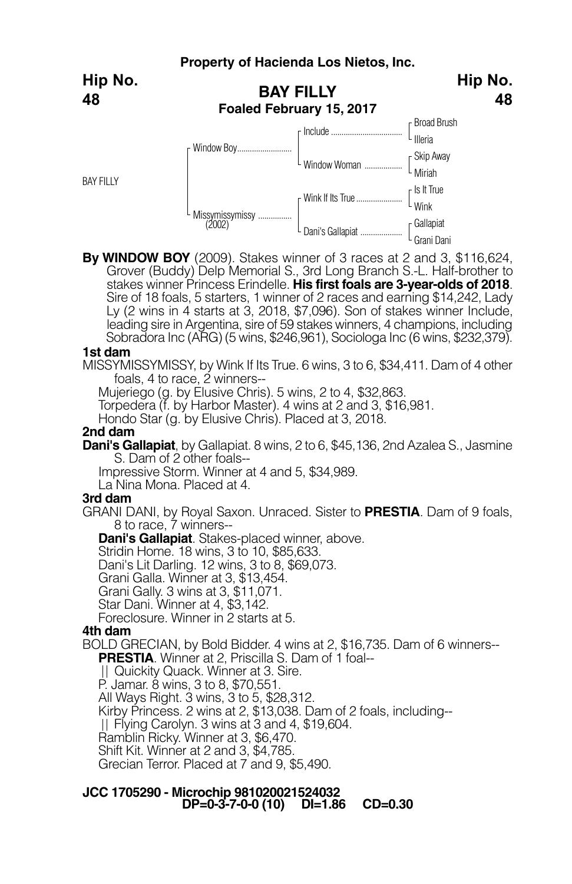**Property of Hacienda Los Nietos, Inc.**

**Hip No. 48**

## BAY FILLY

**Foaled February 15, 2017**

| | | | |
|---|---|---|---|
| BAY FILLY | Window Boy | Include | Broad Brush |
| | | | Illeria |
| | | Window Woman | Skip Away |
| | | | Miriah |
| | Missymissymissy (2002) | Wink If Its True | Is It True |
| | | | Wink |
| | | Dani's Gallapiat | Gallapiat |
| | | | Grani Dani |

**By WINDOW BOY** (2009). Stakes winner of 3 races at 2 and 3, $116,624, Grover (Buddy) Delp Memorial S., 3rd Long Branch S.-L. Half-brother to stakes winner Princess Erindelle. **His first foals are 3-year-olds of 2018**. Sire of 18 foals, 5 starters, 1 winner of 2 races and earning $14,242, Lady Ly (2 wins in 4 starts at 3, 2018, $7,096). Son of stakes winner Include, leading sire in Argentina, sire of 59 stakes winners, 4 champions, including Sobradora Inc (ARG) (5 wins, $246,961), Sociologa Inc (6 wins, $232,379).

**1st dam**

MISSYMISSYMISSY, by Wink If Its True. 6 wins, 3 to 6, $34,411. Dam of 4 other foals, 4 to race, 2 winners--

Mujeriego (g. by Elusive Chris). 5 wins, 2 to 4, $32,863.
Torpedera (f. by Harbor Master). 4 wins at 2 and 3, $16,981.
Hondo Star (g. by Elusive Chris). Placed at 3, 2018.

**2nd dam**

**Dani's Gallapiat**, by Gallapiat. 8 wins, 2 to 6, $45,136, 2nd Azalea S., Jasmine S. Dam of 2 other foals--

Impressive Storm. Winner at 4 and 5, $34,989.
La Nina Mona. Placed at 4.

**3rd dam**

GRANI DANI, by Royal Saxon. Unraced. Sister to **PRESTIA**. Dam of 9 foals, 8 to race, 7 winners--

**Dani's Gallapiat**. Stakes-placed winner, above.
Stridin Home. 18 wins, 3 to 10, $85,633.
Dani's Lit Darling. 12 wins, 3 to 8, $69,073.
Grani Galla. Winner at 3, $13,454.
Grani Gally. 3 wins at 3, $11,071.
Star Dani. Winner at 4, $3,142.
Foreclosure. Winner in 2 starts at 5.

**4th dam**

BOLD GRECIAN, by Bold Bidder. 4 wins at 2, $16,735. Dam of 6 winners--

**PRESTIA**. Winner at 2, Priscilla S. Dam of 1 foal--
|| Quickity Quack. Winner at 3. Sire.
P. Jamar. 8 wins, 3 to 8, $70,551.
All Ways Right. 3 wins, 3 to 5, $28,312.
Kirby Princess. 2 wins at 2, $13,038. Dam of 2 foals, including--
|| Flying Carolyn. 3 wins at 3 and 4, $19,604.
Ramblin Ricky. Winner at 3, $6,470.
Shift Kit. Winner at 2 and 3, $4,785.
Grecian Terror. Placed at 7 and 9, $5,490.

**JCC 1705290 - Microchip 981020021524032**
**DP=0-3-7-0-0 (10) DI=1.86 CD=0.30**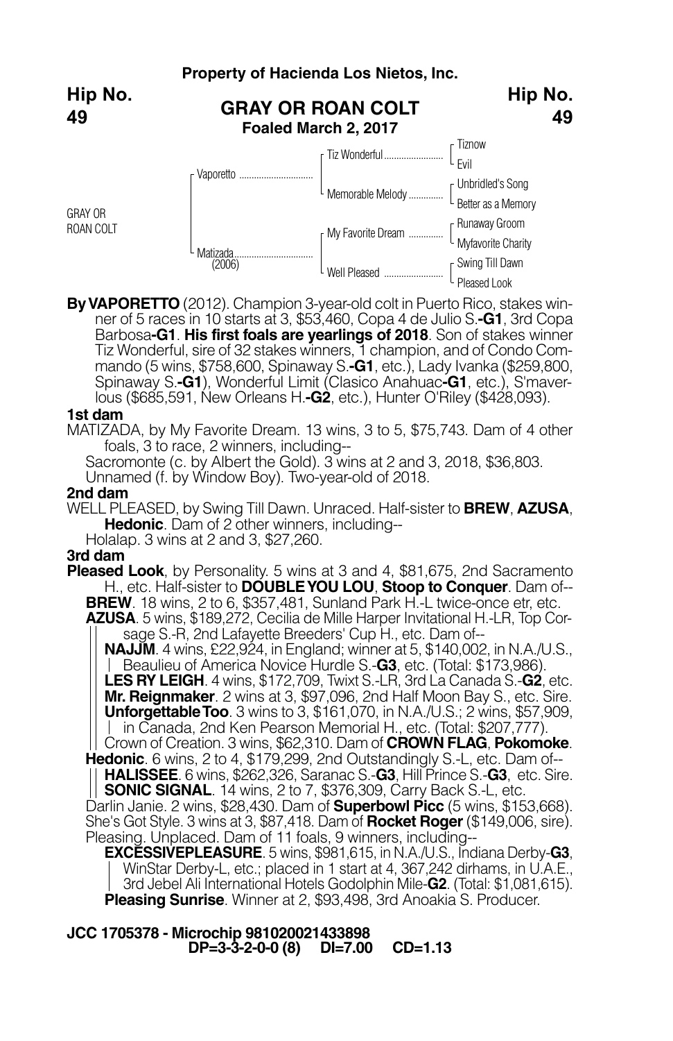**Property of Hacienda Los Nietos, Inc.**

**Hip No. 49**

## GRAY OR ROAN COLT
**Foaled March 2, 2017**

| | | | |
|---|---|---|---|
| GRAY OR ROAN COLT | Vaporetto | Tiz Wonderful | Tiznow |
| | | | Evil |
| | | Memorable Melody | Unbridled's Song |
| | | | Better as a Memory |
| | Matizada (2006) | My Favorite Dream | Runaway Groom |
| | | | Myfavorite Charity |
| | | Well Pleased | Swing Till Dawn |
| | | | Pleased Look |

**By VAPORETTO** (2012). Champion 3-year-old colt in Puerto Rico, stakes winner of 5 races in 10 starts at 3, $53,460, Copa 4 de Julio S.**-G1**, 3rd Copa Barbosa**-G1**. **His first foals are yearlings of 2018**. Son of stakes winner Tiz Wonderful, sire of 32 stakes winners, 1 champion, and of Condo Commando (5 wins, $758,600, Spinaway S.**-G1**, etc.), Lady Ivanka ($259,800, Spinaway S.**-G1**), Wonderful Limit (Clasico Anahuac**-G1**, etc.), S'maverlous ($685,591, New Orleans H.**-G2**, etc.), Hunter O'Riley ($428,093).

**1st dam**

MATIZADA, by My Favorite Dream. 13 wins, 3 to 5, $75,743. Dam of 4 other foals, 3 to race, 2 winners, including--

Sacromonte (c. by Albert the Gold). 3 wins at 2 and 3, 2018, $36,803.
Unnamed (f. by Window Boy). Two-year-old of 2018.

**2nd dam**

WELL PLEASED, by Swing Till Dawn. Unraced. Half-sister to **BREW**, **AZUSA**, **Hedonic**. Dam of 2 other winners, including--

Holalap. 3 wins at 2 and 3, $27,260.

**3rd dam**

**Pleased Look**, by Personality. 5 wins at 3 and 4, $81,675, 2nd Sacramento H., etc. Half-sister to **DOUBLE YOU LOU**, **Stoop to Conquer**. Dam of--

**BREW**. 18 wins, 2 to 6, $357,481, Sunland Park H.-L twice-once etr, etc.
**AZUSA**. 5 wins, $189,272, Cecilia de Mille Harper Invitational H.-LR, Top Corsage S.-R, 2nd Lafayette Breeders' Cup H., etc. Dam of--
- **NAJJM**. 4 wins, £22,924, in England; winner at 5, $140,002, in N.A./U.S., Beaulieu of America Novice Hurdle S.-**G3**, etc. (Total: $173,986).
- **LES RY LEIGH**. 4 wins, $172,709, Twixt S.-LR, 3rd La Canada S.-**G2**, etc.
- **Mr. Reignmaker**. 2 wins at 3, $97,096, 2nd Half Moon Bay S., etc. Sire.
- **Unforgettable Too**. 3 wins to 3, $161,070, in N.A./U.S.; 2 wins, $57,909, in Canada, 2nd Ken Pearson Memorial H., etc. (Total: $207,777).
- Crown of Creation. 3 wins, $62,310. Dam of **CROWN FLAG**, **Pokomoke**.

**Hedonic**. 6 wins, 2 to 4, $179,299, 2nd Outstandingly S.-L, etc. Dam of--
- **HALISSEE**. 6 wins, $262,326, Saranac S.-**G3**, Hill Prince S.-**G3**, etc. Sire.
- **SONIC SIGNAL**. 14 wins, 2 to 7, $376,309, Carry Back S.-L, etc.

Darlin Janie. 2 wins, $28,430. Dam of **Superbowl Picc** (5 wins, $153,668).
She's Got Style. 3 wins at 3, $87,418. Dam of **Rocket Roger** ($149,006, sire).
Pleasing. Unplaced. Dam of 11 foals, 9 winners, including--
- **EXCESSIVEPLEASURE**. 5 wins, $981,615, in N.A./U.S., Indiana Derby-**G3**, WinStar Derby-L, etc.; placed in 1 start at 4, 367,242 dirhams, in U.A.E., 3rd Jebel Ali International Hotels Godolphin Mile-**G2**. (Total: $1,081,615).
- **Pleasing Sunrise**. Winner at 2, $93,498, 3rd Anoakia S. Producer.

**JCC 1705378 - Microchip 981020021433898**
**DP=3-3-2-0-0 (8) DI=7.00 CD=1.13**